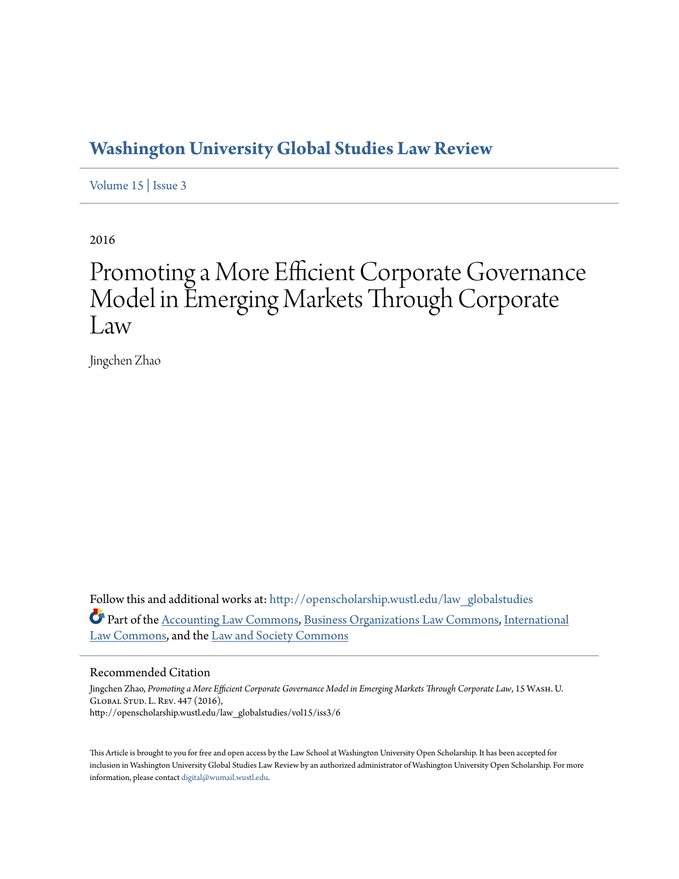# Washington University Global Studies Law Review

Volume 15 | Issue 3

2016

# Promoting a More Efficient Corporate Governance Model in Emerging Markets Through Corporate Law

Jingchen Zhao

Follow this and additional works at: http://openscholarship.wustl.edu/law_globalstudies

Part of the Accounting Law Commons, Business Organizations Law Commons, International Law Commons, and the Law and Society Commons

## Recommended Citation

Jingchen Zhao, *Promoting a More Efficient Corporate Governance Model in Emerging Markets Through Corporate Law*, 15 Wash. U. Global Stud. L. Rev. 447 (2016), http://openscholarship.wustl.edu/law_globalstudies/vol15/iss3/6

This Article is brought to you for free and open access by the Law School at Washington University Open Scholarship. It has been accepted for inclusion in Washington University Global Studies Law Review by an authorized administrator of Washington University Open Scholarship. For more information, please contact digital@wumail.wustl.edu.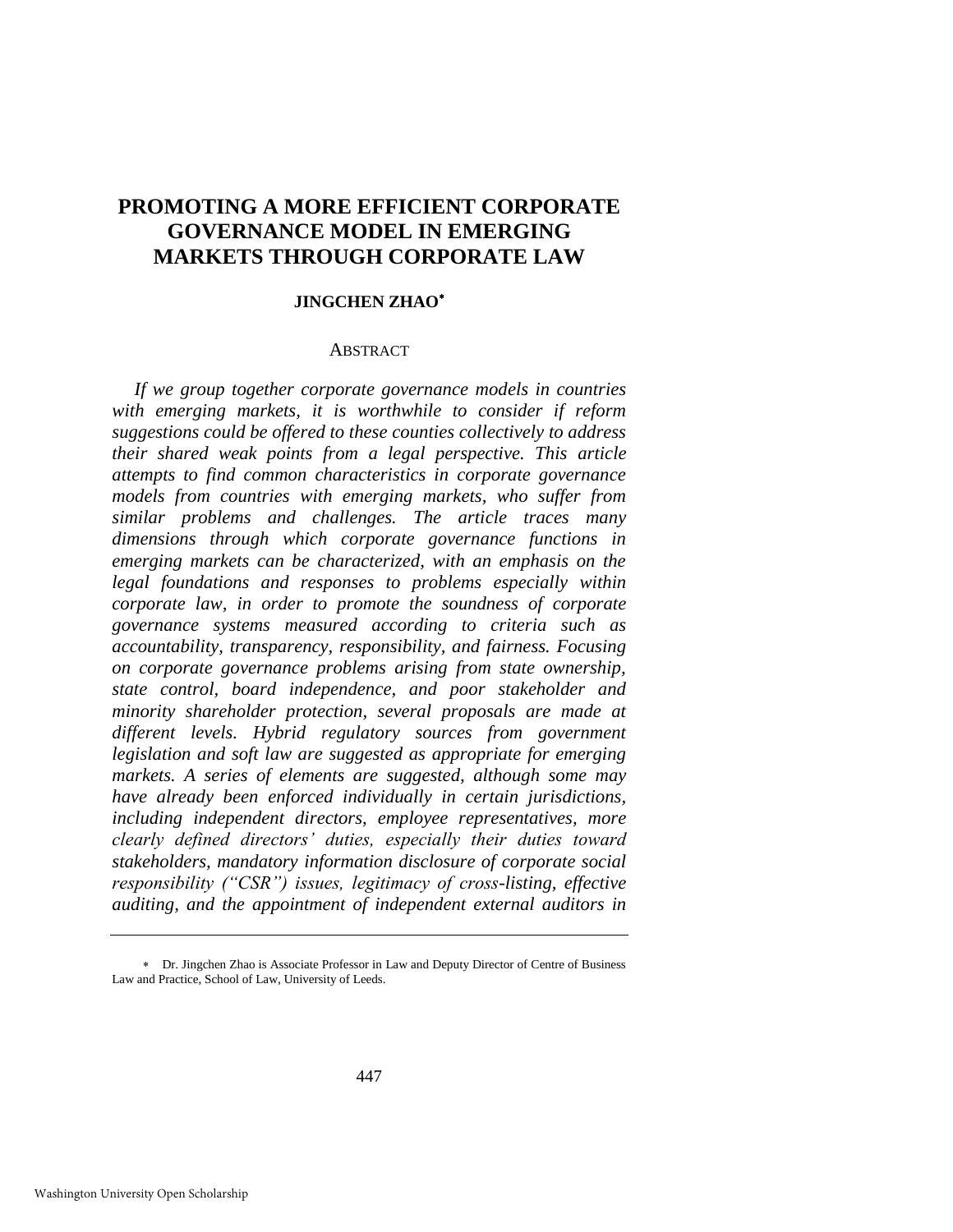# PROMOTING A MORE EFFICIENT CORPORATE GOVERNANCE MODEL IN EMERGING MARKETS THROUGH CORPORATE LAW

**JINGCHEN ZHAO***

ABSTRACT

*If we group together corporate governance models in countries with emerging markets, it is worthwhile to consider if reform suggestions could be offered to these counties collectively to address their shared weak points from a legal perspective. This article attempts to find common characteristics in corporate governance models from countries with emerging markets, who suffer from similar problems and challenges. The article traces many dimensions through which corporate governance functions in emerging markets can be characterized, with an emphasis on the legal foundations and responses to problems especially within corporate law, in order to promote the soundness of corporate governance systems measured according to criteria such as accountability, transparency, responsibility, and fairness. Focusing on corporate governance problems arising from state ownership, state control, board independence, and poor stakeholder and minority shareholder protection, several proposals are made at different levels. Hybrid regulatory sources from government legislation and soft law are suggested as appropriate for emerging markets. A series of elements are suggested, although some may have already been enforced individually in certain jurisdictions, including independent directors, employee representatives, more clearly defined directors' duties, especially their duties toward stakeholders, mandatory information disclosure of corporate social responsibility ("CSR") issues, legitimacy of cross-listing, effective auditing, and the appointment of independent external auditors in*

---

\* Dr. Jingchen Zhao is Associate Professor in Law and Deputy Director of Centre of Business Law and Practice, School of Law, University of Leeds.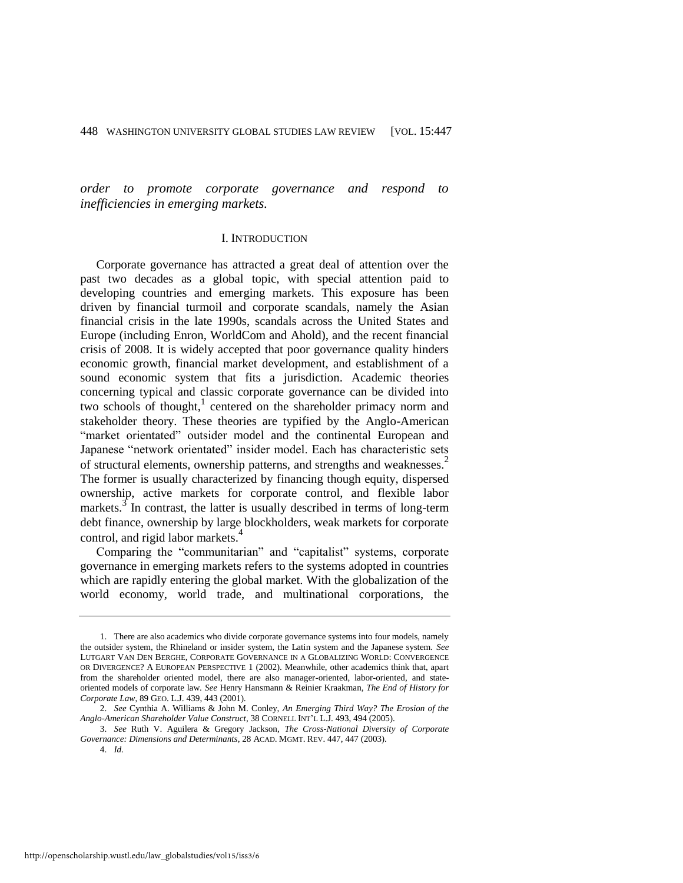*order to promote corporate governance and respond to inefficiencies in emerging markets.*

## I. INTRODUCTION

Corporate governance has attracted a great deal of attention over the past two decades as a global topic, with special attention paid to developing countries and emerging markets. This exposure has been driven by financial turmoil and corporate scandals, namely the Asian financial crisis in the late 1990s, scandals across the United States and Europe (including Enron, WorldCom and Ahold), and the recent financial crisis of 2008. It is widely accepted that poor governance quality hinders economic growth, financial market development, and establishment of a sound economic system that fits a jurisdiction. Academic theories concerning typical and classic corporate governance can be divided into two schools of thought,[1] centered on the shareholder primacy norm and stakeholder theory. These theories are typified by the Anglo-American "market orientated" outsider model and the continental European and Japanese "network orientated" insider model. Each has characteristic sets of structural elements, ownership patterns, and strengths and weaknesses.[2] The former is usually characterized by financing though equity, dispersed ownership, active markets for corporate control, and flexible labor markets.[3] In contrast, the latter is usually described in terms of long-term debt finance, ownership by large blockholders, weak markets for corporate control, and rigid labor markets.[4]

Comparing the "communitarian" and "capitalist" systems, corporate governance in emerging markets refers to the systems adopted in countries which are rapidly entering the global market. With the globalization of the world economy, world trade, and multinational corporations, the

---

1. There are also academics who divide corporate governance systems into four models, namely the outsider system, the Rhineland or insider system, the Latin system and the Japanese system. *See* LUTGART VAN DEN BERGHE, CORPORATE GOVERNANCE IN A GLOBALIZING WORLD: CONVERGENCE OR DIVERGENCE? A EUROPEAN PERSPECTIVE 1 (2002). Meanwhile, other academics think that, apart from the shareholder oriented model, there are also manager-oriented, labor-oriented, and state-oriented models of corporate law. *See* Henry Hansmann & Reinier Kraakman, *The End of History for Corporate Law*, 89 GEO. L.J. 439, 443 (2001).

2. *See* Cynthia A. Williams & John M. Conley, *An Emerging Third Way? The Erosion of the Anglo-American Shareholder Value Construct*, 38 CORNELL INT'L L.J. 493, 494 (2005).

3. *See* Ruth V. Aguilera & Gregory Jackson, *The Cross-National Diversity of Corporate Governance: Dimensions and Determinants*, 28 ACAD. MGMT. REV. 447, 447 (2003).

4. *Id.*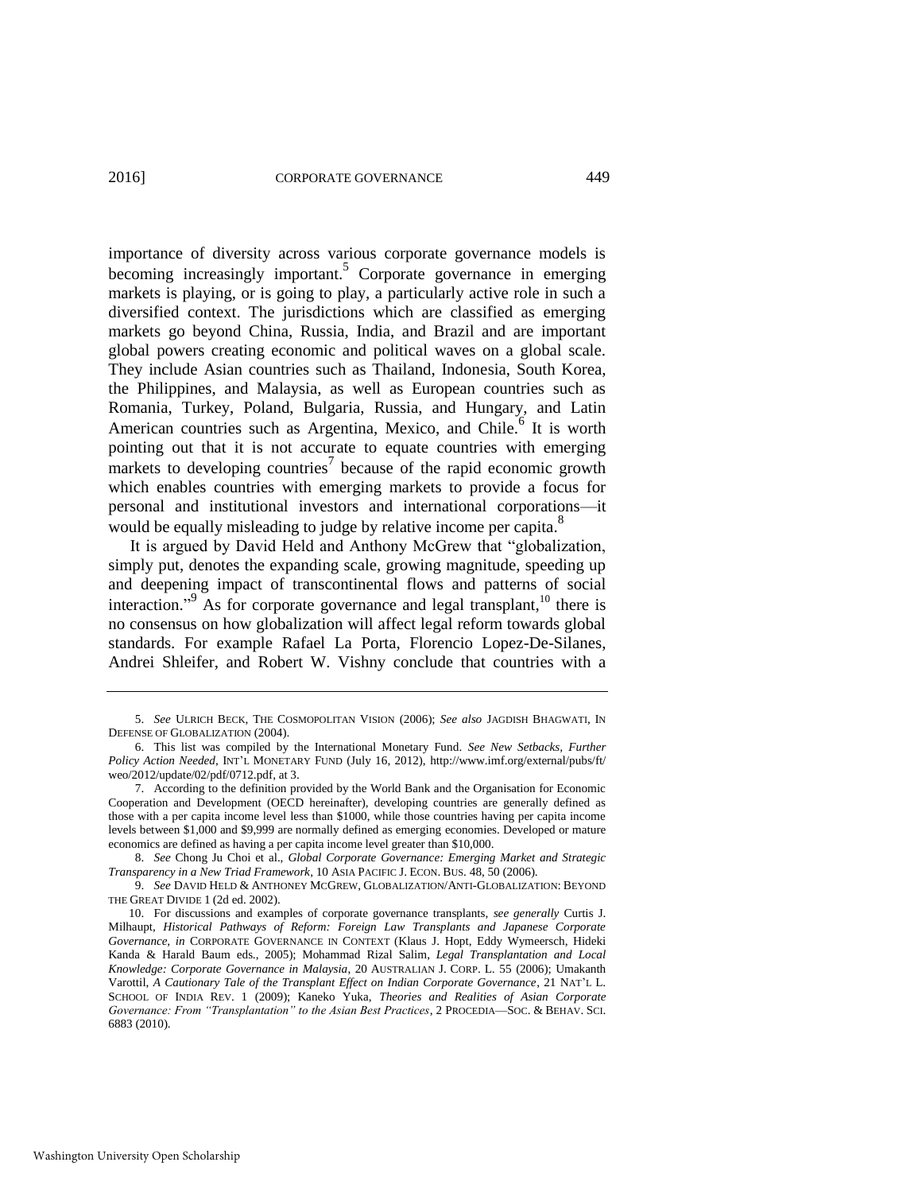importance of diversity across various corporate governance models is becoming increasingly important.[5] Corporate governance in emerging markets is playing, or is going to play, a particularly active role in such a diversified context. The jurisdictions which are classified as emerging markets go beyond China, Russia, India, and Brazil and are important global powers creating economic and political waves on a global scale. They include Asian countries such as Thailand, Indonesia, South Korea, the Philippines, and Malaysia, as well as European countries such as Romania, Turkey, Poland, Bulgaria, Russia, and Hungary, and Latin American countries such as Argentina, Mexico, and Chile.[6] It is worth pointing out that it is not accurate to equate countries with emerging markets to developing countries[7] because of the rapid economic growth which enables countries with emerging markets to provide a focus for personal and institutional investors and international corporations—it would be equally misleading to judge by relative income per capita.[8]

It is argued by David Held and Anthony McGrew that "globalization, simply put, denotes the expanding scale, growing magnitude, speeding up and deepening impact of transcontinental flows and patterns of social interaction."[9] As for corporate governance and legal transplant,[10] there is no consensus on how globalization will affect legal reform towards global standards. For example Rafael La Porta, Florencio Lopez-De-Silanes, Andrei Shleifer, and Robert W. Vishny conclude that countries with a

---

5. *See* ULRICH BECK, THE COSMOPOLITAN VISION (2006); *See also* JAGDISH BHAGWATI, IN DEFENSE OF GLOBALIZATION (2004).

6. This list was compiled by the International Monetary Fund. *See New Setbacks, Further Policy Action Needed*, INT'L MONETARY FUND (July 16, 2012), http://www.imf.org/external/pubs/ft/weo/2012/update/02/pdf/0712.pdf, at 3.

7. According to the definition provided by the World Bank and the Organisation for Economic Cooperation and Development (OECD hereinafter), developing countries are generally defined as those with a per capita income level less than $1000, while those countries having per capita income levels between $1,000 and $9,999 are normally defined as emerging economies. Developed or mature economics are defined as having a per capita income level greater than $10,000.

8. *See* Chong Ju Choi et al., *Global Corporate Governance: Emerging Market and Strategic Transparency in a New Triad Framework*, 10 ASIA PACIFIC J. ECON. BUS. 48, 50 (2006).

9. *See* DAVID HELD & ANTHONEY MCGREW, GLOBALIZATION/ANTI-GLOBALIZATION: BEYOND THE GREAT DIVIDE 1 (2d ed. 2002).

10. For discussions and examples of corporate governance transplants, *see generally* Curtis J. Milhaupt, *Historical Pathways of Reform: Foreign Law Transplants and Japanese Corporate Governance*, *in* CORPORATE GOVERNANCE IN CONTEXT (Klaus J. Hopt, Eddy Wymeersch, Hideki Kanda & Harald Baum eds., 2005); Mohammad Rizal Salim, *Legal Transplantation and Local Knowledge: Corporate Governance in Malaysia*, 20 AUSTRALIAN J. CORP. L. 55 (2006); Umakanth Varottil, *A Cautionary Tale of the Transplant Effect on Indian Corporate Governance*, 21 NAT'L L. SCHOOL OF INDIA REV. 1 (2009); Kaneko Yuka, *Theories and Realities of Asian Corporate Governance: From "Transplantation" to the Asian Best Practices*, 2 PROCEDIA—SOC. & BEHAV. SCI. 6883 (2010).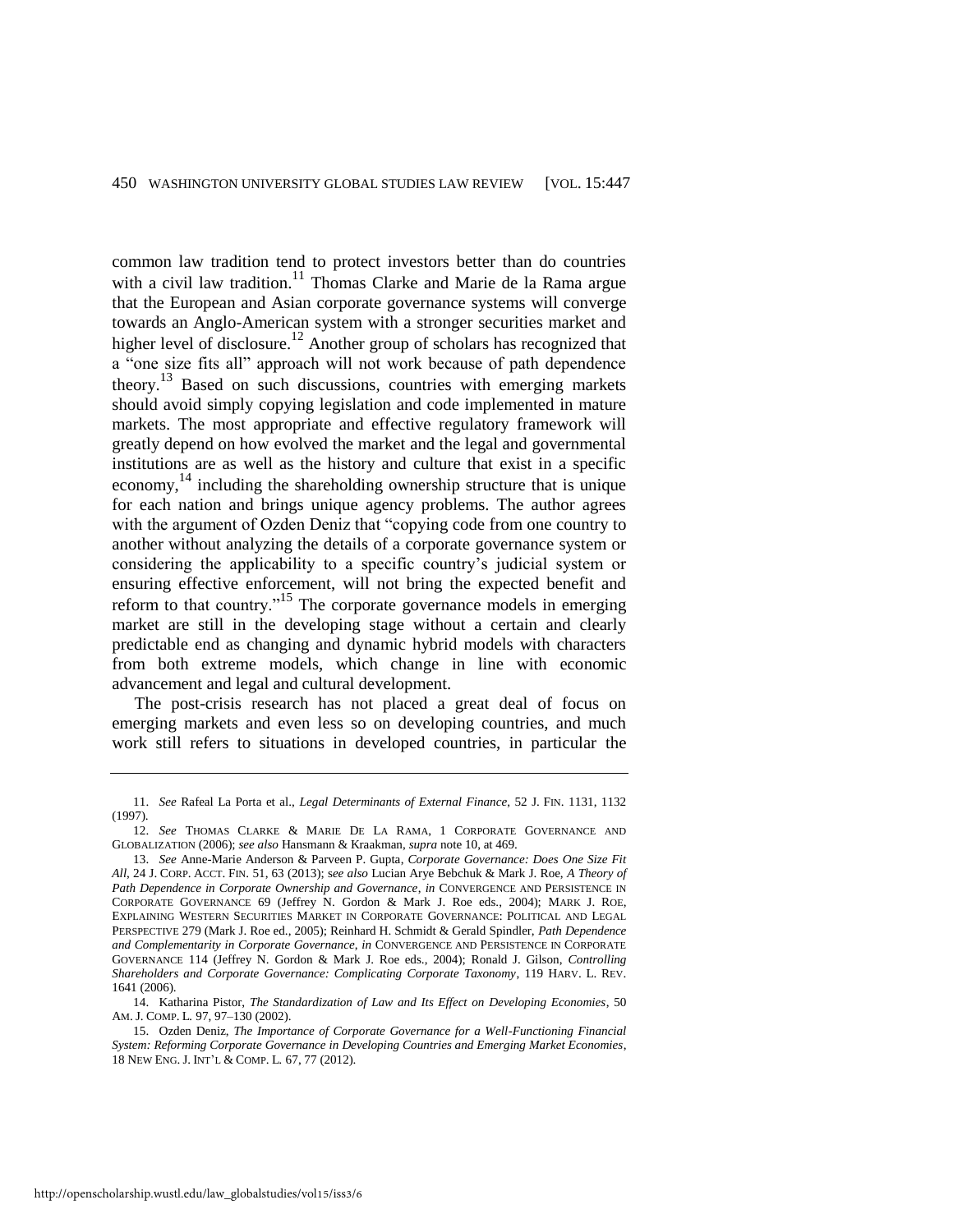common law tradition tend to protect investors better than do countries with a civil law tradition.[11] Thomas Clarke and Marie de la Rama argue that the European and Asian corporate governance systems will converge towards an Anglo-American system with a stronger securities market and higher level of disclosure.[12] Another group of scholars has recognized that a "one size fits all" approach will not work because of path dependence theory.[13] Based on such discussions, countries with emerging markets should avoid simply copying legislation and code implemented in mature markets. The most appropriate and effective regulatory framework will greatly depend on how evolved the market and the legal and governmental institutions are as well as the history and culture that exist in a specific economy,[14] including the shareholding ownership structure that is unique for each nation and brings unique agency problems. The author agrees with the argument of Ozden Deniz that "copying code from one country to another without analyzing the details of a corporate governance system or considering the applicability to a specific country's judicial system or ensuring effective enforcement, will not bring the expected benefit and reform to that country."[15] The corporate governance models in emerging market are still in the developing stage without a certain and clearly predictable end as changing and dynamic hybrid models with characters from both extreme models, which change in line with economic advancement and legal and cultural development.

The post-crisis research has not placed a great deal of focus on emerging markets and even less so on developing countries, and much work still refers to situations in developed countries, in particular the

---

11. *See* Rafeal La Porta et al., *Legal Determinants of External Finance*, 52 J. FIN. 1131, 1132 (1997).

12. *See* THOMAS CLARKE & MARIE DE LA RAMA, 1 CORPORATE GOVERNANCE AND GLOBALIZATION (2006); *see also* Hansmann & Kraakman, *supra* note 10, at 469.

13. *See* Anne-Marie Anderson & Parveen P. Gupta, *Corporate Governance: Does One Size Fit All*, 24 J. CORP. ACCT. FIN. 51, 63 (2013); s*ee also* Lucian Arye Bebchuk & Mark J. Roe, *A Theory of Path Dependence in Corporate Ownership and Governance*, *in* CONVERGENCE AND PERSISTENCE IN CORPORATE GOVERNANCE 69 (Jeffrey N. Gordon & Mark J. Roe eds., 2004); MARK J. ROE, EXPLAINING WESTERN SECURITIES MARKET IN CORPORATE GOVERNANCE: POLITICAL AND LEGAL PERSPECTIVE 279 (Mark J. Roe ed., 2005); Reinhard H. Schmidt & Gerald Spindler, *Path Dependence and Complementarity in Corporate Governance*, *in* CONVERGENCE AND PERSISTENCE IN CORPORATE GOVERNANCE 114 (Jeffrey N. Gordon & Mark J. Roe eds., 2004); Ronald J. Gilson, *Controlling Shareholders and Corporate Governance: Complicating Corporate Taxonomy*, 119 HARV. L. REV. 1641 (2006).

14. Katharina Pistor, *The Standardization of Law and Its Effect on Developing Economies*, 50 AM. J. COMP. L. 97, 97–130 (2002).

15. Ozden Deniz, *The Importance of Corporate Governance for a Well-Functioning Financial System: Reforming Corporate Governance in Developing Countries and Emerging Market Economies*, 18 NEW ENG. J. INT'L & COMP. L. 67, 77 (2012).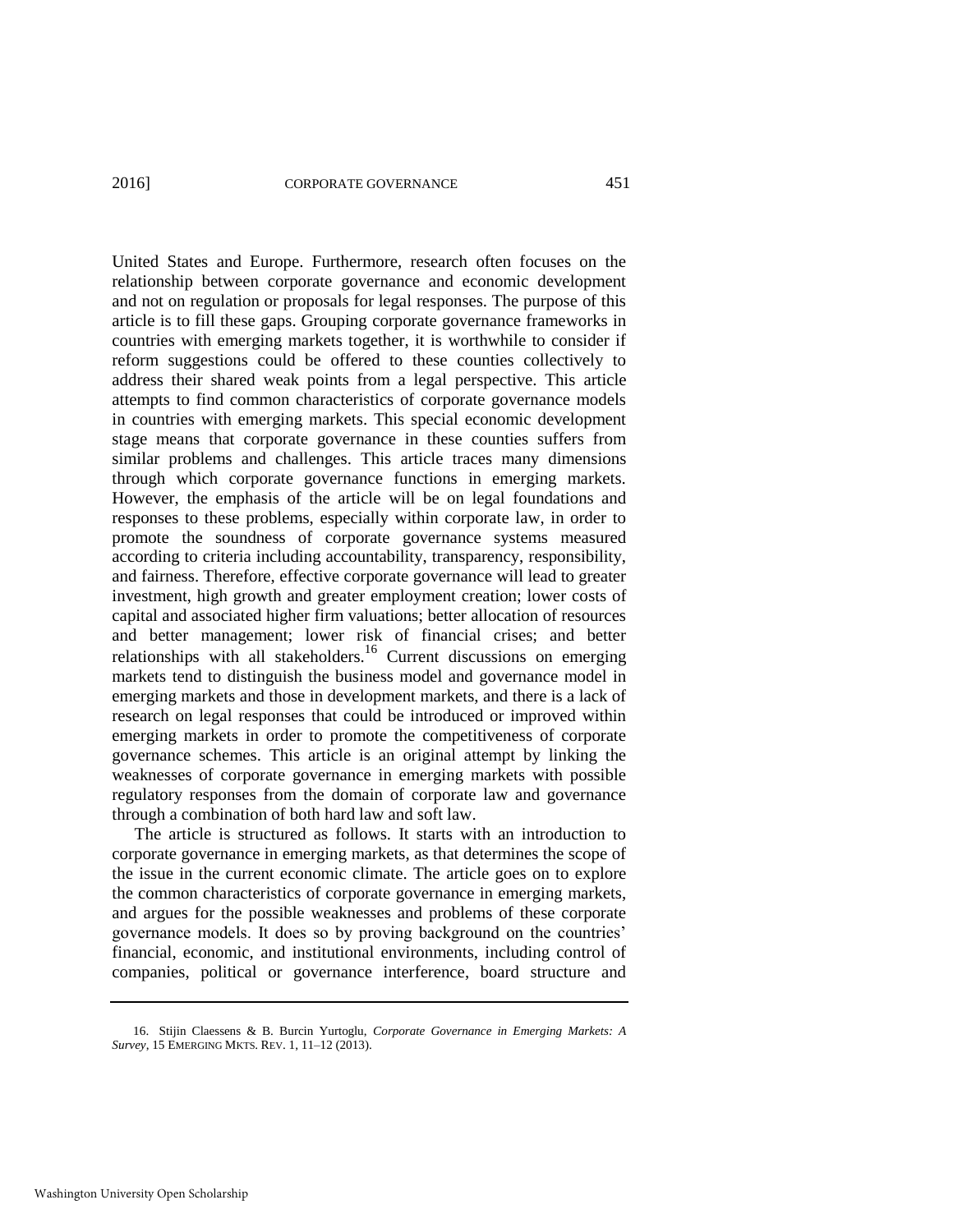United States and Europe. Furthermore, research often focuses on the relationship between corporate governance and economic development and not on regulation or proposals for legal responses. The purpose of this article is to fill these gaps. Grouping corporate governance frameworks in countries with emerging markets together, it is worthwhile to consider if reform suggestions could be offered to these counties collectively to address their shared weak points from a legal perspective. This article attempts to find common characteristics of corporate governance models in countries with emerging markets. This special economic development stage means that corporate governance in these counties suffers from similar problems and challenges. This article traces many dimensions through which corporate governance functions in emerging markets. However, the emphasis of the article will be on legal foundations and responses to these problems, especially within corporate law, in order to promote the soundness of corporate governance systems measured according to criteria including accountability, transparency, responsibility, and fairness. Therefore, effective corporate governance will lead to greater investment, high growth and greater employment creation; lower costs of capital and associated higher firm valuations; better allocation of resources and better management; lower risk of financial crises; and better relationships with all stakeholders.[16] Current discussions on emerging markets tend to distinguish the business model and governance model in emerging markets and those in development markets, and there is a lack of research on legal responses that could be introduced or improved within emerging markets in order to promote the competitiveness of corporate governance schemes. This article is an original attempt by linking the weaknesses of corporate governance in emerging markets with possible regulatory responses from the domain of corporate law and governance through a combination of both hard law and soft law.

The article is structured as follows. It starts with an introduction to corporate governance in emerging markets, as that determines the scope of the issue in the current economic climate. The article goes on to explore the common characteristics of corporate governance in emerging markets, and argues for the possible weaknesses and problems of these corporate governance models. It does so by proving background on the countries' financial, economic, and institutional environments, including control of companies, political or governance interference, board structure and

16. Stijin Claessens & B. Burcin Yurtoglu, *Corporate Governance in Emerging Markets: A Survey*, 15 EMERGING MKTS. REV. 1, 11–12 (2013).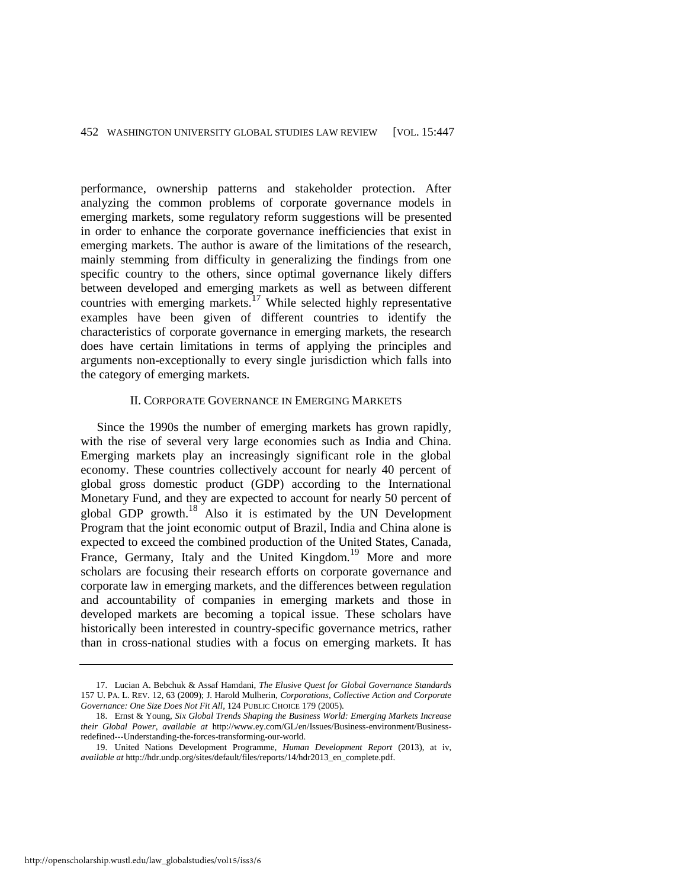performance, ownership patterns and stakeholder protection. After analyzing the common problems of corporate governance models in emerging markets, some regulatory reform suggestions will be presented in order to enhance the corporate governance inefficiencies that exist in emerging markets. The author is aware of the limitations of the research, mainly stemming from difficulty in generalizing the findings from one specific country to the others, since optimal governance likely differs between developed and emerging markets as well as between different countries with emerging markets.[17] While selected highly representative examples have been given of different countries to identify the characteristics of corporate governance in emerging markets, the research does have certain limitations in terms of applying the principles and arguments non-exceptionally to every single jurisdiction which falls into the category of emerging markets.

## II. CORPORATE GOVERNANCE IN EMERGING MARKETS

Since the 1990s the number of emerging markets has grown rapidly, with the rise of several very large economies such as India and China. Emerging markets play an increasingly significant role in the global economy. These countries collectively account for nearly 40 percent of global gross domestic product (GDP) according to the International Monetary Fund, and they are expected to account for nearly 50 percent of global GDP growth.[18] Also it is estimated by the UN Development Program that the joint economic output of Brazil, India and China alone is expected to exceed the combined production of the United States, Canada, France, Germany, Italy and the United Kingdom.[19] More and more scholars are focusing their research efforts on corporate governance and corporate law in emerging markets, and the differences between regulation and accountability of companies in emerging markets and those in developed markets are becoming a topical issue. These scholars have historically been interested in country-specific governance metrics, rather than in cross-national studies with a focus on emerging markets. It has

---

17. Lucian A. Bebchuk & Assaf Hamdani, *The Elusive Quest for Global Governance Standards* 157 U. PA. L. REV. 12, 63 (2009); J. Harold Mulherin, *Corporations, Collective Action and Corporate Governance: One Size Does Not Fit All*, 124 PUBLIC CHOICE 179 (2005).

18. Ernst & Young, *Six Global Trends Shaping the Business World: Emerging Markets Increase their Global Power*, *available at* http://www.ey.com/GL/en/Issues/Business-environment/Business-redefined---Understanding-the-forces-transforming-our-world.

19. United Nations Development Programme, *Human Development Report* (2013), at iv, *available at* http://hdr.undp.org/sites/default/files/reports/14/hdr2013_en_complete.pdf.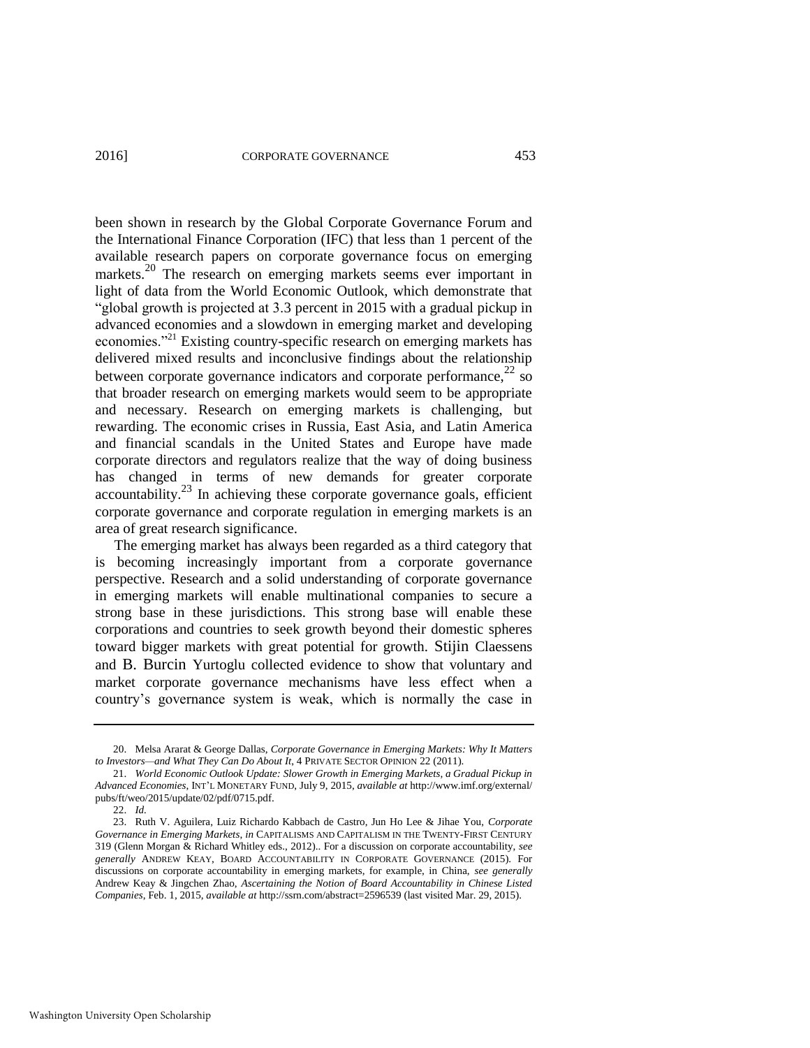been shown in research by the Global Corporate Governance Forum and the International Finance Corporation (IFC) that less than 1 percent of the available research papers on corporate governance focus on emerging markets.[20] The research on emerging markets seems ever important in light of data from the World Economic Outlook, which demonstrate that "global growth is projected at 3.3 percent in 2015 with a gradual pickup in advanced economies and a slowdown in emerging market and developing economies."[21] Existing country-specific research on emerging markets has delivered mixed results and inconclusive findings about the relationship between corporate governance indicators and corporate performance,[22] so that broader research on emerging markets would seem to be appropriate and necessary. Research on emerging markets is challenging, but rewarding. The economic crises in Russia, East Asia, and Latin America and financial scandals in the United States and Europe have made corporate directors and regulators realize that the way of doing business has changed in terms of new demands for greater corporate accountability.[23] In achieving these corporate governance goals, efficient corporate governance and corporate regulation in emerging markets is an area of great research significance.

The emerging market has always been regarded as a third category that is becoming increasingly important from a corporate governance perspective. Research and a solid understanding of corporate governance in emerging markets will enable multinational companies to secure a strong base in these jurisdictions. This strong base will enable these corporations and countries to seek growth beyond their domestic spheres toward bigger markets with great potential for growth. Stijin Claessens and B. Burcin Yurtoglu collected evidence to show that voluntary and market corporate governance mechanisms have less effect when a country's governance system is weak, which is normally the case in

---

20. Melsa Ararat & George Dallas, *Corporate Governance in Emerging Markets: Why It Matters to Investors—and What They Can Do About It*, 4 PRIVATE SECTOR OPINION 22 (2011).

21. *World Economic Outlook Update: Slower Growth in Emerging Markets, a Gradual Pickup in Advanced Economies*, INT'L MONETARY FUND, July 9, 2015, *available at* http://www.imf.org/external/pubs/ft/weo/2015/update/02/pdf/0715.pdf.

22. *Id.*

23. Ruth V. Aguilera, Luiz Richardo Kabbach de Castro, Jun Ho Lee & Jihae You, *Corporate Governance in Emerging Markets*, *in* CAPITALISMS AND CAPITALISM IN THE TWENTY-FIRST CENTURY 319 (Glenn Morgan & Richard Whitley eds., 2012).. For a discussion on corporate accountability, *see generally* ANDREW KEAY, BOARD ACCOUNTABILITY IN CORPORATE GOVERNANCE (2015). For discussions on corporate accountability in emerging markets, for example, in China, *see generally* Andrew Keay & Jingchen Zhao, *Ascertaining the Notion of Board Accountability in Chinese Listed Companies*, Feb. 1, 2015, *available at* http://ssrn.com/abstract=2596539 (last visited Mar. 29, 2015).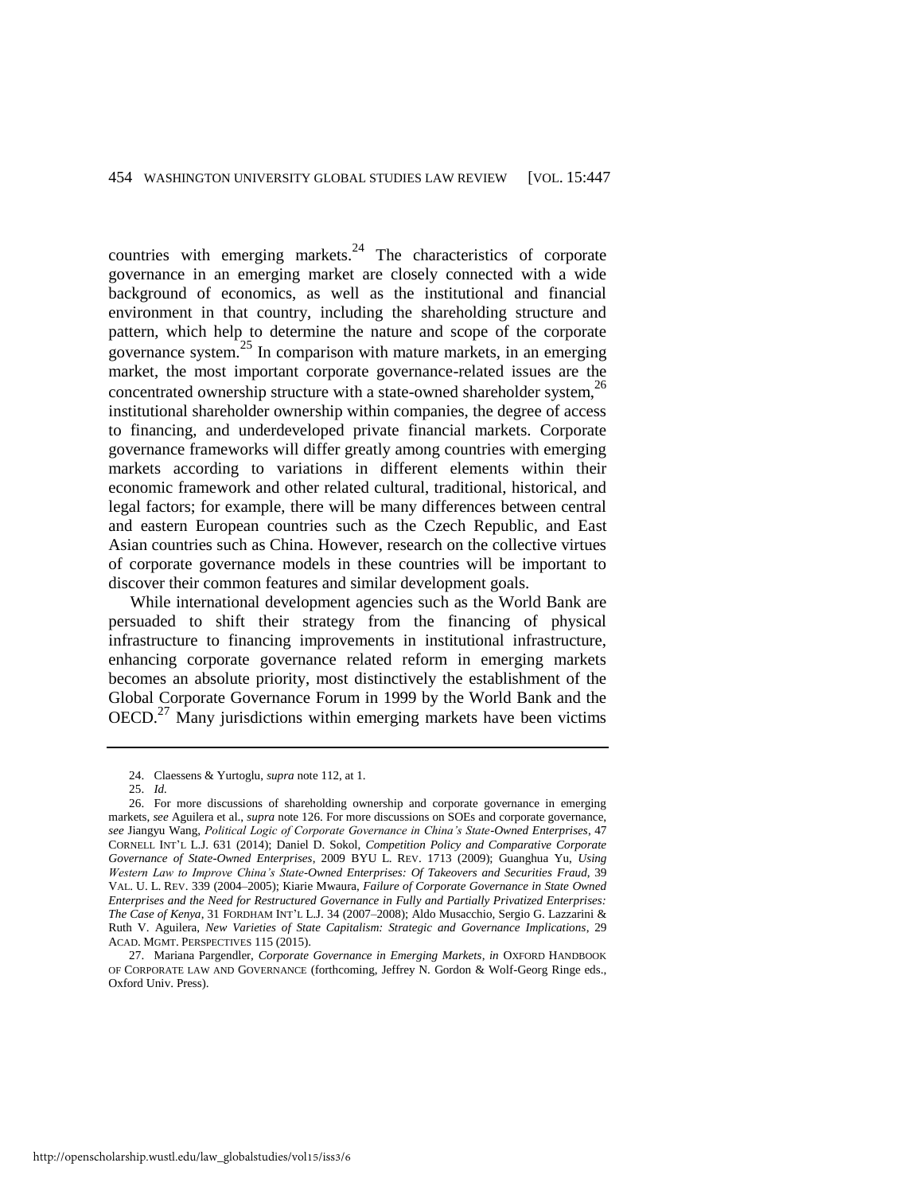countries with emerging markets.[24] The characteristics of corporate governance in an emerging market are closely connected with a wide background of economics, as well as the institutional and financial environment in that country, including the shareholding structure and pattern, which help to determine the nature and scope of the corporate governance system.[25] In comparison with mature markets, in an emerging market, the most important corporate governance-related issues are the concentrated ownership structure with a state-owned shareholder system,[26] institutional shareholder ownership within companies, the degree of access to financing, and underdeveloped private financial markets. Corporate governance frameworks will differ greatly among countries with emerging markets according to variations in different elements within their economic framework and other related cultural, traditional, historical, and legal factors; for example, there will be many differences between central and eastern European countries such as the Czech Republic, and East Asian countries such as China. However, research on the collective virtues of corporate governance models in these countries will be important to discover their common features and similar development goals.

While international development agencies such as the World Bank are persuaded to shift their strategy from the financing of physical infrastructure to financing improvements in institutional infrastructure, enhancing corporate governance related reform in emerging markets becomes an absolute priority, most distinctively the establishment of the Global Corporate Governance Forum in 1999 by the World Bank and the OECD.[27] Many jurisdictions within emerging markets have been victims

---

24. Claessens & Yurtoglu, *supra* note 112, at 1.

25. *Id.*

26. For more discussions of shareholding ownership and corporate governance in emerging markets, *see* Aguilera et al., *supra* note 126. For more discussions on SOEs and corporate governance, *see* Jiangyu Wang, *Political Logic of Corporate Governance in China's State-Owned Enterprises*, 47 CORNELL INT'L L.J. 631 (2014); Daniel D. Sokol, *Competition Policy and Comparative Corporate Governance of State-Owned Enterprises*, 2009 BYU L. REV. 1713 (2009); Guanghua Yu, *Using Western Law to Improve China's State-Owned Enterprises: Of Takeovers and Securities Fraud*, 39 VAL. U. L. REV. 339 (2004–2005); Kiarie Mwaura, *Failure of Corporate Governance in State Owned Enterprises and the Need for Restructured Governance in Fully and Partially Privatized Enterprises: The Case of Kenya*, 31 FORDHAM INT'L L.J. 34 (2007–2008); Aldo Musacchio, Sergio G. Lazzarini & Ruth V. Aguilera, *New Varieties of State Capitalism: Strategic and Governance Implications*, 29 ACAD. MGMT. PERSPECTIVES 115 (2015).

27. Mariana Pargendler, *Corporate Governance in Emerging Markets*, *in* OXFORD HANDBOOK OF CORPORATE LAW AND GOVERNANCE (forthcoming, Jeffrey N. Gordon & Wolf-Georg Ringe eds., Oxford Univ. Press).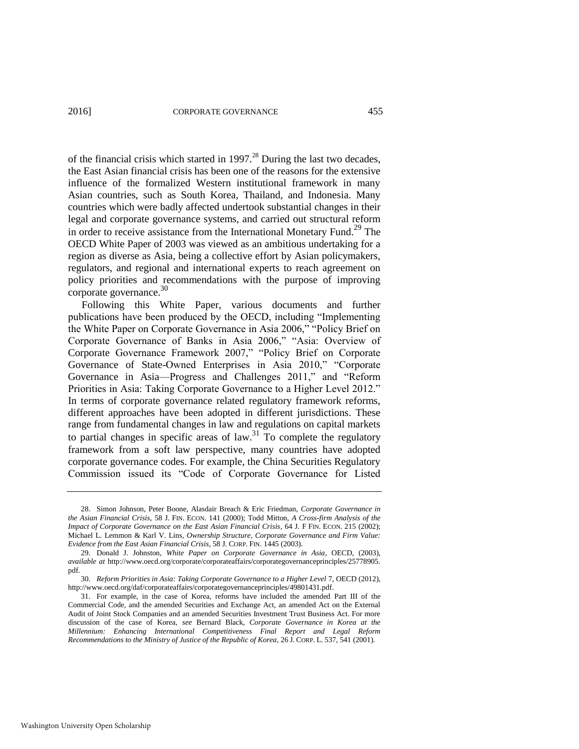of the financial crisis which started in 1997.[28] During the last two decades, the East Asian financial crisis has been one of the reasons for the extensive influence of the formalized Western institutional framework in many Asian countries, such as South Korea, Thailand, and Indonesia. Many countries which were badly affected undertook substantial changes in their legal and corporate governance systems, and carried out structural reform in order to receive assistance from the International Monetary Fund.[29] The OECD White Paper of 2003 was viewed as an ambitious undertaking for a region as diverse as Asia, being a collective effort by Asian policymakers, regulators, and regional and international experts to reach agreement on policy priorities and recommendations with the purpose of improving corporate governance.[30]

Following this White Paper, various documents and further publications have been produced by the OECD, including "Implementing the White Paper on Corporate Governance in Asia 2006," "Policy Brief on Corporate Governance of Banks in Asia 2006," "Asia: Overview of Corporate Governance Framework 2007," "Policy Brief on Corporate Governance of State-Owned Enterprises in Asia 2010," "Corporate Governance in Asia—Progress and Challenges 2011," and "Reform Priorities in Asia: Taking Corporate Governance to a Higher Level 2012." In terms of corporate governance related regulatory framework reforms, different approaches have been adopted in different jurisdictions. These range from fundamental changes in law and regulations on capital markets to partial changes in specific areas of law.[31] To complete the regulatory framework from a soft law perspective, many countries have adopted corporate governance codes. For example, the China Securities Regulatory Commission issued its "Code of Corporate Governance for Listed

---

28. Simon Johnson, Peter Boone, Alasdair Breach & Eric Friedman, *Corporate Governance in the Asian Financial Crisis*, 58 J. FIN. ECON. 141 (2000); Todd Mitton, *A Cross-firm Analysis of the Impact of Corporate Governance on the East Asian Financial Crisis*, 64 J. F FIN. ECON. 215 (2002); Michael L. Lemmon & Karl V. Lins, *Ownership Structure, Corporate Governance and Firm Value: Evidence from the East Asian Financial Crisis*, 58 J. CORP. FIN. 1445 (2003).

29. Donald J. Johnston, *White Paper on Corporate Governance in Asia*, OECD, (2003), *available at* http://www.oecd.org/corporate/corporateaffairs/corporategovernanceprinciples/25778905.pdf.

30. *Reform Priorities in Asia: Taking Corporate Governance to a Higher Level* 7, OECD (2012), http://www.oecd.org/daf/corporateaffairs/corporategovernanceprinciples/49801431.pdf.

31. For example, in the case of Korea, reforms have included the amended Part III of the Commercial Code, and the amended Securities and Exchange Act, an amended Act on the External Audit of Joint Stock Companies and an amended Securities Investment Trust Business Act. For more discussion of the case of Korea, *see* Bernard Black, *Corporate Governance in Korea at the Millennium: Enhancing International Competitiveness Final Report and Legal Reform Recommendations to the Ministry of Justice of the Republic of Korea*, 26 J. CORP. L. 537, 541 (2001).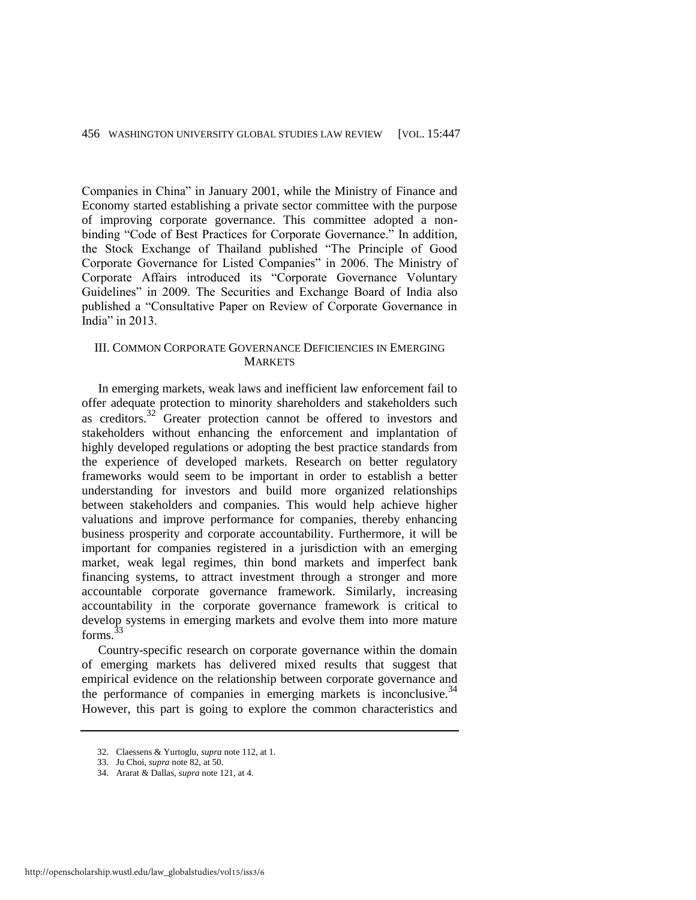Companies in China" in January 2001, while the Ministry of Finance and Economy started establishing a private sector committee with the purpose of improving corporate governance. This committee adopted a non-binding "Code of Best Practices for Corporate Governance." In addition, the Stock Exchange of Thailand published "The Principle of Good Corporate Governance for Listed Companies" in 2006. The Ministry of Corporate Affairs introduced its "Corporate Governance Voluntary Guidelines" in 2009. The Securities and Exchange Board of India also published a "Consultative Paper on Review of Corporate Governance in India" in 2013.

## III. Common Corporate Governance Deficiencies in Emerging Markets

In emerging markets, weak laws and inefficient law enforcement fail to offer adequate protection to minority shareholders and stakeholders such as creditors.[32] Greater protection cannot be offered to investors and stakeholders without enhancing the enforcement and implantation of highly developed regulations or adopting the best practice standards from the experience of developed markets. Research on better regulatory frameworks would seem to be important in order to establish a better understanding for investors and build more organized relationships between stakeholders and companies. This would help achieve higher valuations and improve performance for companies, thereby enhancing business prosperity and corporate accountability. Furthermore, it will be important for companies registered in a jurisdiction with an emerging market, weak legal regimes, thin bond markets and imperfect bank financing systems, to attract investment through a stronger and more accountable corporate governance framework. Similarly, increasing accountability in the corporate governance framework is critical to develop systems in emerging markets and evolve them into more mature forms.[33]

Country-specific research on corporate governance within the domain of emerging markets has delivered mixed results that suggest that empirical evidence on the relationship between corporate governance and the performance of companies in emerging markets is inconclusive.[34] However, this part is going to explore the common characteristics and

---

32. Claessens & Yurtoglu, *supra* note 112, at 1.
33. Ju Choi, *supra* note 82, at 50.
34. Ararat & Dallas, *supra* note 121, at 4.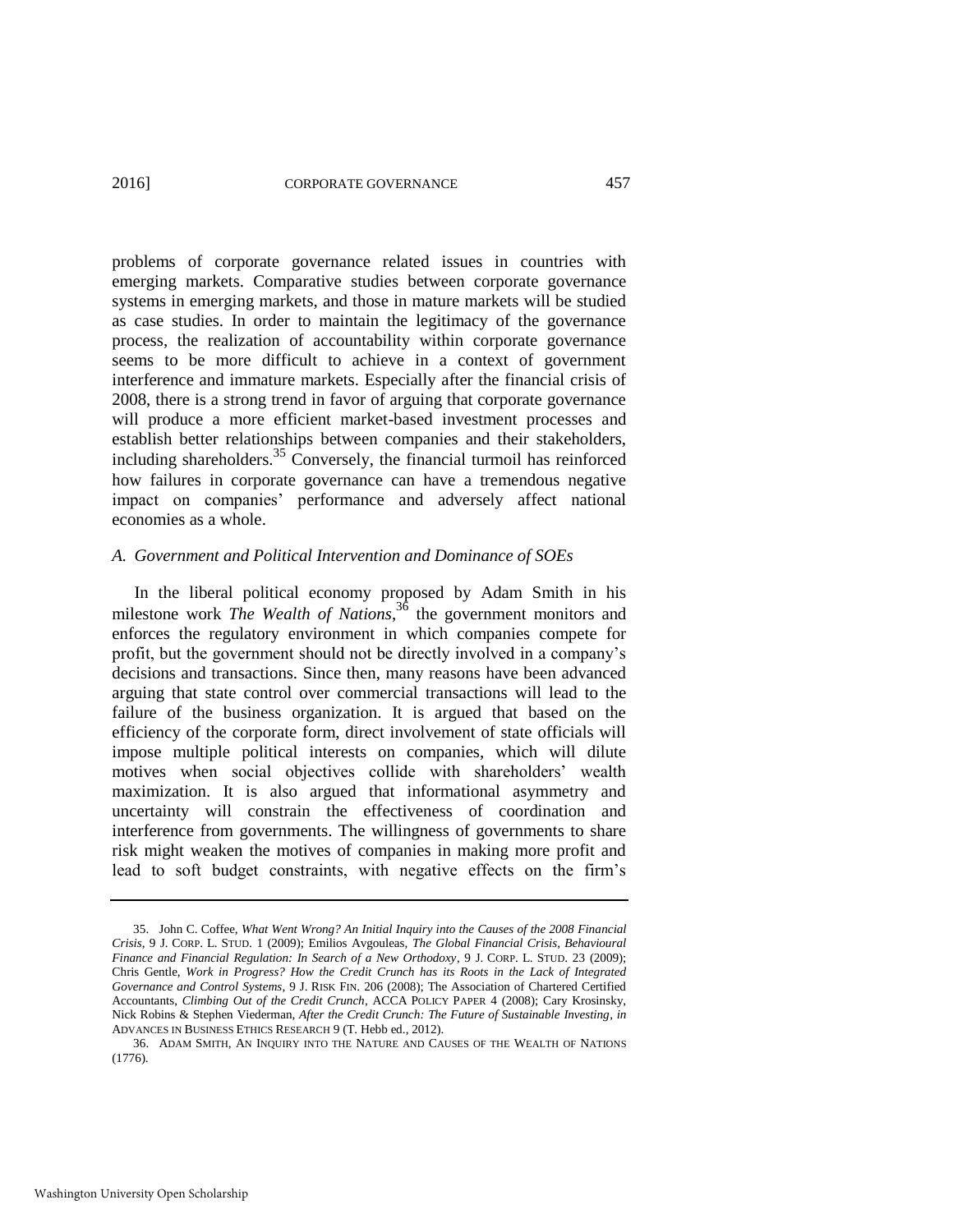problems of corporate governance related issues in countries with emerging markets. Comparative studies between corporate governance systems in emerging markets, and those in mature markets will be studied as case studies. In order to maintain the legitimacy of the governance process, the realization of accountability within corporate governance seems to be more difficult to achieve in a context of government interference and immature markets. Especially after the financial crisis of 2008, there is a strong trend in favor of arguing that corporate governance will produce a more efficient market-based investment processes and establish better relationships between companies and their stakeholders, including shareholders.[35] Conversely, the financial turmoil has reinforced how failures in corporate governance can have a tremendous negative impact on companies' performance and adversely affect national economies as a whole.

### *A. Government and Political Intervention and Dominance of SOEs*

In the liberal political economy proposed by Adam Smith in his milestone work *The Wealth of Nations*,[36] the government monitors and enforces the regulatory environment in which companies compete for profit, but the government should not be directly involved in a company's decisions and transactions. Since then, many reasons have been advanced arguing that state control over commercial transactions will lead to the failure of the business organization. It is argued that based on the efficiency of the corporate form, direct involvement of state officials will impose multiple political interests on companies, which will dilute motives when social objectives collide with shareholders' wealth maximization. It is also argued that informational asymmetry and uncertainty will constrain the effectiveness of coordination and interference from governments. The willingness of governments to share risk might weaken the motives of companies in making more profit and lead to soft budget constraints, with negative effects on the firm's

---

35. John C. Coffee, *What Went Wrong? An Initial Inquiry into the Causes of the 2008 Financial Crisis*, 9 J. CORP. L. STUD. 1 (2009); Emilios Avgouleas, *The Global Financial Crisis, Behavioural Finance and Financial Regulation: In Search of a New Orthodoxy*, 9 J. CORP. L. STUD. 23 (2009); Chris Gentle, *Work in Progress? How the Credit Crunch has its Roots in the Lack of Integrated Governance and Control Systems*, 9 J. RISK FIN. 206 (2008); The Association of Chartered Certified Accountants, *Climbing Out of the Credit Crunch*, ACCA POLICY PAPER 4 (2008); Cary Krosinsky, Nick Robins & Stephen Viederman, *After the Credit Crunch: The Future of Sustainable Investing*, *in* ADVANCES IN BUSINESS ETHICS RESEARCH 9 (T. Hebb ed., 2012).

36. ADAM SMITH, AN INQUIRY INTO THE NATURE AND CAUSES OF THE WEALTH OF NATIONS (1776).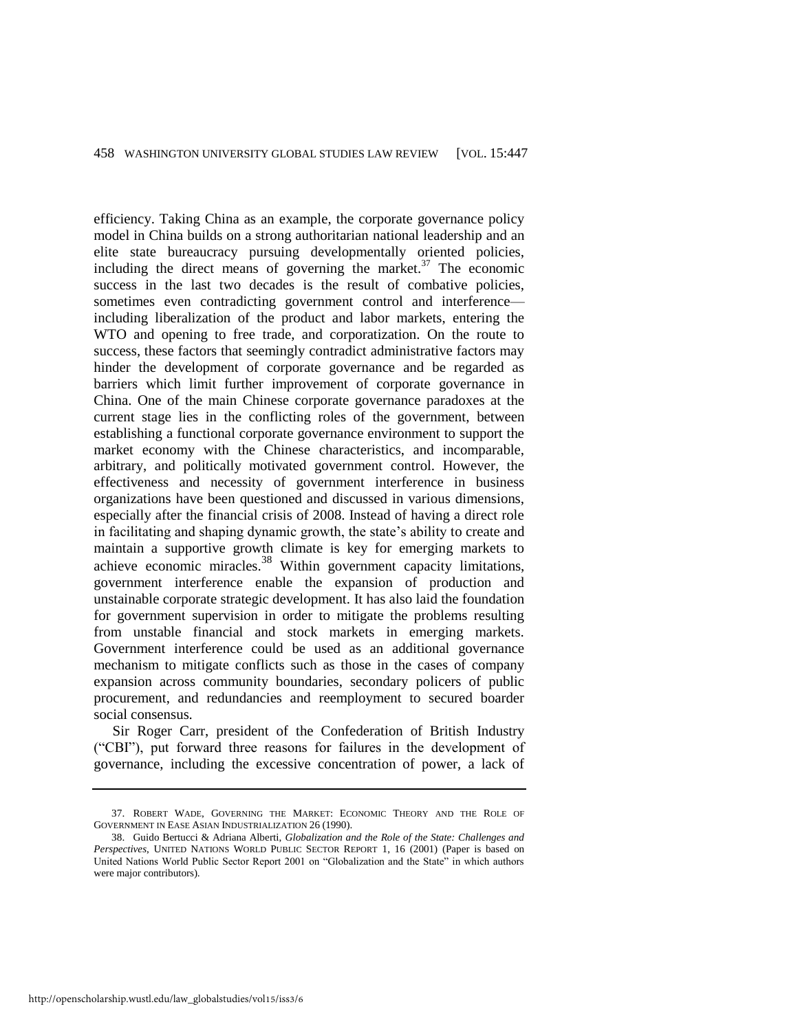efficiency. Taking China as an example, the corporate governance policy model in China builds on a strong authoritarian national leadership and an elite state bureaucracy pursuing developmentally oriented policies, including the direct means of governing the market.[37] The economic success in the last two decades is the result of combative policies, sometimes even contradicting government control and interference—including liberalization of the product and labor markets, entering the WTO and opening to free trade, and corporatization. On the route to success, these factors that seemingly contradict administrative factors may hinder the development of corporate governance and be regarded as barriers which limit further improvement of corporate governance in China. One of the main Chinese corporate governance paradoxes at the current stage lies in the conflicting roles of the government, between establishing a functional corporate governance environment to support the market economy with the Chinese characteristics, and incomparable, arbitrary, and politically motivated government control. However, the effectiveness and necessity of government interference in business organizations have been questioned and discussed in various dimensions, especially after the financial crisis of 2008. Instead of having a direct role in facilitating and shaping dynamic growth, the state's ability to create and maintain a supportive growth climate is key for emerging markets to achieve economic miracles.[38] Within government capacity limitations, government interference enable the expansion of production and unstainable corporate strategic development. It has also laid the foundation for government supervision in order to mitigate the problems resulting from unstable financial and stock markets in emerging markets. Government interference could be used as an additional governance mechanism to mitigate conflicts such as those in the cases of company expansion across community boundaries, secondary policers of public procurement, and redundancies and reemployment to secured boarder social consensus.

Sir Roger Carr, president of the Confederation of British Industry ("CBI"), put forward three reasons for failures in the development of governance, including the excessive concentration of power, a lack of

---

37. ROBERT WADE, GOVERNING THE MARKET: ECONOMIC THEORY AND THE ROLE OF GOVERNMENT IN EASE ASIAN INDUSTRIALIZATION 26 (1990).

38. Guido Bertucci & Adriana Alberti, *Globalization and the Role of the State: Challenges and Perspectives*, UNITED NATIONS WORLD PUBLIC SECTOR REPORT 1, 16 (2001) (Paper is based on United Nations World Public Sector Report 2001 on "Globalization and the State" in which authors were major contributors).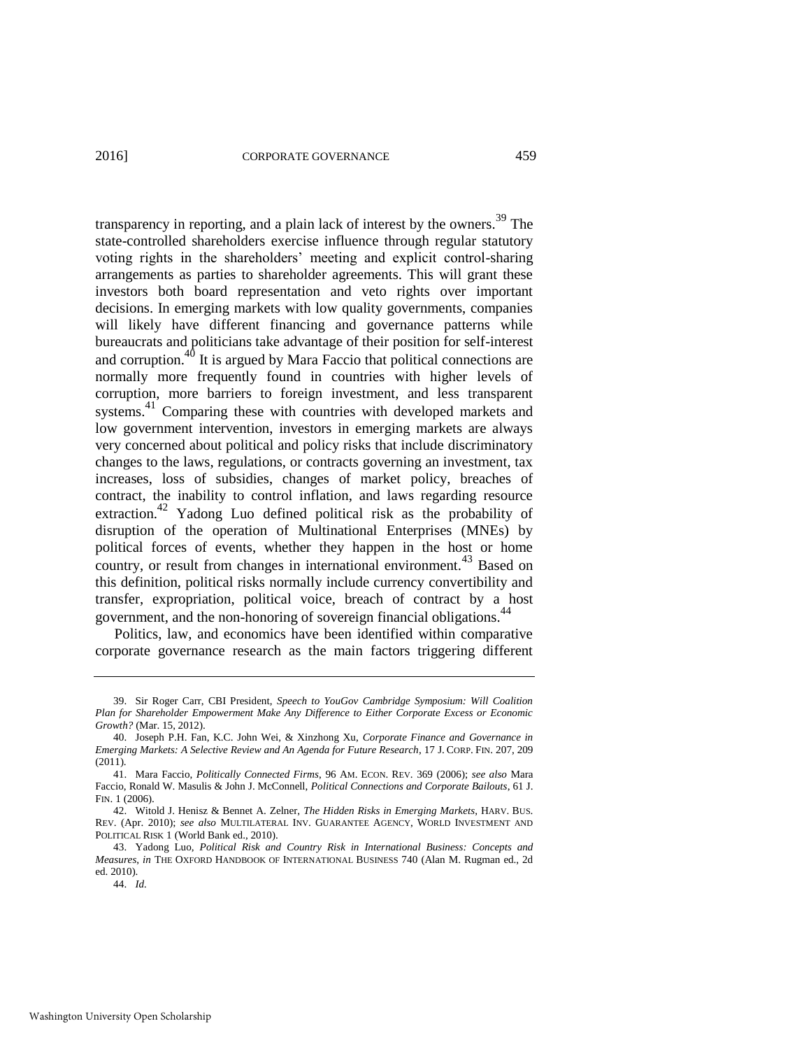transparency in reporting, and a plain lack of interest by the owners.[39] The state-controlled shareholders exercise influence through regular statutory voting rights in the shareholders' meeting and explicit control-sharing arrangements as parties to shareholder agreements. This will grant these investors both board representation and veto rights over important decisions. In emerging markets with low quality governments, companies will likely have different financing and governance patterns while bureaucrats and politicians take advantage of their position for self-interest and corruption.[40] It is argued by Mara Faccio that political connections are normally more frequently found in countries with higher levels of corruption, more barriers to foreign investment, and less transparent systems.[41] Comparing these with countries with developed markets and low government intervention, investors in emerging markets are always very concerned about political and policy risks that include discriminatory changes to the laws, regulations, or contracts governing an investment, tax increases, loss of subsidies, changes of market policy, breaches of contract, the inability to control inflation, and laws regarding resource extraction.[42] Yadong Luo defined political risk as the probability of disruption of the operation of Multinational Enterprises (MNEs) by political forces of events, whether they happen in the host or home country, or result from changes in international environment.[43] Based on this definition, political risks normally include currency convertibility and transfer, expropriation, political voice, breach of contract by a host government, and the non-honoring of sovereign financial obligations.[44]

Politics, law, and economics have been identified within comparative corporate governance research as the main factors triggering different

---

39. Sir Roger Carr, CBI President, *Speech to YouGov Cambridge Symposium: Will Coalition Plan for Shareholder Empowerment Make Any Difference to Either Corporate Excess or Economic Growth?* (Mar. 15, 2012).

40. Joseph P.H. Fan, K.C. John Wei, & Xinzhong Xu, *Corporate Finance and Governance in Emerging Markets: A Selective Review and An Agenda for Future Research*, 17 J. CORP. FIN. 207, 209 (2011).

41. Mara Faccio, *Politically Connected Firms*, 96 AM. ECON. REV. 369 (2006); *see also* Mara Faccio, Ronald W. Masulis & John J. McConnell, *Political Connections and Corporate Bailouts*, 61 J. FIN. 1 (2006).

42. Witold J. Henisz & Bennet A. Zelner, *The Hidden Risks in Emerging Markets*, HARV. BUS. REV. (Apr. 2010); *see also* MULTILATERAL INV. GUARANTEE AGENCY, WORLD INVESTMENT AND POLITICAL RISK 1 (World Bank ed., 2010).

43. Yadong Luo, *Political Risk and Country Risk in International Business: Concepts and Measures*, *in* THE OXFORD HANDBOOK OF INTERNATIONAL BUSINESS 740 (Alan M. Rugman ed., 2d ed. 2010).

44. *Id.*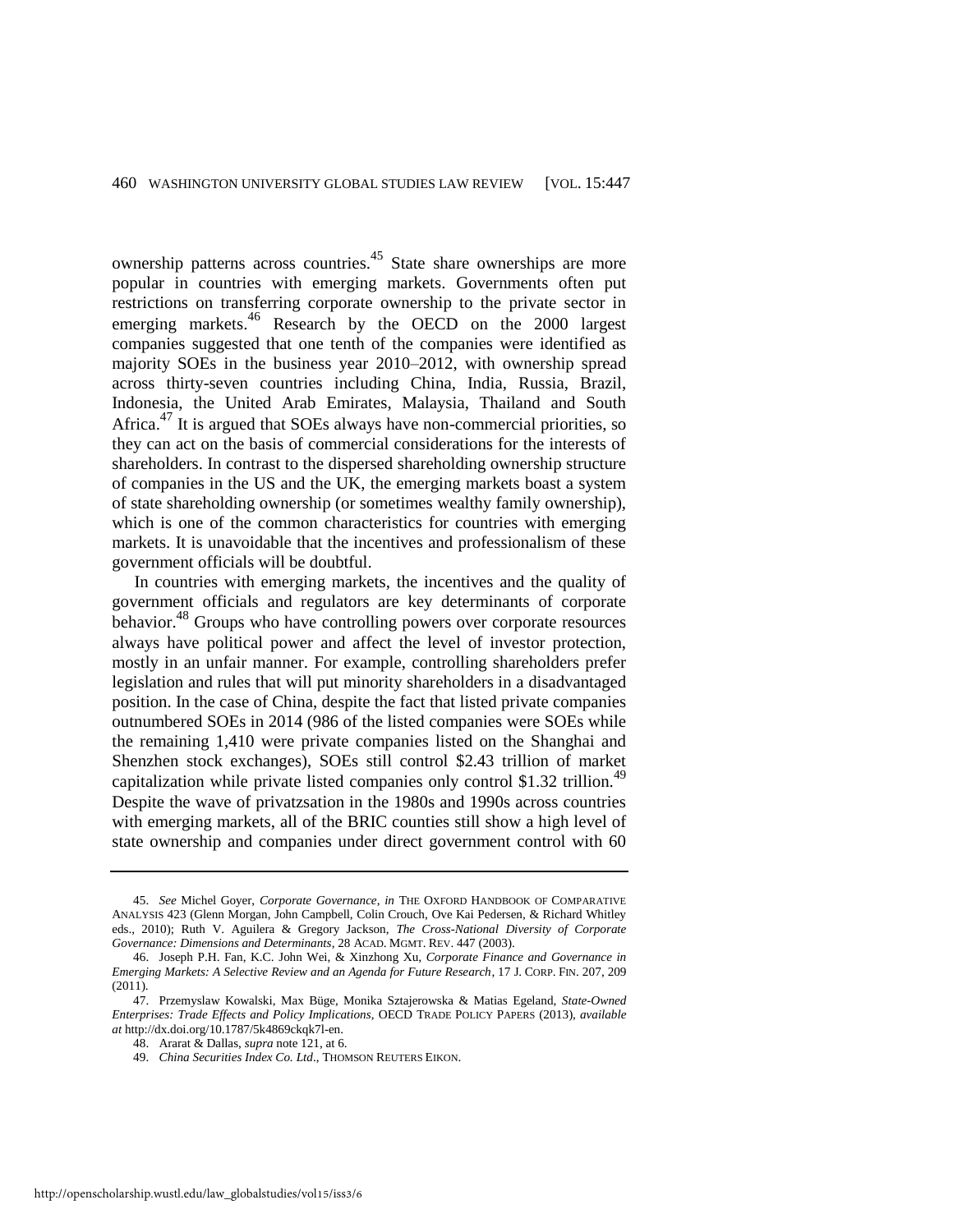ownership patterns across countries.[45] State share ownerships are more popular in countries with emerging markets. Governments often put restrictions on transferring corporate ownership to the private sector in emerging markets.[46] Research by the OECD on the 2000 largest companies suggested that one tenth of the companies were identified as majority SOEs in the business year 2010–2012, with ownership spread across thirty-seven countries including China, India, Russia, Brazil, Indonesia, the United Arab Emirates, Malaysia, Thailand and South Africa.[47] It is argued that SOEs always have non-commercial priorities, so they can act on the basis of commercial considerations for the interests of shareholders. In contrast to the dispersed shareholding ownership structure of companies in the US and the UK, the emerging markets boast a system of state shareholding ownership (or sometimes wealthy family ownership), which is one of the common characteristics for countries with emerging markets. It is unavoidable that the incentives and professionalism of these government officials will be doubtful.

In countries with emerging markets, the incentives and the quality of government officials and regulators are key determinants of corporate behavior.[48] Groups who have controlling powers over corporate resources always have political power and affect the level of investor protection, mostly in an unfair manner. For example, controlling shareholders prefer legislation and rules that will put minority shareholders in a disadvantaged position. In the case of China, despite the fact that listed private companies outnumbered SOEs in 2014 (986 of the listed companies were SOEs while the remaining 1,410 were private companies listed on the Shanghai and Shenzhen stock exchanges), SOEs still control $2.43 trillion of market capitalization while private listed companies only control $1.32 trillion.[49] Despite the wave of privatzsation in the 1980s and 1990s across countries with emerging markets, all of the BRIC counties still show a high level of state ownership and companies under direct government control with 60

---

45. *See* Michel Goyer, *Corporate Governance*, *in* THE OXFORD HANDBOOK OF COMPARATIVE ANALYSIS 423 (Glenn Morgan, John Campbell, Colin Crouch, Ove Kai Pedersen, & Richard Whitley eds., 2010); Ruth V. Aguilera & Gregory Jackson, *The Cross-National Diversity of Corporate Governance: Dimensions and Determinants*, 28 ACAD. MGMT. REV. 447 (2003).

46. Joseph P.H. Fan, K.C. John Wei, & Xinzhong Xu, *Corporate Finance and Governance in Emerging Markets: A Selective Review and an Agenda for Future Research*, 17 J. CORP. FIN. 207, 209 (2011).

47. Przemyslaw Kowalski, Max Büge, Monika Sztajerowska & Matias Egeland, *State-Owned Enterprises: Trade Effects and Policy Implications*, OECD TRADE POLICY PAPERS (2013), *available at* http://dx.doi.org/10.1787/5k4869ckqk7l-en.

48. Ararat & Dallas, *supra* note 121, at 6.

49. *China Securities Index Co. Ltd*., THOMSON REUTERS EIKON.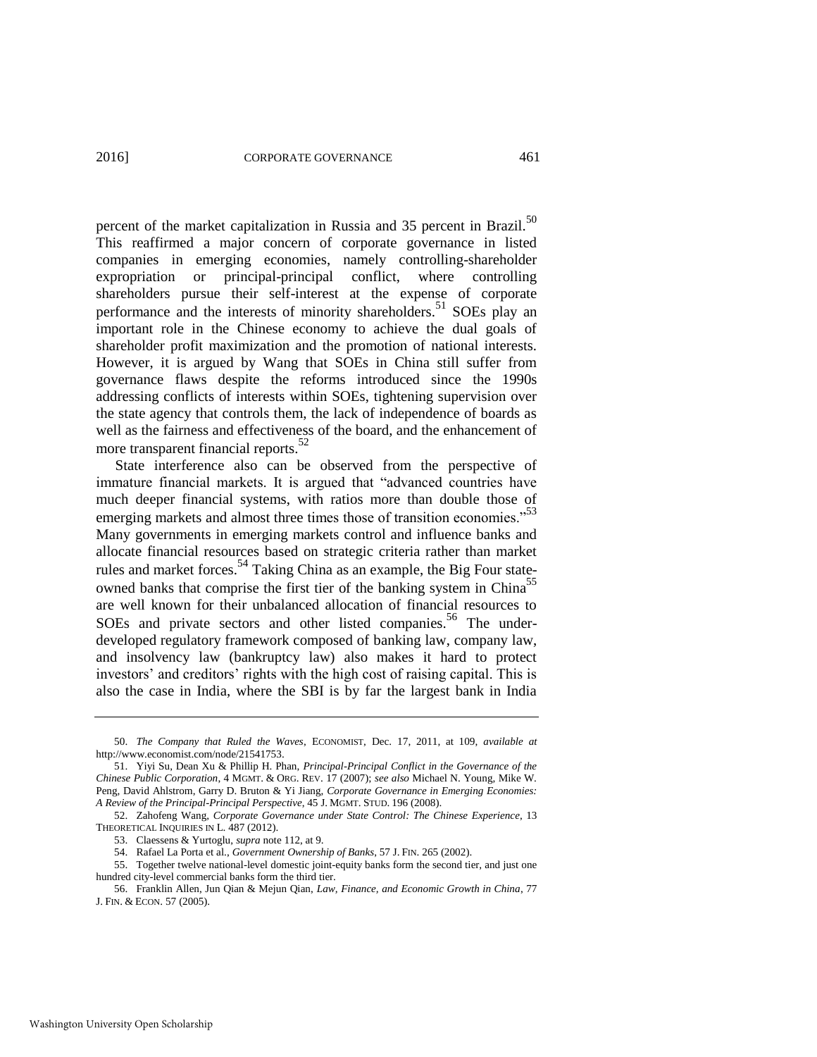percent of the market capitalization in Russia and 35 percent in Brazil.[50] This reaffirmed a major concern of corporate governance in listed companies in emerging economies, namely controlling-shareholder expropriation or principal-principal conflict, where controlling shareholders pursue their self-interest at the expense of corporate performance and the interests of minority shareholders.[51] SOEs play an important role in the Chinese economy to achieve the dual goals of shareholder profit maximization and the promotion of national interests. However, it is argued by Wang that SOEs in China still suffer from governance flaws despite the reforms introduced since the 1990s addressing conflicts of interests within SOEs, tightening supervision over the state agency that controls them, the lack of independence of boards as well as the fairness and effectiveness of the board, and the enhancement of more transparent financial reports.[52]

State interference also can be observed from the perspective of immature financial markets. It is argued that "advanced countries have much deeper financial systems, with ratios more than double those of emerging markets and almost three times those of transition economies."[53] Many governments in emerging markets control and influence banks and allocate financial resources based on strategic criteria rather than market rules and market forces.[54] Taking China as an example, the Big Four state-owned banks that comprise the first tier of the banking system in China[55] are well known for their unbalanced allocation of financial resources to SOEs and private sectors and other listed companies.[56] The under-developed regulatory framework composed of banking law, company law, and insolvency law (bankruptcy law) also makes it hard to protect investors' and creditors' rights with the high cost of raising capital. This is also the case in India, where the SBI is by far the largest bank in India

---

50. *The Company that Ruled the Waves*, ECONOMIST, Dec. 17, 2011, at 109, *available at* http://www.economist.com/node/21541753.

51. Yiyi Su, Dean Xu & Phillip H. Phan, *Principal-Principal Conflict in the Governance of the Chinese Public Corporation*, 4 MGMT. & ORG. REV. 17 (2007); *see also* Michael N. Young, Mike W. Peng, David Ahlstrom, Garry D. Bruton & Yi Jiang, *Corporate Governance in Emerging Economies: A Review of the Principal-Principal Perspective*, 45 J. MGMT. STUD. 196 (2008).

52. Zahofeng Wang, *Corporate Governance under State Control: The Chinese Experience*, 13 THEORETICAL INQUIRIES IN L. 487 (2012).

53. Claessens & Yurtoglu, *supra* note 112, at 9.

54. Rafael La Porta et al., *Government Ownership of Banks*, 57 J. FIN. 265 (2002).

55. Together twelve national-level domestic joint-equity banks form the second tier, and just one hundred city-level commercial banks form the third tier.

56. Franklin Allen, Jun Qian & Mejun Qian, *Law, Finance, and Economic Growth in China*, 77 J. FIN. & ECON. 57 (2005).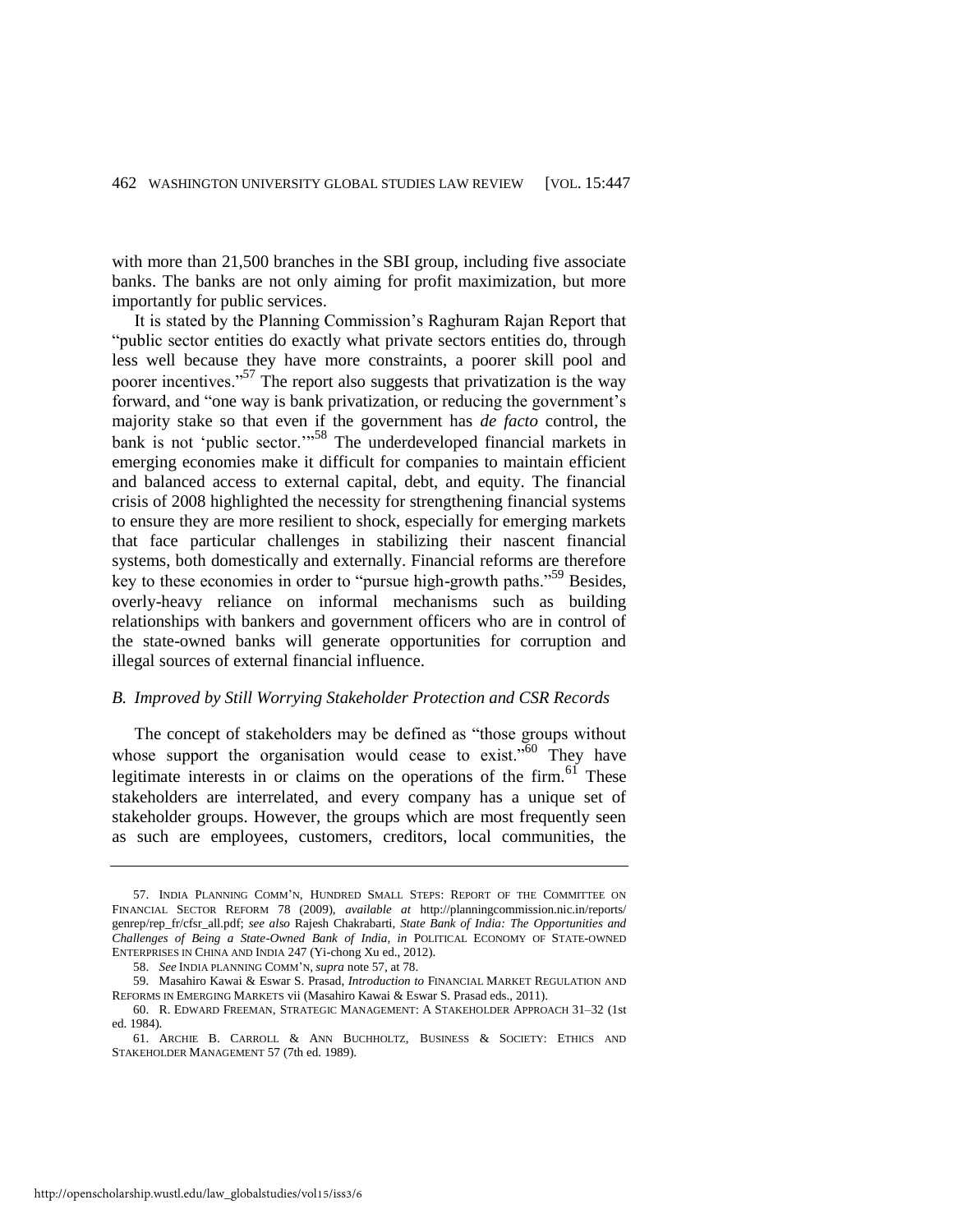with more than 21,500 branches in the SBI group, including five associate banks. The banks are not only aiming for profit maximization, but more importantly for public services.

It is stated by the Planning Commission's Raghuram Rajan Report that "public sector entities do exactly what private sectors entities do, through less well because they have more constraints, a poorer skill pool and poorer incentives."[57] The report also suggests that privatization is the way forward, and "one way is bank privatization, or reducing the government's majority stake so that even if the government has *de facto* control, the bank is not 'public sector.'"[58] The underdeveloped financial markets in emerging economies make it difficult for companies to maintain efficient and balanced access to external capital, debt, and equity. The financial crisis of 2008 highlighted the necessity for strengthening financial systems to ensure they are more resilient to shock, especially for emerging markets that face particular challenges in stabilizing their nascent financial systems, both domestically and externally. Financial reforms are therefore key to these economies in order to "pursue high-growth paths."[59] Besides, overly-heavy reliance on informal mechanisms such as building relationships with bankers and government officers who are in control of the state-owned banks will generate opportunities for corruption and illegal sources of external financial influence.

### *B. Improved by Still Worrying Stakeholder Protection and CSR Records*

The concept of stakeholders may be defined as "those groups without whose support the organisation would cease to exist."[60] They have legitimate interests in or claims on the operations of the firm.[61] These stakeholders are interrelated, and every company has a unique set of stakeholder groups. However, the groups which are most frequently seen as such are employees, customers, creditors, local communities, the

---

57. INDIA PLANNING COMM'N, HUNDRED SMALL STEPS: REPORT OF THE COMMITTEE ON FINANCIAL SECTOR REFORM 78 (2009), *available at* http://planningcommission.nic.in/reports/genrep/rep_fr/cfsr_all.pdf; *see also* Rajesh Chakrabarti, *State Bank of India: The Opportunities and Challenges of Being a State-Owned Bank of India*, *in* POLITICAL ECONOMY OF STATE-OWNED ENTERPRISES IN CHINA AND INDIA 247 (Yi-chong Xu ed., 2012).

58. *See* INDIA PLANNING COMM'N, *supra* note 57, at 78.

59. Masahiro Kawai & Eswar S. Prasad, *Introduction to* FINANCIAL MARKET REGULATION AND REFORMS IN EMERGING MARKETS vii (Masahiro Kawai & Eswar S. Prasad eds., 2011).

60. R. EDWARD FREEMAN, STRATEGIC MANAGEMENT: A STAKEHOLDER APPROACH 31–32 (1st ed. 1984).

61. ARCHIE B. CARROLL & ANN BUCHHOLTZ, BUSINESS & SOCIETY: ETHICS AND STAKEHOLDER MANAGEMENT 57 (7th ed. 1989).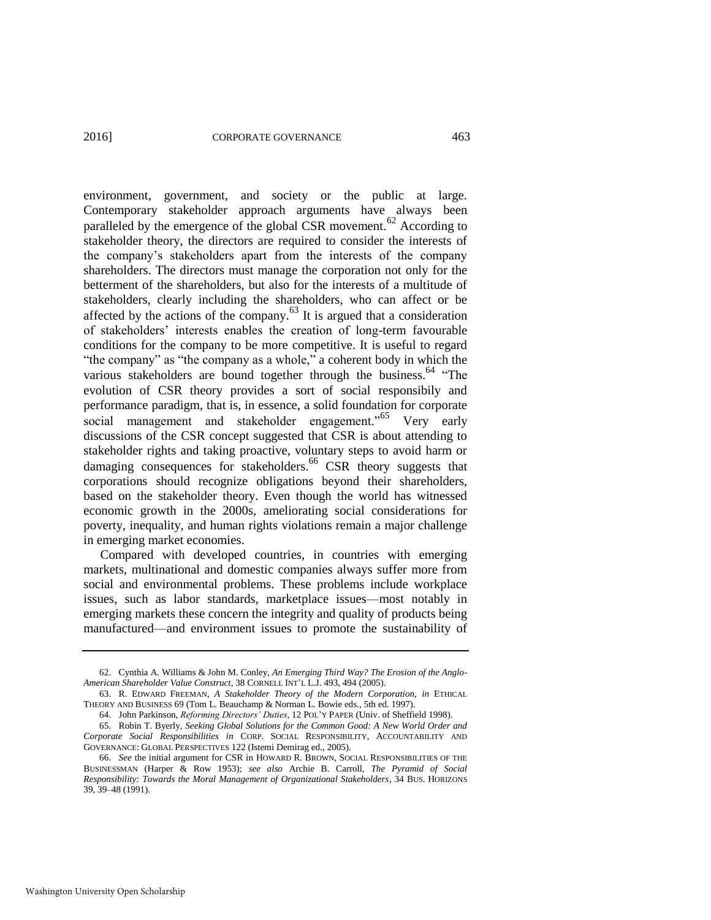environment, government, and society or the public at large. Contemporary stakeholder approach arguments have always been paralleled by the emergence of the global CSR movement.[62] According to stakeholder theory, the directors are required to consider the interests of the company's stakeholders apart from the interests of the company shareholders. The directors must manage the corporation not only for the betterment of the shareholders, but also for the interests of a multitude of stakeholders, clearly including the shareholders, who can affect or be affected by the actions of the company.[63] It is argued that a consideration of stakeholders' interests enables the creation of long-term favourable conditions for the company to be more competitive. It is useful to regard "the company" as "the company as a whole," a coherent body in which the various stakeholders are bound together through the business.[64] "The evolution of CSR theory provides a sort of social responsibily and performance paradigm, that is, in essence, a solid foundation for corporate social management and stakeholder engagement."[65] Very early discussions of the CSR concept suggested that CSR is about attending to stakeholder rights and taking proactive, voluntary steps to avoid harm or damaging consequences for stakeholders.[66] CSR theory suggests that corporations should recognize obligations beyond their shareholders, based on the stakeholder theory. Even though the world has witnessed economic growth in the 2000s, ameliorating social considerations for poverty, inequality, and human rights violations remain a major challenge in emerging market economies.

Compared with developed countries, in countries with emerging markets, multinational and domestic companies always suffer more from social and environmental problems. These problems include workplace issues, such as labor standards, marketplace issues—most notably in emerging markets these concern the integrity and quality of products being manufactured—and environment issues to promote the sustainability of

---

62. Cynthia A. Williams & John M. Conley, *An Emerging Third Way? The Erosion of the Anglo-American Shareholder Value Construct*, 38 CORNELL INT'L L.J. 493, 494 (2005).

63. R. EDWARD FREEMAN, *A Stakeholder Theory of the Modern Corporation*, *in* ETHICAL THEORY AND BUSINESS 69 (Tom L. Beauchamp & Norman L. Bowie eds., 5th ed. 1997).

64. John Parkinson, *Reforming Directors' Duties*, 12 POL'Y PAPER (Univ. of Sheffield 1998).

65. Robin T. Byerly, *Seeking Global Solutions for the Common Good: A New World Order and Corporate Social Responsibilities in* CORP. SOCIAL RESPONSIBILITY, ACCOUNTABILITY AND GOVERNANCE: GLOBAL PERSPECTIVES 122 (Istemi Demirag ed., 2005).

66. *See* the initial argument for CSR in HOWARD R. BROWN, SOCIAL RESPONSIBILITIES OF THE BUSINESSMAN (Harper & Row 1953); *see also* Archie B. Carroll, *The Pyramid of Social Responsibility: Towards the Moral Management of Organizational Stakeholders*, 34 BUS. HORIZONS 39, 39–48 (1991).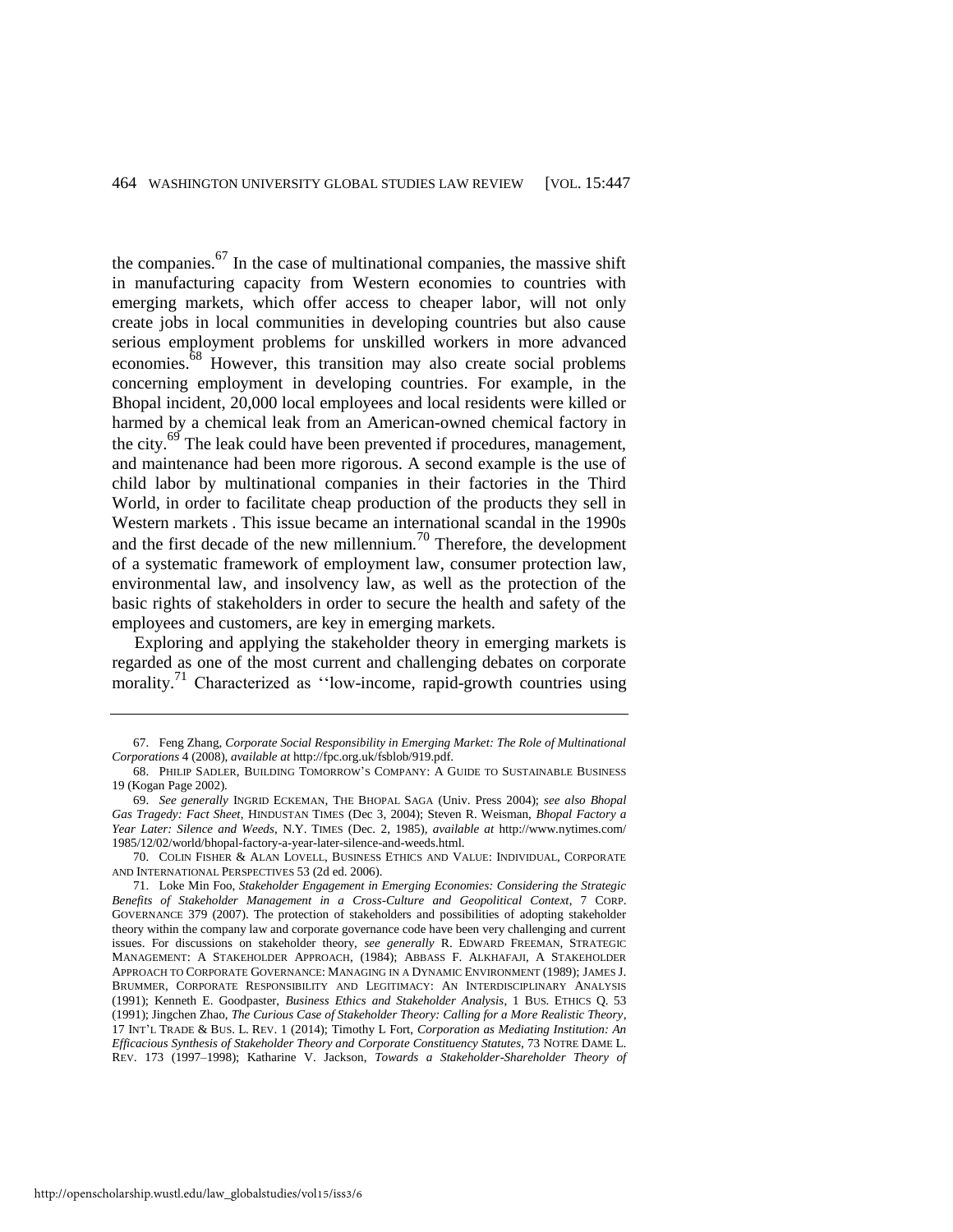the companies.[67] In the case of multinational companies, the massive shift in manufacturing capacity from Western economies to countries with emerging markets, which offer access to cheaper labor, will not only create jobs in local communities in developing countries but also cause serious employment problems for unskilled workers in more advanced economies.[68] However, this transition may also create social problems concerning employment in developing countries. For example, in the Bhopal incident, 20,000 local employees and local residents were killed or harmed by a chemical leak from an American-owned chemical factory in the city.[69] The leak could have been prevented if procedures, management, and maintenance had been more rigorous. A second example is the use of child labor by multinational companies in their factories in the Third World, in order to facilitate cheap production of the products they sell in Western markets . This issue became an international scandal in the 1990s and the first decade of the new millennium.[70] Therefore, the development of a systematic framework of employment law, consumer protection law, environmental law, and insolvency law, as well as the protection of the basic rights of stakeholders in order to secure the health and safety of the employees and customers, are key in emerging markets.

Exploring and applying the stakeholder theory in emerging markets is regarded as one of the most current and challenging debates on corporate morality.[71] Characterized as ''low-income, rapid-growth countries using

---

67. Feng Zhang, *Corporate Social Responsibility in Emerging Market: The Role of Multinational Corporations* 4 (2008), *available at* http://fpc.org.uk/fsblob/919.pdf.

68. PHILIP SADLER, BUILDING TOMORROW'S COMPANY: A GUIDE TO SUSTAINABLE BUSINESS 19 (Kogan Page 2002).

69. *See generally* INGRID ECKEMAN, THE BHOPAL SAGA (Univ. Press 2004); *see also Bhopal Gas Tragedy: Fact Sheet*, HINDUSTAN TIMES (Dec 3, 2004); Steven R. Weisman, *Bhopal Factory a Year Later: Silence and Weeds*, N.Y. TIMES (Dec. 2, 1985), *available at* http://www.nytimes.com/1985/12/02/world/bhopal-factory-a-year-later-silence-and-weeds.html.

70. COLIN FISHER & ALAN LOVELL, BUSINESS ETHICS AND VALUE: INDIVIDUAL, CORPORATE AND INTERNATIONAL PERSPECTIVES 53 (2d ed. 2006).

71. Loke Min Foo, *Stakeholder Engagement in Emerging Economies: Considering the Strategic Benefits of Stakeholder Management in a Cross-Culture and Geopolitical Context*, 7 CORP. GOVERNANCE 379 (2007). The protection of stakeholders and possibilities of adopting stakeholder theory within the company law and corporate governance code have been very challenging and current issues. For discussions on stakeholder theory, *see generally* R. EDWARD FREEMAN, STRATEGIC MANAGEMENT: A STAKEHOLDER APPROACH, (1984); ABBASS F. ALKHAFAJI, A STAKEHOLDER APPROACH TO CORPORATE GOVERNANCE: MANAGING IN A DYNAMIC ENVIRONMENT (1989); JAMES J. BRUMMER, CORPORATE RESPONSIBILITY AND LEGITIMACY: AN INTERDISCIPLINARY ANALYSIS (1991); Kenneth E. Goodpaster, *Business Ethics and Stakeholder Analysis*, 1 BUS. ETHICS Q. 53 (1991); Jingchen Zhao, *The Curious Case of Stakeholder Theory: Calling for a More Realistic Theory*, 17 INT'L TRADE & BUS. L. REV. 1 (2014); Timothy L Fort, *Corporation as Mediating Institution: An Efficacious Synthesis of Stakeholder Theory and Corporate Constituency Statutes*, 73 NOTRE DAME L. REV. 173 (1997–1998); Katharine V. Jackson, *Towards a Stakeholder-Shareholder Theory of*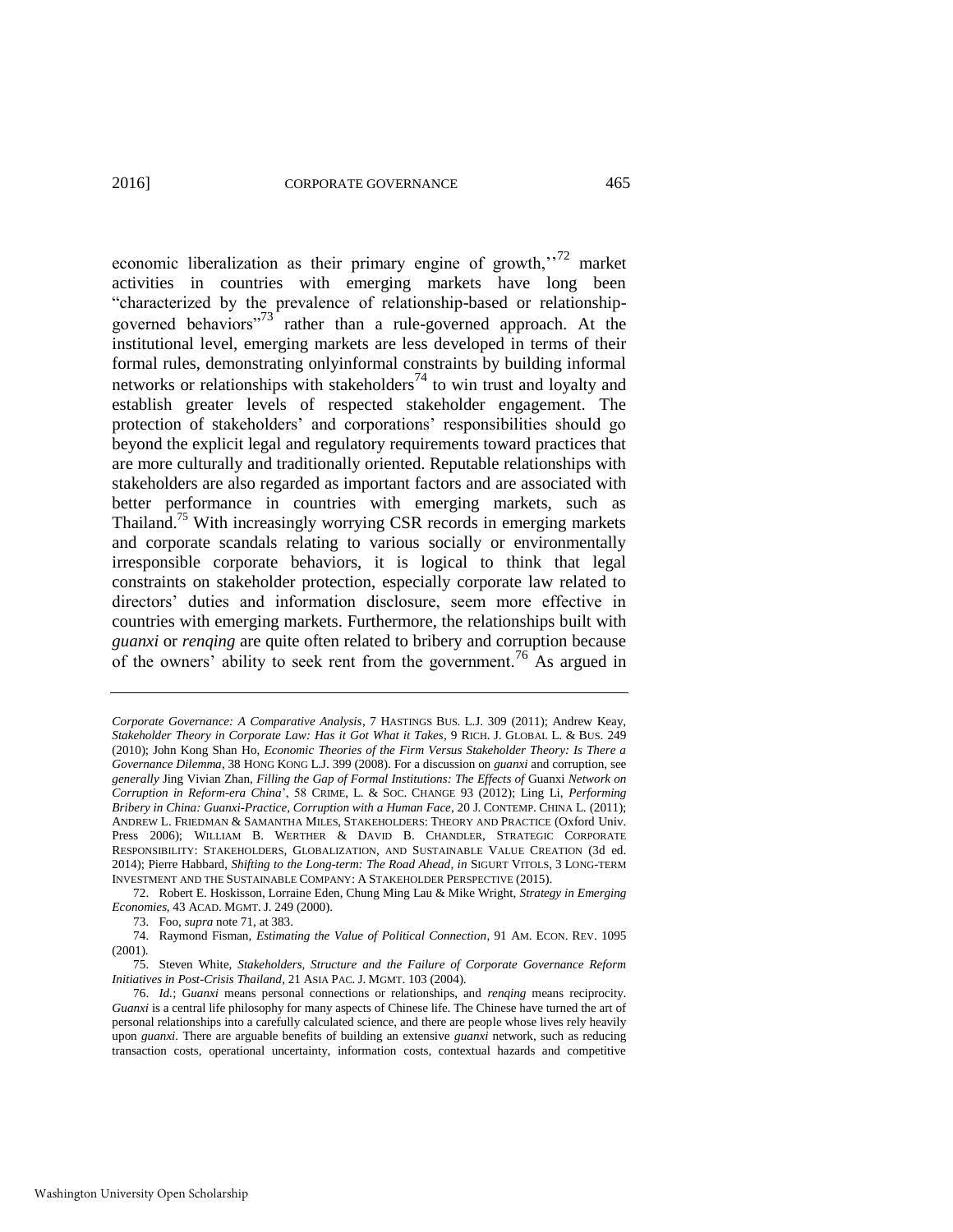economic liberalization as their primary engine of growth,''[72] market activities in countries with emerging markets have long been "characterized by the prevalence of relationship-based or relationship-governed behaviors"[73] rather than a rule-governed approach. At the institutional level, emerging markets are less developed in terms of their formal rules, demonstrating onlyinformal constraints by building informal networks or relationships with stakeholders[74] to win trust and loyalty and establish greater levels of respected stakeholder engagement. The protection of stakeholders' and corporations' responsibilities should go beyond the explicit legal and regulatory requirements toward practices that are more culturally and traditionally oriented. Reputable relationships with stakeholders are also regarded as important factors and are associated with better performance in countries with emerging markets, such as Thailand.[75] With increasingly worrying CSR records in emerging markets and corporate scandals relating to various socially or environmentally irresponsible corporate behaviors, it is logical to think that legal constraints on stakeholder protection, especially corporate law related to directors' duties and information disclosure, seem more effective in countries with emerging markets. Furthermore, the relationships built with *guanxi* or *renqing* are quite often related to bribery and corruption because of the owners' ability to seek rent from the government.[76] As argued in

---

*Corporate Governance: A Comparative Analysis*, 7 HASTINGS BUS. L.J. 309 (2011); Andrew Keay, *Stakeholder Theory in Corporate Law: Has it Got What it Takes*, 9 RICH. J. GLOBAL L. & BUS. 249 (2010); John Kong Shan Ho, *Economic Theories of the Firm Versus Stakeholder Theory: Is There a Governance Dilemma*, 38 HONG KONG L.J. 399 (2008). For a discussion on *guanxi* and corruption, see *generally* Jing Vivian Zhan, *Filling the Gap of Formal Institutions: The Effects of* Guanxi *Network on Corruption in Reform-era China*', 58 CRIME, L. & SOC. CHANGE 93 (2012); Ling Li, *Performing Bribery in China: Guanxi-Practice, Corruption with a Human Face*, 20 J. CONTEMP. CHINA L. (2011); ANDREW L. FRIEDMAN & SAMANTHA MILES, STAKEHOLDERS: THEORY AND PRACTICE (Oxford Univ. Press 2006); WILLIAM B. WERTHER & DAVID B. CHANDLER, STRATEGIC CORPORATE RESPONSIBILITY: STAKEHOLDERS, GLOBALIZATION, AND SUSTAINABLE VALUE CREATION (3d ed. 2014); Pierre Habbard, *Shifting to the Long-term: The Road Ahead*, *in* SIGURT VITOLS, 3 LONG-TERM INVESTMENT AND THE SUSTAINABLE COMPANY: A STAKEHOLDER PERSPECTIVE (2015).

72. Robert E. Hoskisson, Lorraine Eden, Chung Ming Lau & Mike Wright, *Strategy in Emerging Economies*, 43 ACAD. MGMT. J. 249 (2000).

73. Foo, *supra* note 71, at 383.

74. Raymond Fisman, *Estimating the Value of Political Connection*, 91 AM. ECON. REV. 1095 (2001).

75. Steven White, *Stakeholders, Structure and the Failure of Corporate Governance Reform Initiatives in Post-Crisis Thailand*, 21 ASIA PAC. J. MGMT. 103 (2004).

76. *Id.*; G*uanxi* means personal connections or relationships, and *renqing* means reciprocity. *Guanxi* is a central life philosophy for many aspects of Chinese life. The Chinese have turned the art of personal relationships into a carefully calculated science, and there are people whose lives rely heavily upon *guanxi*. There are arguable benefits of building an extensive *guanxi* network, such as reducing transaction costs, operational uncertainty, information costs, contextual hazards and competitive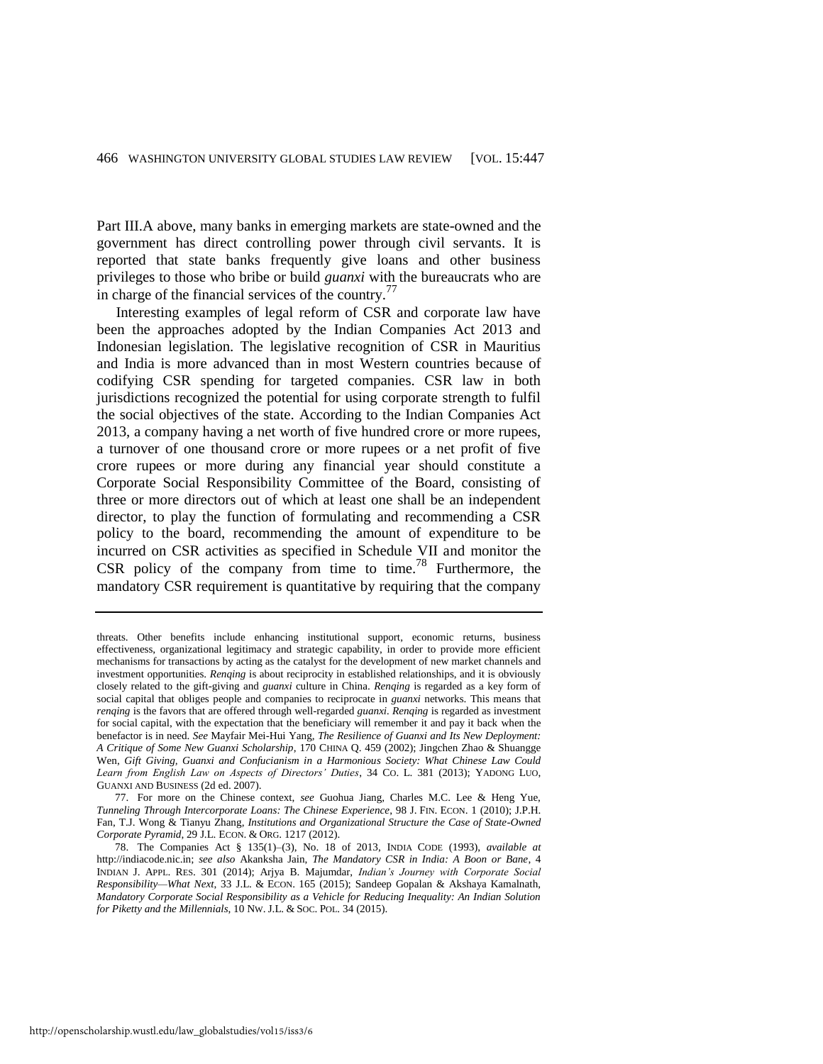Part III.A above, many banks in emerging markets are state-owned and the government has direct controlling power through civil servants. It is reported that state banks frequently give loans and other business privileges to those who bribe or build *guanxi* with the bureaucrats who are in charge of the financial services of the country.[77]

Interesting examples of legal reform of CSR and corporate law have been the approaches adopted by the Indian Companies Act 2013 and Indonesian legislation. The legislative recognition of CSR in Mauritius and India is more advanced than in most Western countries because of codifying CSR spending for targeted companies. CSR law in both jurisdictions recognized the potential for using corporate strength to fulfil the social objectives of the state. According to the Indian Companies Act 2013, a company having a net worth of five hundred crore or more rupees, a turnover of one thousand crore or more rupees or a net profit of five crore rupees or more during any financial year should constitute a Corporate Social Responsibility Committee of the Board, consisting of three or more directors out of which at least one shall be an independent director, to play the function of formulating and recommending a CSR policy to the board, recommending the amount of expenditure to be incurred on CSR activities as specified in Schedule VII and monitor the CSR policy of the company from time to time.[78] Furthermore, the mandatory CSR requirement is quantitative by requiring that the company

---

threats. Other benefits include enhancing institutional support, economic returns, business effectiveness, organizational legitimacy and strategic capability, in order to provide more efficient mechanisms for transactions by acting as the catalyst for the development of new market channels and investment opportunities. *Renqing* is about reciprocity in established relationships, and it is obviously closely related to the gift-giving and *guanxi* culture in China. *Renqing* is regarded as a key form of social capital that obliges people and companies to reciprocate in *guanxi* networks. This means that *renqing* is the favors that are offered through well-regarded *guanxi*. *Renqing* is regarded as investment for social capital, with the expectation that the beneficiary will remember it and pay it back when the benefactor is in need. *See* Mayfair Mei-Hui Yang, *The Resilience of Guanxi and Its New Deployment: A Critique of Some New Guanxi Scholarship*, 170 CHINA Q. 459 (2002); Jingchen Zhao & Shuangge Wen, *Gift Giving, Guanxi and Confucianism in a Harmonious Society: What Chinese Law Could Learn from English Law on Aspects of Directors' Duties*, 34 CO. L. 381 (2013); YADONG LUO, GUANXI AND BUSINESS (2d ed. 2007).

77. For more on the Chinese context, *see* Guohua Jiang, Charles M.C. Lee & Heng Yue, *Tunneling Through Intercorporate Loans: The Chinese Experience*, 98 J. FIN. ECON. 1 (2010); J.P.H. Fan, T.J. Wong & Tianyu Zhang, *Institutions and Organizational Structure the Case of State-Owned Corporate Pyramid*, 29 J.L. ECON. & ORG. 1217 (2012).

78. The Companies Act § 135(1)–(3), No. 18 of 2013, INDIA CODE (1993), *available at* http://indiacode.nic.in; *see also* Akanksha Jain, *The Mandatory CSR in India: A Boon or Bane*, 4 INDIAN J. APPL. RES. 301 (2014); Arjya B. Majumdar, *Indian's Journey with Corporate Social Responsibility—What Next*, 33 J.L. & ECON. 165 (2015); Sandeep Gopalan & Akshaya Kamalnath, *Mandatory Corporate Social Responsibility as a Vehicle for Reducing Inequality: An Indian Solution for Piketty and the Millennials*, 10 NW. J.L. & SOC. POL. 34 (2015).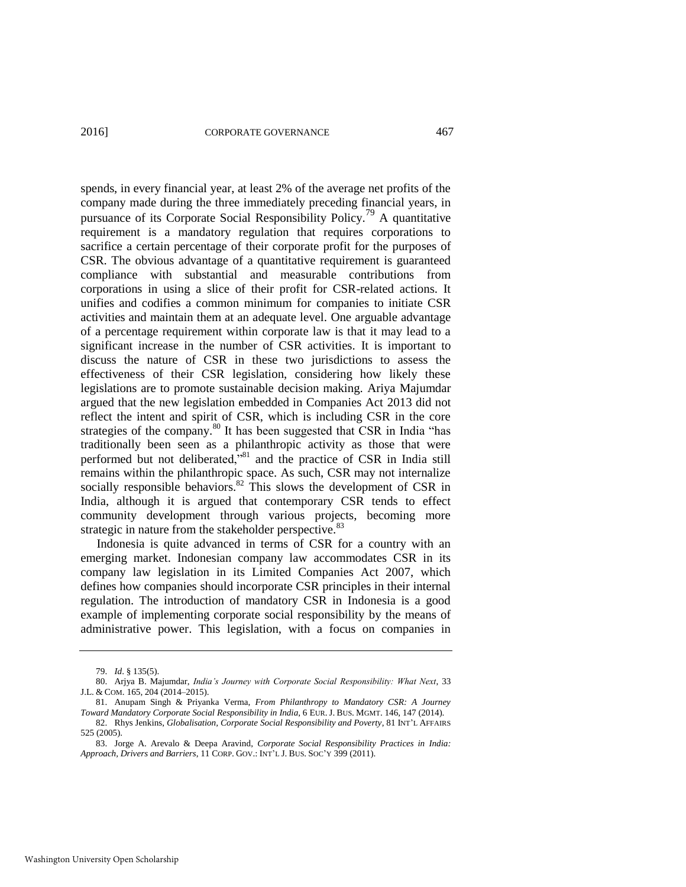spends, in every financial year, at least 2% of the average net profits of the company made during the three immediately preceding financial years, in pursuance of its Corporate Social Responsibility Policy.[79] A quantitative requirement is a mandatory regulation that requires corporations to sacrifice a certain percentage of their corporate profit for the purposes of CSR. The obvious advantage of a quantitative requirement is guaranteed compliance with substantial and measurable contributions from corporations in using a slice of their profit for CSR-related actions. It unifies and codifies a common minimum for companies to initiate CSR activities and maintain them at an adequate level. One arguable advantage of a percentage requirement within corporate law is that it may lead to a significant increase in the number of CSR activities. It is important to discuss the nature of CSR in these two jurisdictions to assess the effectiveness of their CSR legislation, considering how likely these legislations are to promote sustainable decision making. Ariya Majumdar argued that the new legislation embedded in Companies Act 2013 did not reflect the intent and spirit of CSR, which is including CSR in the core strategies of the company.[80] It has been suggested that CSR in India "has traditionally been seen as a philanthropic activity as those that were performed but not deliberated,"[81] and the practice of CSR in India still remains within the philanthropic space. As such, CSR may not internalize socially responsible behaviors.[82] This slows the development of CSR in India, although it is argued that contemporary CSR tends to effect community development through various projects, becoming more strategic in nature from the stakeholder perspective.[83]

Indonesia is quite advanced in terms of CSR for a country with an emerging market. Indonesian company law accommodates CSR in its company law legislation in its Limited Companies Act 2007, which defines how companies should incorporate CSR principles in their internal regulation. The introduction of mandatory CSR in Indonesia is a good example of implementing corporate social responsibility by the means of administrative power. This legislation, with a focus on companies in

---

79. *Id*. § 135(5).

80. Arjya B. Majumdar, *India's Journey with Corporate Social Responsibility: What Next*, 33 J.L. & COM. 165, 204 (2014–2015).

81. Anupam Singh & Priyanka Verma, *From Philanthropy to Mandatory CSR: A Journey Toward Mandatory Corporate Social Responsibility in India*, 6 EUR. J. BUS. MGMT. 146, 147 (2014).

82. Rhys Jenkins, *Globalisation, Corporate Social Responsibility and Poverty*, 81 INT'L AFFAIRS 525 (2005).

83. Jorge A. Arevalo & Deepa Aravind, *Corporate Social Responsibility Practices in India: Approach, Drivers and Barriers*, 11 CORP. GOV.: INT'L J. BUS. SOC'Y 399 (2011).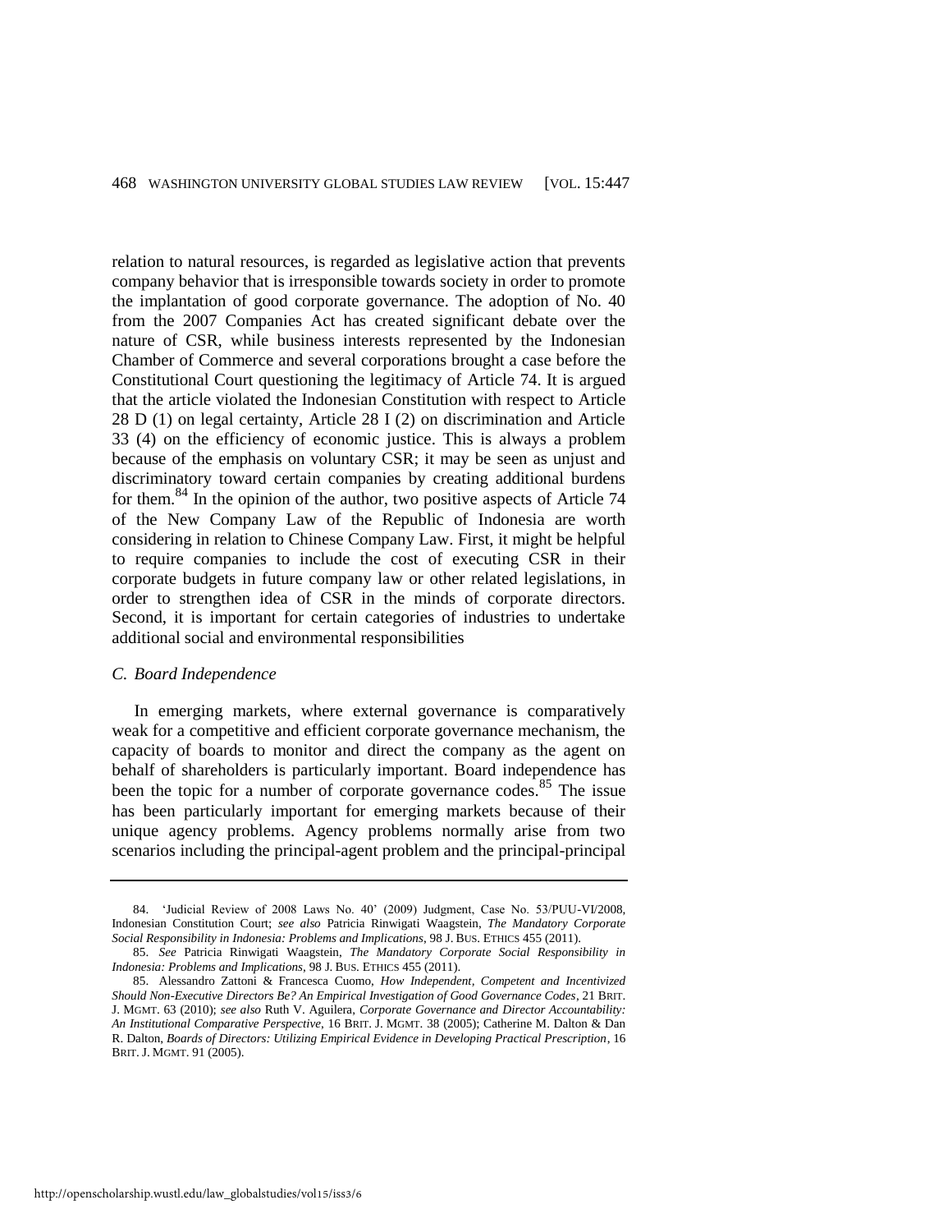relation to natural resources, is regarded as legislative action that prevents company behavior that is irresponsible towards society in order to promote the implantation of good corporate governance. The adoption of No. 40 from the 2007 Companies Act has created significant debate over the nature of CSR, while business interests represented by the Indonesian Chamber of Commerce and several corporations brought a case before the Constitutional Court questioning the legitimacy of Article 74. It is argued that the article violated the Indonesian Constitution with respect to Article 28 D (1) on legal certainty, Article 28 I (2) on discrimination and Article 33 (4) on the efficiency of economic justice. This is always a problem because of the emphasis on voluntary CSR; it may be seen as unjust and discriminatory toward certain companies by creating additional burdens for them.[84] In the opinion of the author, two positive aspects of Article 74 of the New Company Law of the Republic of Indonesia are worth considering in relation to Chinese Company Law. First, it might be helpful to require companies to include the cost of executing CSR in their corporate budgets in future company law or other related legislations, in order to strengthen idea of CSR in the minds of corporate directors. Second, it is important for certain categories of industries to undertake additional social and environmental responsibilities

### *C. Board Independence*

In emerging markets, where external governance is comparatively weak for a competitive and efficient corporate governance mechanism, the capacity of boards to monitor and direct the company as the agent on behalf of shareholders is particularly important. Board independence has been the topic for a number of corporate governance codes.[85] The issue has been particularly important for emerging markets because of their unique agency problems. Agency problems normally arise from two scenarios including the principal-agent problem and the principal-principal

---

84. 'Judicial Review of 2008 Laws No. 40' (2009) Judgment, Case No. 53/PUU-VI/2008, Indonesian Constitution Court; *see also* Patricia Rinwigati Waagstein, *The Mandatory Corporate Social Responsibility in Indonesia: Problems and Implications*, 98 J. BUS. ETHICS 455 (2011).

85. *See* Patricia Rinwigati Waagstein, *The Mandatory Corporate Social Responsibility in Indonesia: Problems and Implications*, 98 J. BUS. ETHICS 455 (2011).

85. Alessandro Zattoni & Francesca Cuomo, *How Independent, Competent and Incentivized Should Non-Executive Directors Be? An Empirical Investigation of Good Governance Codes*, 21 BRIT. J. MGMT. 63 (2010); *see also* Ruth V. Aguilera, *Corporate Governance and Director Accountability: An Institutional Comparative Perspective*, 16 BRIT. J. MGMT. 38 (2005); Catherine M. Dalton & Dan R. Dalton, *Boards of Directors: Utilizing Empirical Evidence in Developing Practical Prescription*, 16 BRIT. J. MGMT. 91 (2005).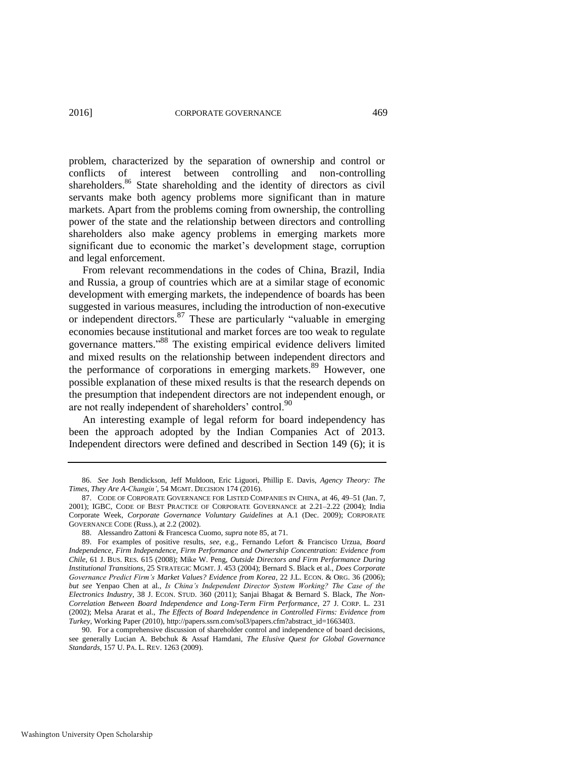problem, characterized by the separation of ownership and control or conflicts of interest between controlling and non-controlling shareholders.[86] State shareholding and the identity of directors as civil servants make both agency problems more significant than in mature markets. Apart from the problems coming from ownership, the controlling power of the state and the relationship between directors and controlling shareholders also make agency problems in emerging markets more significant due to economic the market's development stage, corruption and legal enforcement.

From relevant recommendations in the codes of China, Brazil, India and Russia, a group of countries which are at a similar stage of economic development with emerging markets, the independence of boards has been suggested in various measures, including the introduction of non-executive or independent directors.[87] These are particularly "valuable in emerging economies because institutional and market forces are too weak to regulate governance matters."[88] The existing empirical evidence delivers limited and mixed results on the relationship between independent directors and the performance of corporations in emerging markets.[89] However, one possible explanation of these mixed results is that the research depends on the presumption that independent directors are not independent enough, or are not really independent of shareholders' control.[90]

An interesting example of legal reform for board independency has been the approach adopted by the Indian Companies Act of 2013. Independent directors were defined and described in Section 149 (6); it is

---

86. *See* Josh Bendickson, Jeff Muldoon, Eric Liguori, Phillip E. Davis, *Agency Theory: The Times, They Are A-Changin'*, 54 MGMT. DECISION 174 (2016).

87. CODE OF CORPORATE GOVERNANCE FOR LISTED COMPANIES IN CHINA, at 46, 49–51 (Jan. 7, 2001); IGBC, CODE OF BEST PRACTICE OF CORPORATE GOVERNANCE at 2.21–2.22 (2004); India Corporate Week, *Corporate Governance Voluntary Guidelines* at A.1 (Dec. 2009); CORPORATE GOVERNANCE CODE (Russ.), at 2.2 (2002).

88. Alessandro Zattoni & Francesca Cuomo, *supra* note 85, at 71.

89. For examples of positive results, *see*, e.g., Fernando Lefort & Francisco Urzua, *Board Independence, Firm Independence, Firm Performance and Ownership Concentration: Evidence from Chile*, 61 J. BUS. RES. 615 (2008); Mike W. Peng, *Outside Directors and Firm Performance During Institutional Transitions*, 25 STRATEGIC MGMT. J. 453 (2004); Bernard S. Black et al., *Does Corporate Governance Predict Firm's Market Values? Evidence from Korea*, 22 J.L. ECON. & ORG. 36 (2006); *but see* Yenpao Chen at al., *Is China's Independent Director System Working? The Case of the Electronics Industry*, 38 J. ECON. STUD. 360 (2011); Sanjai Bhagat & Bernard S. Black, *The Non-Correlation Between Board Independence and Long-Term Firm Performance*, 27 J. CORP. L. 231 (2002); Melsa Ararat et al., *The Effects of Board Independence in Controlled Firms: Evidence from Turkey*, Working Paper (2010), http://papers.ssrn.com/sol3/papers.cfm?abstract_id=1663403.

90. For a comprehensive discussion of shareholder control and independence of board decisions, see generally Lucian A. Bebchuk & Assaf Hamdani, *The Elusive Quest for Global Governance Standards*, 157 U. PA. L. REV. 1263 (2009).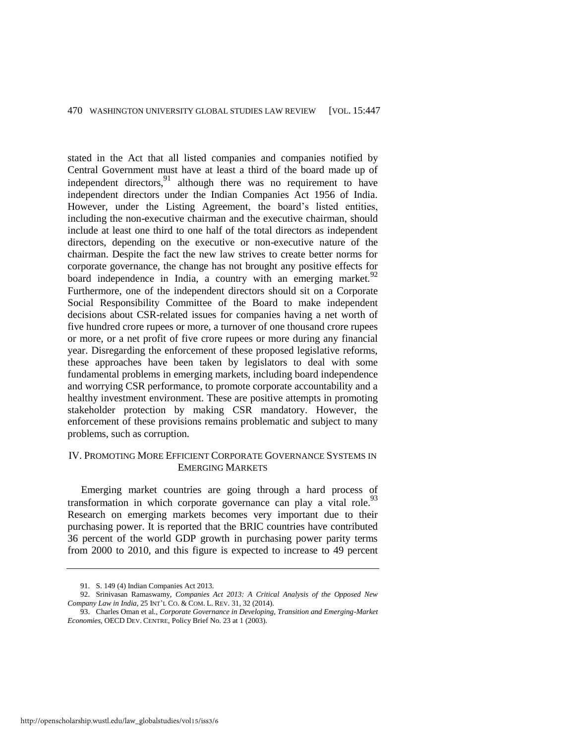stated in the Act that all listed companies and companies notified by Central Government must have at least a third of the board made up of independent directors,[91] although there was no requirement to have independent directors under the Indian Companies Act 1956 of India. However, under the Listing Agreement, the board's listed entities, including the non-executive chairman and the executive chairman, should include at least one third to one half of the total directors as independent directors, depending on the executive or non-executive nature of the chairman. Despite the fact the new law strives to create better norms for corporate governance, the change has not brought any positive effects for board independence in India, a country with an emerging market.[92] Furthermore, one of the independent directors should sit on a Corporate Social Responsibility Committee of the Board to make independent decisions about CSR-related issues for companies having a net worth of five hundred crore rupees or more, a turnover of one thousand crore rupees or more, or a net profit of five crore rupees or more during any financial year. Disregarding the enforcement of these proposed legislative reforms, these approaches have been taken by legislators to deal with some fundamental problems in emerging markets, including board independence and worrying CSR performance, to promote corporate accountability and a healthy investment environment. These are positive attempts in promoting stakeholder protection by making CSR mandatory. However, the enforcement of these provisions remains problematic and subject to many problems, such as corruption.

## IV. PROMOTING MORE EFFICIENT CORPORATE GOVERNANCE SYSTEMS IN EMERGING MARKETS

Emerging market countries are going through a hard process of transformation in which corporate governance can play a vital role.[93] Research on emerging markets becomes very important due to their purchasing power. It is reported that the BRIC countries have contributed 36 percent of the world GDP growth in purchasing power parity terms from 2000 to 2010, and this figure is expected to increase to 49 percent

---

91. S. 149 (4) Indian Companies Act 2013.

92. Srinivasan Ramaswamy, *Companies Act 2013: A Critical Analysis of the Opposed New Company Law in India*, 25 INT'L CO. & COM. L. REV. 31, 32 (2014).

93. Charles Oman et al., *Corporate Governance in Developing, Transition and Emerging-Market Economies*, OECD DEV. CENTRE, Policy Brief No. 23 at 1 (2003).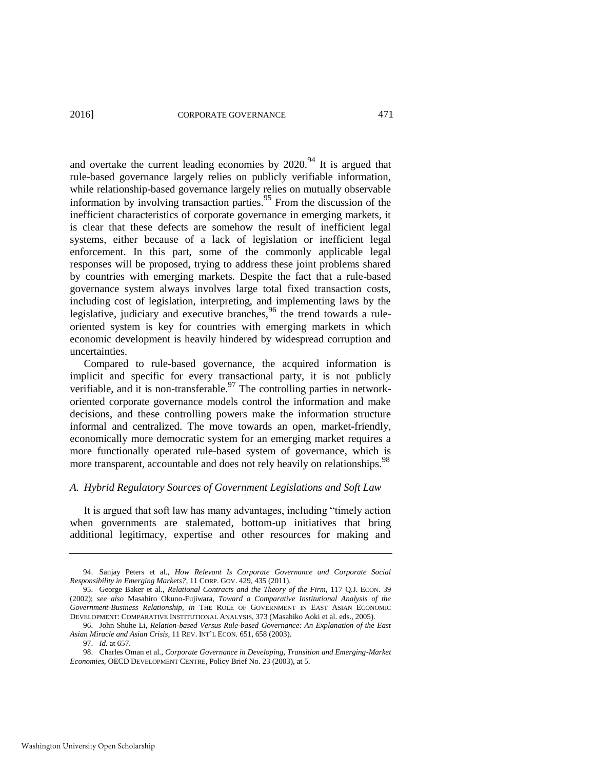and overtake the current leading economies by 2020.[94] It is argued that rule-based governance largely relies on publicly verifiable information, while relationship-based governance largely relies on mutually observable information by involving transaction parties.[95] From the discussion of the inefficient characteristics of corporate governance in emerging markets, it is clear that these defects are somehow the result of inefficient legal systems, either because of a lack of legislation or inefficient legal enforcement. In this part, some of the commonly applicable legal responses will be proposed, trying to address these joint problems shared by countries with emerging markets. Despite the fact that a rule-based governance system always involves large total fixed transaction costs, including cost of legislation, interpreting, and implementing laws by the legislative, judiciary and executive branches,[96] the trend towards a rule-oriented system is key for countries with emerging markets in which economic development is heavily hindered by widespread corruption and uncertainties.

Compared to rule-based governance, the acquired information is implicit and specific for every transactional party, it is not publicly verifiable, and it is non-transferable.[97] The controlling parties in network-oriented corporate governance models control the information and make decisions, and these controlling powers make the information structure informal and centralized. The move towards an open, market-friendly, economically more democratic system for an emerging market requires a more functionally operated rule-based system of governance, which is more transparent, accountable and does not rely heavily on relationships.[98]

### *A. Hybrid Regulatory Sources of Government Legislations and Soft Law*

It is argued that soft law has many advantages, including "timely action when governments are stalemated, bottom-up initiatives that bring additional legitimacy, expertise and other resources for making and

---

94. Sanjay Peters et al., *How Relevant Is Corporate Governance and Corporate Social Responsibility in Emerging Markets?*, 11 CORP. GOV. 429, 435 (2011).

95. George Baker et al., *Relational Contracts and the Theory of the Firm*, 117 Q.J. ECON. 39 (2002); *see also* Masahiro Okuno-Fujiwara, *Toward a Comparative Institutional Analysis of the Government-Business Relationship*, *in* THE ROLE OF GOVERNMENT IN EAST ASIAN ECONOMIC DEVELOPMENT: COMPARATIVE INSTITUTIONAL ANALYSIS, 373 (Masahiko Aoki et al. eds., 2005).

96. John Shuhe Li, *Relation-based Versus Rule-based Governance: An Explanation of the East Asian Miracle and Asian Crisis*, 11 REV. INT'L ECON. 651, 658 (2003).

97. *Id.* at 657.

98. Charles Oman et al., *Corporate Governance in Developing, Transition and Emerging-Market Economies*, OECD DEVELOPMENT CENTRE, Policy Brief No. 23 (2003), at 5.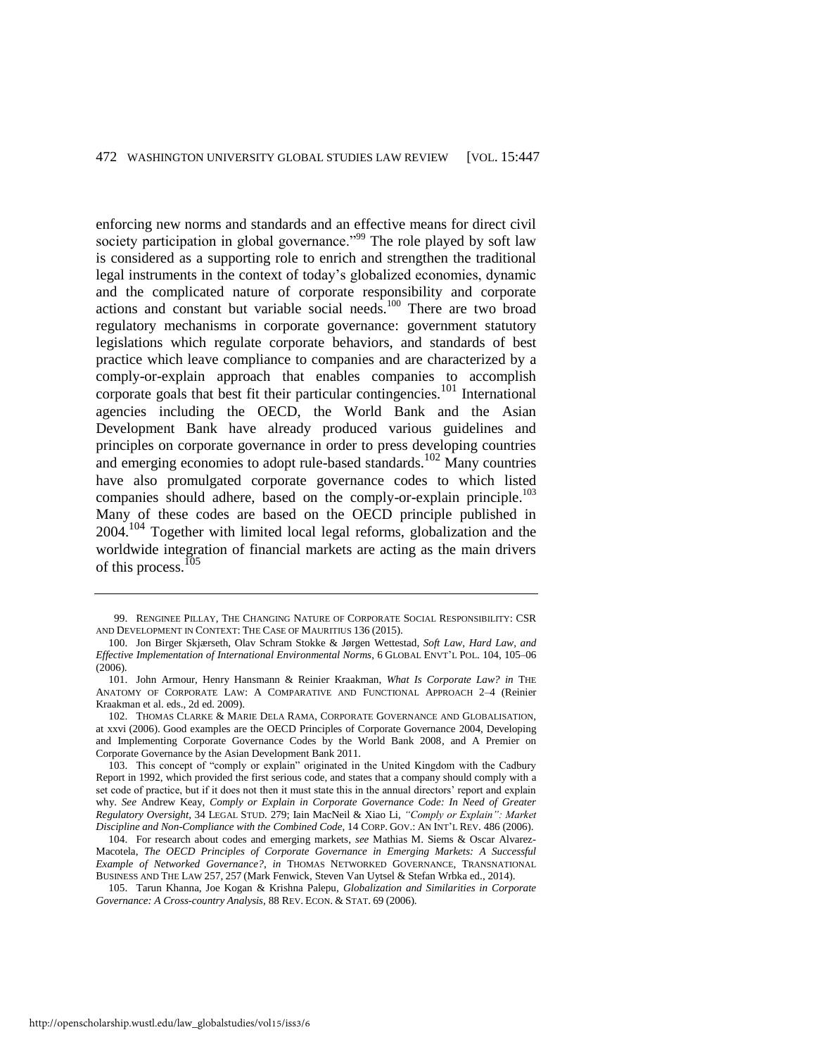enforcing new norms and standards and an effective means for direct civil society participation in global governance."[99] The role played by soft law is considered as a supporting role to enrich and strengthen the traditional legal instruments in the context of today's globalized economies, dynamic and the complicated nature of corporate responsibility and corporate actions and constant but variable social needs.[100] There are two broad regulatory mechanisms in corporate governance: government statutory legislations which regulate corporate behaviors, and standards of best practice which leave compliance to companies and are characterized by a comply-or-explain approach that enables companies to accomplish corporate goals that best fit their particular contingencies.[101] International agencies including the OECD, the World Bank and the Asian Development Bank have already produced various guidelines and principles on corporate governance in order to press developing countries and emerging economies to adopt rule-based standards.[102] Many countries have also promulgated corporate governance codes to which listed companies should adhere, based on the comply-or-explain principle.[103] Many of these codes are based on the OECD principle published in 2004.[104] Together with limited local legal reforms, globalization and the worldwide integration of financial markets are acting as the main drivers of this process.[105]

---

99. RENGINEE PILLAY, THE CHANGING NATURE OF CORPORATE SOCIAL RESPONSIBILITY: CSR AND DEVELOPMENT IN CONTEXT: THE CASE OF MAURITIUS 136 (2015).

100. Jon Birger Skjærseth, Olav Schram Stokke & Jørgen Wettestad, *Soft Law, Hard Law, and Effective Implementation of International Environmental Norms*, 6 GLOBAL ENVT'L POL. 104, 105–06 (2006).

101. John Armour, Henry Hansmann & Reinier Kraakman, *What Is Corporate Law? in* THE ANATOMY OF CORPORATE LAW: A COMPARATIVE AND FUNCTIONAL APPROACH 2–4 (Reinier Kraakman et al. eds., 2d ed. 2009).

102. THOMAS CLARKE & MARIE DELA RAMA, CORPORATE GOVERNANCE AND GLOBALISATION, at xxvi (2006). Good examples are the OECD Principles of Corporate Governance 2004, Developing and Implementing Corporate Governance Codes by the World Bank 2008, and A Premier on Corporate Governance by the Asian Development Bank 2011.

103. This concept of "comply or explain" originated in the United Kingdom with the Cadbury Report in 1992, which provided the first serious code, and states that a company should comply with a set code of practice, but if it does not then it must state this in the annual directors' report and explain why. *See* Andrew Keay, *Comply or Explain in Corporate Governance Code: In Need of Greater Regulatory Oversight*, 34 LEGAL STUD. 279; Iain MacNeil & Xiao Li, *"Comply or Explain": Market Discipline and Non-Compliance with the Combined Code*, 14 CORP. GOV.: AN INT'L REV. 486 (2006).

104. For research about codes and emerging markets, *see* Mathias M. Siems & Oscar Alvarez-Macotela, *The OECD Principles of Corporate Governance in Emerging Markets: A Successful Example of Networked Governance?*, *in* THOMAS NETWORKED GOVERNANCE, TRANSNATIONAL BUSINESS AND THE LAW 257, 257 (Mark Fenwick, Steven Van Uytsel & Stefan Wrbka ed., 2014).

105. Tarun Khanna, Joe Kogan & Krishna Palepu, *Globalization and Similarities in Corporate Governance: A Cross-country Analysis*, 88 REV. ECON. & STAT. 69 (2006).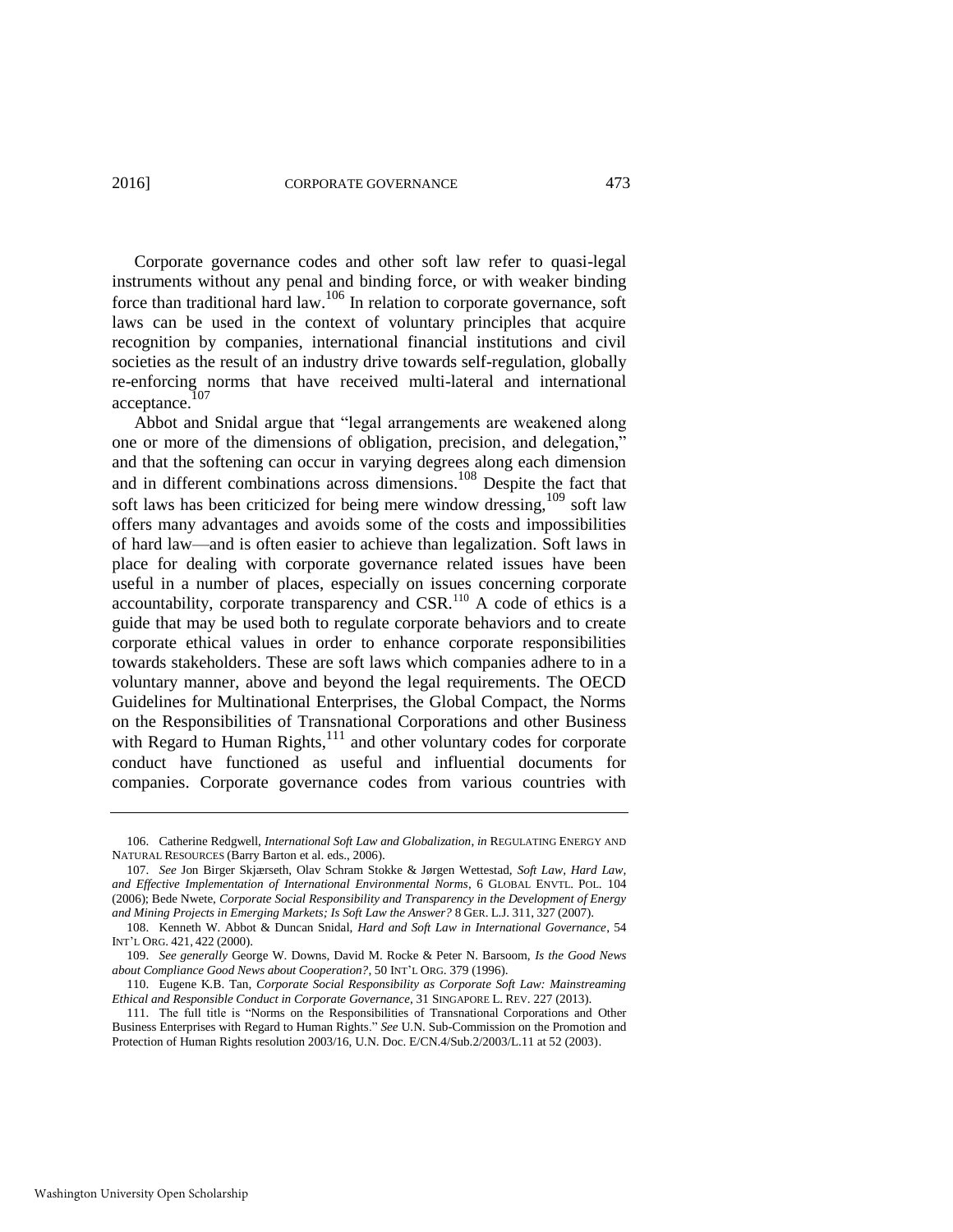Corporate governance codes and other soft law refer to quasi-legal instruments without any penal and binding force, or with weaker binding force than traditional hard law.[106] In relation to corporate governance, soft laws can be used in the context of voluntary principles that acquire recognition by companies, international financial institutions and civil societies as the result of an industry drive towards self-regulation, globally re-enforcing norms that have received multi-lateral and international acceptance.[107]

Abbot and Snidal argue that "legal arrangements are weakened along one or more of the dimensions of obligation, precision, and delegation," and that the softening can occur in varying degrees along each dimension and in different combinations across dimensions.[108] Despite the fact that soft laws has been criticized for being mere window dressing,[109] soft law offers many advantages and avoids some of the costs and impossibilities of hard law—and is often easier to achieve than legalization. Soft laws in place for dealing with corporate governance related issues have been useful in a number of places, especially on issues concerning corporate accountability, corporate transparency and CSR.[110] A code of ethics is a guide that may be used both to regulate corporate behaviors and to create corporate ethical values in order to enhance corporate responsibilities towards stakeholders. These are soft laws which companies adhere to in a voluntary manner, above and beyond the legal requirements. The OECD Guidelines for Multinational Enterprises, the Global Compact, the Norms on the Responsibilities of Transnational Corporations and other Business with Regard to Human Rights,[111] and other voluntary codes for corporate conduct have functioned as useful and influential documents for companies. Corporate governance codes from various countries with

---

106. Catherine Redgwell, *International Soft Law and Globalization*, *in* REGULATING ENERGY AND NATURAL RESOURCES (Barry Barton et al. eds., 2006).

107. *See* Jon Birger Skjærseth, Olav Schram Stokke & Jørgen Wettestad, *Soft Law, Hard Law, and Effective Implementation of International Environmental Norms*, 6 GLOBAL ENVTL. POL. 104 (2006); Bede Nwete, *Corporate Social Responsibility and Transparency in the Development of Energy and Mining Projects in Emerging Markets; Is Soft Law the Answer?* 8 GER. L.J. 311, 327 (2007).

108. Kenneth W. Abbot & Duncan Snidal, *Hard and Soft Law in International Governance*, 54 INT'L ORG. 421, 422 (2000).

109. *See generally* George W. Downs, David M. Rocke & Peter N. Barsoom, *Is the Good News about Compliance Good News about Cooperation?*, 50 INT'L ORG. 379 (1996).

110. Eugene K.B. Tan, *Corporate Social Responsibility as Corporate Soft Law: Mainstreaming Ethical and Responsible Conduct in Corporate Governance*, 31 SINGAPORE L. REV. 227 (2013).

111. The full title is "Norms on the Responsibilities of Transnational Corporations and Other Business Enterprises with Regard to Human Rights." *See* U.N. Sub-Commission on the Promotion and Protection of Human Rights resolution 2003/16, U.N. Doc. E/CN.4/Sub.2/2003/L.11 at 52 (2003).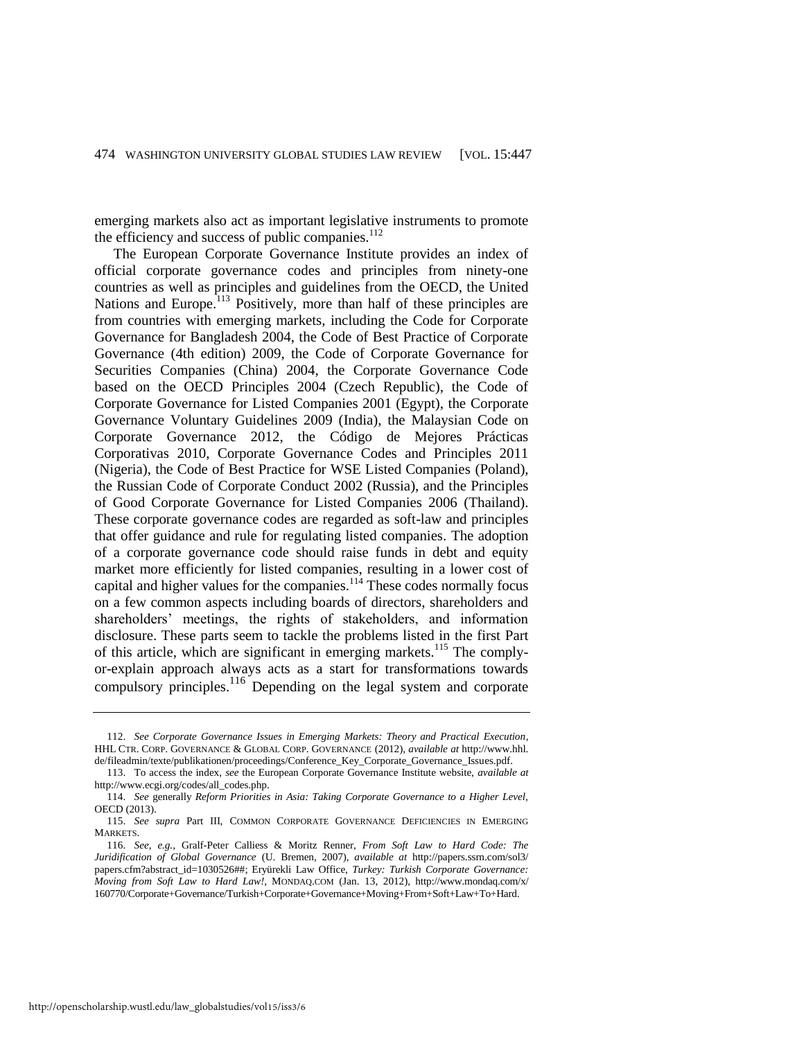emerging markets also act as important legislative instruments to promote the efficiency and success of public companies.[112]

The European Corporate Governance Institute provides an index of official corporate governance codes and principles from ninety-one countries as well as principles and guidelines from the OECD, the United Nations and Europe.[113] Positively, more than half of these principles are from countries with emerging markets, including the Code for Corporate Governance for Bangladesh 2004, the Code of Best Practice of Corporate Governance (4th edition) 2009, the Code of Corporate Governance for Securities Companies (China) 2004, the Corporate Governance Code based on the OECD Principles 2004 (Czech Republic), the Code of Corporate Governance for Listed Companies 2001 (Egypt), the Corporate Governance Voluntary Guidelines 2009 (India), the Malaysian Code on Corporate Governance 2012, the Código de Mejores Prácticas Corporativas 2010, Corporate Governance Codes and Principles 2011 (Nigeria), the Code of Best Practice for WSE Listed Companies (Poland), the Russian Code of Corporate Conduct 2002 (Russia), and the Principles of Good Corporate Governance for Listed Companies 2006 (Thailand). These corporate governance codes are regarded as soft-law and principles that offer guidance and rule for regulating listed companies. The adoption of a corporate governance code should raise funds in debt and equity market more efficiently for listed companies, resulting in a lower cost of capital and higher values for the companies.[114] These codes normally focus on a few common aspects including boards of directors, shareholders and shareholders' meetings, the rights of stakeholders, and information disclosure. These parts seem to tackle the problems listed in the first Part of this article, which are significant in emerging markets.[115] The comply-or-explain approach always acts as a start for transformations towards compulsory principles.[116] Depending on the legal system and corporate

---

112. *See Corporate Governance Issues in Emerging Markets: Theory and Practical Execution*, HHL CTR. CORP. GOVERNANCE & GLOBAL CORP. GOVERNANCE (2012), *available at* http://www.hhl.de/fileadmin/texte/publikationen/proceedings/Conference_Key_Corporate_Governance_Issues.pdf.

113. To access the index, *see* the European Corporate Governance Institute website, *available at* http://www.ecgi.org/codes/all_codes.php.

114. *See* generally *Reform Priorities in Asia: Taking Corporate Governance to a Higher Level*, OECD (2013).

115. *See supra* Part III, COMMON CORPORATE GOVERNANCE DEFICIENCIES IN EMERGING MARKETS.

116. *See*, *e.g.*, Gralf-Peter Calliess & Moritz Renner, *From Soft Law to Hard Code: The Juridification of Global Governance* (U. Bremen, 2007), *available at* http://papers.ssrn.com/sol3/papers.cfm?abstract_id=1030526##; Eryürekli Law Office, *Turkey: Turkish Corporate Governance: Moving from Soft Law to Hard Law!*, MONDAQ.COM (Jan. 13, 2012), http://www.mondaq.com/x/160770/Corporate+Governance/Turkish+Corporate+Governance+Moving+From+Soft+Law+To+Hard.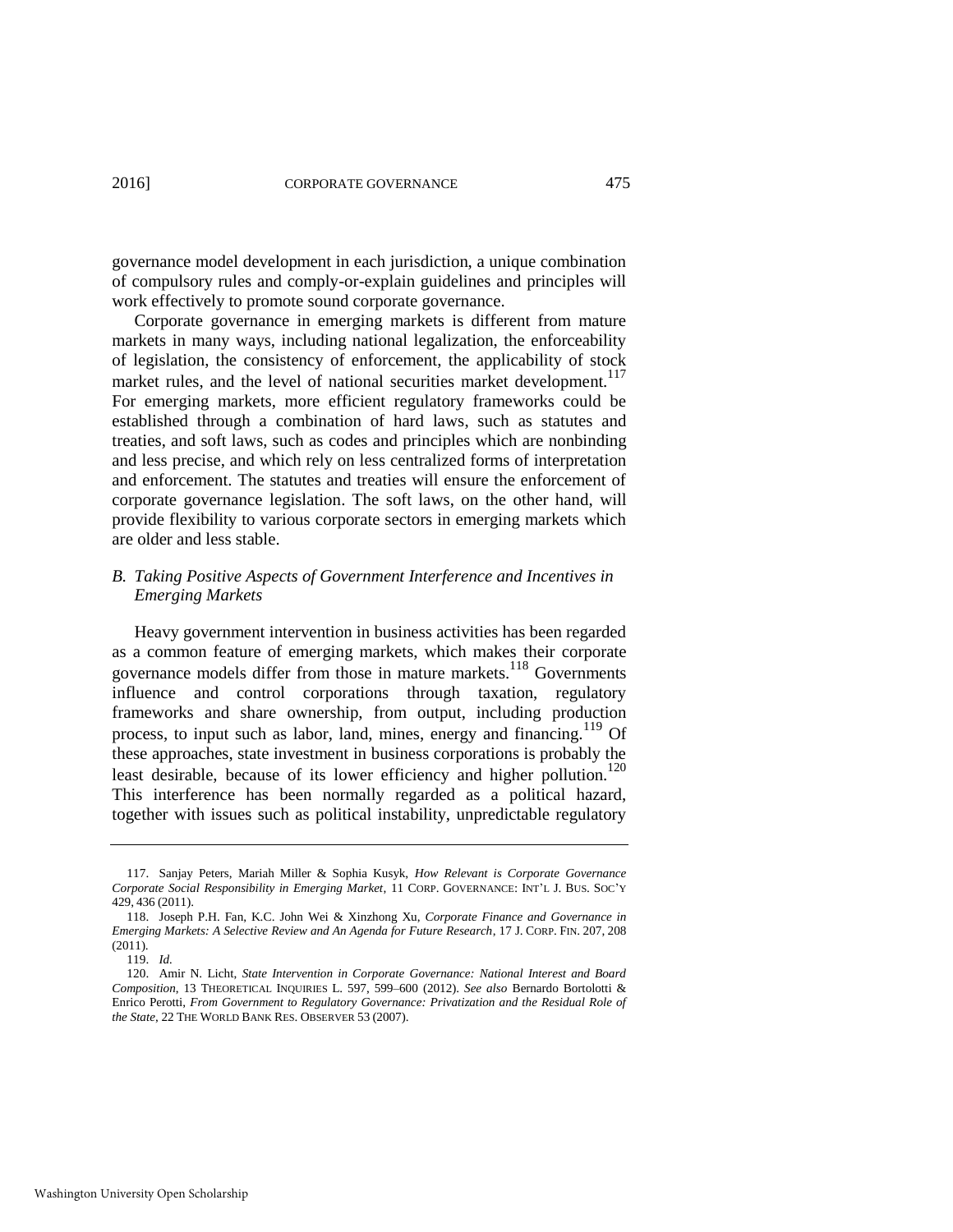governance model development in each jurisdiction, a unique combination of compulsory rules and comply-or-explain guidelines and principles will work effectively to promote sound corporate governance.

Corporate governance in emerging markets is different from mature markets in many ways, including national legalization, the enforceability of legislation, the consistency of enforcement, the applicability of stock market rules, and the level of national securities market development.[117] For emerging markets, more efficient regulatory frameworks could be established through a combination of hard laws, such as statutes and treaties, and soft laws, such as codes and principles which are nonbinding and less precise, and which rely on less centralized forms of interpretation and enforcement. The statutes and treaties will ensure the enforcement of corporate governance legislation. The soft laws, on the other hand, will provide flexibility to various corporate sectors in emerging markets which are older and less stable.

### *B. Taking Positive Aspects of Government Interference and Incentives in Emerging Markets*

Heavy government intervention in business activities has been regarded as a common feature of emerging markets, which makes their corporate governance models differ from those in mature markets.[118] Governments influence and control corporations through taxation, regulatory frameworks and share ownership, from output, including production process, to input such as labor, land, mines, energy and financing.[119] Of these approaches, state investment in business corporations is probably the least desirable, because of its lower efficiency and higher pollution.[120] This interference has been normally regarded as a political hazard, together with issues such as political instability, unpredictable regulatory

---

117. Sanjay Peters, Mariah Miller & Sophia Kusyk, *How Relevant is Corporate Governance Corporate Social Responsibility in Emerging Market*, 11 CORP. GOVERNANCE: INT'L J. BUS. SOC'Y 429, 436 (2011).

118. Joseph P.H. Fan, K.C. John Wei & Xinzhong Xu, *Corporate Finance and Governance in Emerging Markets: A Selective Review and An Agenda for Future Research*, 17 J. CORP. FIN. 207, 208 (2011).

119. *Id.*

120. Amir N. Licht, *State Intervention in Corporate Governance: National Interest and Board Composition*, 13 THEORETICAL INQUIRIES L. 597, 599–600 (2012). *See also* Bernardo Bortolotti & Enrico Perotti, *From Government to Regulatory Governance: Privatization and the Residual Role of the State*, 22 THE WORLD BANK RES. OBSERVER 53 (2007).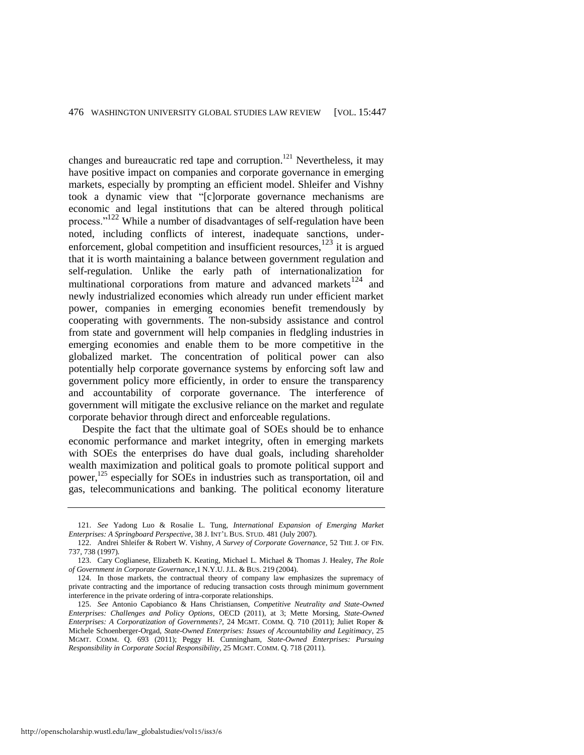changes and bureaucratic red tape and corruption.[121] Nevertheless, it may have positive impact on companies and corporate governance in emerging markets, especially by prompting an efficient model. Shleifer and Vishny took a dynamic view that "[c]orporate governance mechanisms are economic and legal institutions that can be altered through political process."[122] While a number of disadvantages of self-regulation have been noted, including conflicts of interest, inadequate sanctions, under-enforcement, global competition and insufficient resources,[123] it is argued that it is worth maintaining a balance between government regulation and self-regulation. Unlike the early path of internationalization for multinational corporations from mature and advanced markets[124] and newly industrialized economies which already run under efficient market power, companies in emerging economies benefit tremendously by cooperating with governments. The non-subsidy assistance and control from state and government will help companies in fledgling industries in emerging economies and enable them to be more competitive in the globalized market. The concentration of political power can also potentially help corporate governance systems by enforcing soft law and government policy more efficiently, in order to ensure the transparency and accountability of corporate governance. The interference of government will mitigate the exclusive reliance on the market and regulate corporate behavior through direct and enforceable regulations.

Despite the fact that the ultimate goal of SOEs should be to enhance economic performance and market integrity, often in emerging markets with SOEs the enterprises do have dual goals, including shareholder wealth maximization and political goals to promote political support and power,[125] especially for SOEs in industries such as transportation, oil and gas, telecommunications and banking. The political economy literature

---

121. *See* Yadong Luo & Rosalie L. Tung, *International Expansion of Emerging Market Enterprises: A Springboard Perspective*, 38 J. INT'L BUS. STUD. 481 (July 2007).

122. Andrei Shleifer & Robert W. Vishny, *A Survey of Corporate Governance*, 52 THE J. OF FIN. 737, 738 (1997).

123. Cary Coglianese, Elizabeth K. Keating, Michael L. Michael & Thomas J. Healey, *The Role of Government in Corporate Governance*, 1 N.Y.U. J.L. & BUS. 219 (2004).

124. In those markets, the contractual theory of company law emphasizes the supremacy of private contracting and the importance of reducing transaction costs through minimum government interference in the private ordering of intra-corporate relationships.

125. *See* Antonio Capobianco & Hans Christiansen, *Competitive Neutrality and State-Owned Enterprises: Challenges and Policy Options*, OECD (2011), at 3; Mette Morsing, *State-Owned Enterprises: A Corporatization of Governments?*, 24 MGMT. COMM. Q. 710 (2011); Juliet Roper & Michele Schoenberger-Orgad, *State-Owned Enterprises: Issues of Accountability and Legitimacy*, 25 MGMT. COMM. Q. 693 (2011); Peggy H. Cunningham, *State-Owned Enterprises: Pursuing Responsibility in Corporate Social Responsibility*, 25 MGMT. COMM. Q. 718 (2011).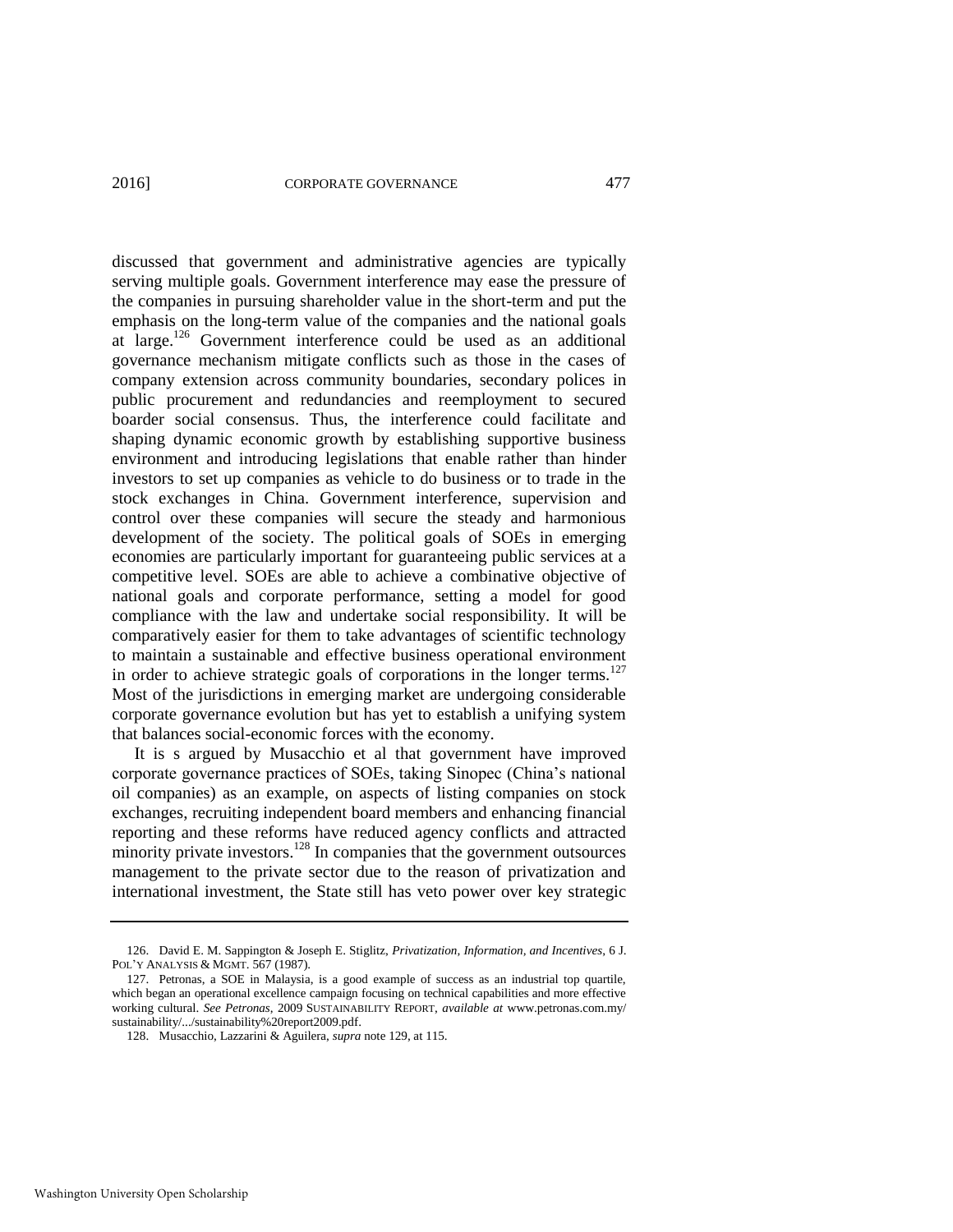discussed that government and administrative agencies are typically serving multiple goals. Government interference may ease the pressure of the companies in pursuing shareholder value in the short-term and put the emphasis on the long-term value of the companies and the national goals at large.[126] Government interference could be used as an additional governance mechanism mitigate conflicts such as those in the cases of company extension across community boundaries, secondary polices in public procurement and redundancies and reemployment to secured boarder social consensus. Thus, the interference could facilitate and shaping dynamic economic growth by establishing supportive business environment and introducing legislations that enable rather than hinder investors to set up companies as vehicle to do business or to trade in the stock exchanges in China. Government interference, supervision and control over these companies will secure the steady and harmonious development of the society. The political goals of SOEs in emerging economies are particularly important for guaranteeing public services at a competitive level. SOEs are able to achieve a combinative objective of national goals and corporate performance, setting a model for good compliance with the law and undertake social responsibility. It will be comparatively easier for them to take advantages of scientific technology to maintain a sustainable and effective business operational environment in order to achieve strategic goals of corporations in the longer terms.[127] Most of the jurisdictions in emerging market are undergoing considerable corporate governance evolution but has yet to establish a unifying system that balances social-economic forces with the economy.

It is s argued by Musacchio et al that government have improved corporate governance practices of SOEs, taking Sinopec (China's national oil companies) as an example, on aspects of listing companies on stock exchanges, recruiting independent board members and enhancing financial reporting and these reforms have reduced agency conflicts and attracted minority private investors.[128] In companies that the government outsources management to the private sector due to the reason of privatization and international investment, the State still has veto power over key strategic

---

126. David E. M. Sappington & Joseph E. Stiglitz, *Privatization, Information, and Incentives*, 6 J. POL'Y ANALYSIS & MGMT. 567 (1987).

127. Petronas, a SOE in Malaysia, is a good example of success as an industrial top quartile, which began an operational excellence campaign focusing on technical capabilities and more effective working cultural. *See Petronas*, 2009 SUSTAINABILITY REPORT, *available at* www.petronas.com.my/sustainability/.../sustainability%20report2009.pdf.

128. Musacchio, Lazzarini & Aguilera, *supra* note 129, at 115.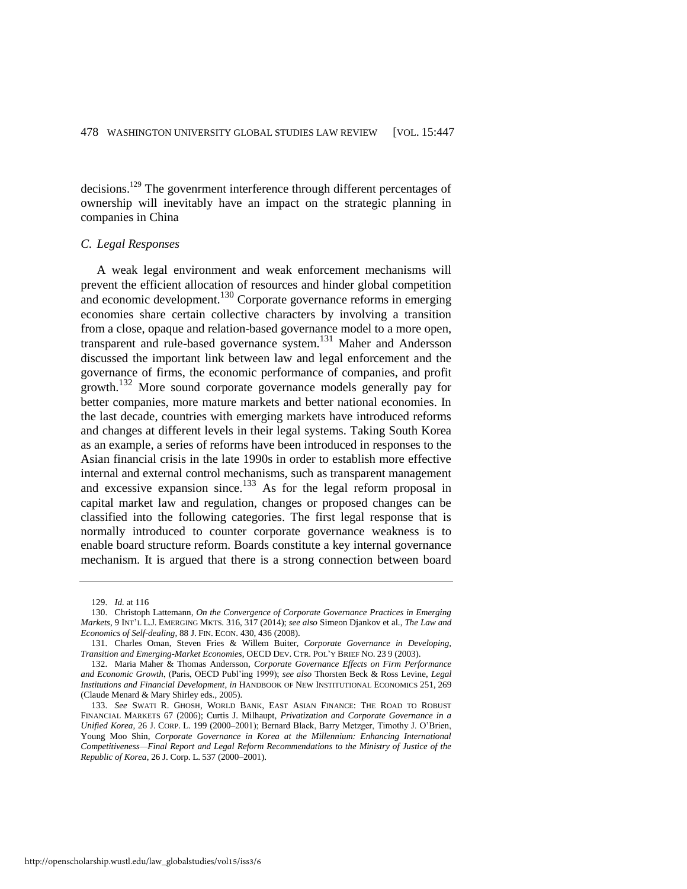decisions.[129] The govenrment interference through different percentages of ownership will inevitably have an impact on the strategic planning in companies in China

### *C. Legal Responses*

A weak legal environment and weak enforcement mechanisms will prevent the efficient allocation of resources and hinder global competition and economic development.[130] Corporate governance reforms in emerging economies share certain collective characters by involving a transition from a close, opaque and relation-based governance model to a more open, transparent and rule-based governance system.[131] Maher and Andersson discussed the important link between law and legal enforcement and the governance of firms, the economic performance of companies, and profit growth.[132] More sound corporate governance models generally pay for better companies, more mature markets and better national economies. In the last decade, countries with emerging markets have introduced reforms and changes at different levels in their legal systems. Taking South Korea as an example, a series of reforms have been introduced in responses to the Asian financial crisis in the late 1990s in order to establish more effective internal and external control mechanisms, such as transparent management and excessive expansion since.[133] As for the legal reform proposal in capital market law and regulation, changes or proposed changes can be classified into the following categories. The first legal response that is normally introduced to counter corporate governance weakness is to enable board structure reform. Boards constitute a key internal governance mechanism. It is argued that there is a strong connection between board

---

129. *Id.* at 116

130. Christoph Lattemann, *On the Convergence of Corporate Governance Practices in Emerging Markets*, 9 INT'L L.J. EMERGING MKTS. 316, 317 (2014); *see also* Simeon Djankov et al., *The Law and Economics of Self-dealing*, 88 J. FIN. ECON. 430, 436 (2008).

131. Charles Oman, Steven Fries & Willem Buiter, *Corporate Governance in Developing, Transition and Emerging-Market Economies*, OECD DEV. CTR. POL'Y BRIEF NO. 23 9 (2003).

132. Maria Maher & Thomas Andersson, *Corporate Governance Effects on Firm Performance and Economic Growth*, (Paris, OECD Publ'ing 1999); *see also* Thorsten Beck & Ross Levine, *Legal Institutions and Financial Development*, *in* HANDBOOK OF NEW INSTITUTIONAL ECONOMICS 251, 269 (Claude Menard & Mary Shirley eds., 2005).

133. *See* SWATI R. GHOSH, WORLD BANK, EAST ASIAN FINANCE: THE ROAD TO ROBUST FINANCIAL MARKETS 67 (2006); Curtis J. Milhaupt, *Privatization and Corporate Governance in a Unified Korea*, 26 J. CORP. L. 199 (2000–2001); Bernard Black, Barry Metzger, Timothy J. O'Brien, Young Moo Shin, *Corporate Governance in Korea at the Millennium: Enhancing International Competitiveness—Final Report and Legal Reform Recommendations to the Ministry of Justice of the Republic of Korea*, 26 J. Corp. L. 537 (2000–2001).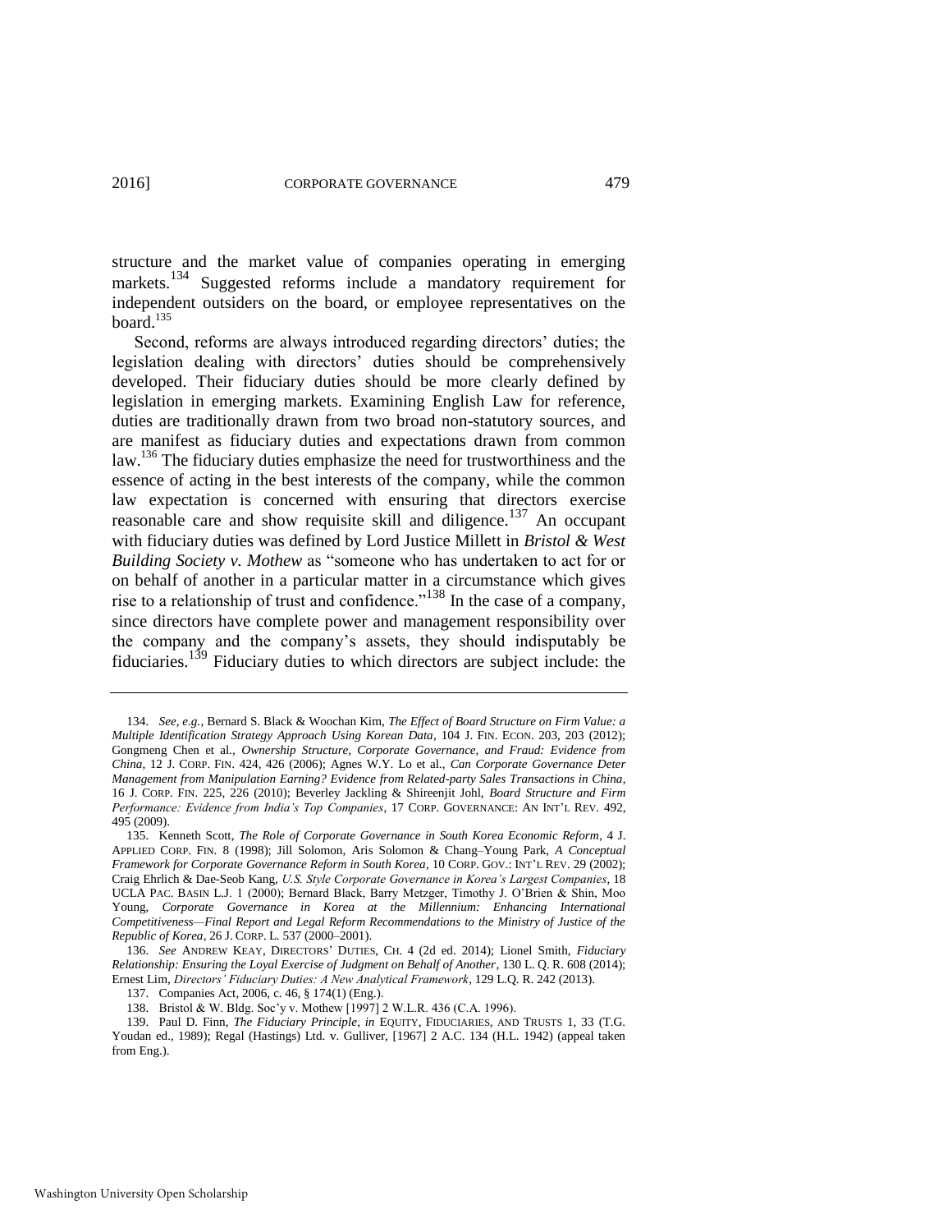structure and the market value of companies operating in emerging markets.[134] Suggested reforms include a mandatory requirement for independent outsiders on the board, or employee representatives on the board.[135]

Second, reforms are always introduced regarding directors' duties; the legislation dealing with directors' duties should be comprehensively developed. Their fiduciary duties should be more clearly defined by legislation in emerging markets. Examining English Law for reference, duties are traditionally drawn from two broad non-statutory sources, and are manifest as fiduciary duties and expectations drawn from common law.[136] The fiduciary duties emphasize the need for trustworthiness and the essence of acting in the best interests of the company, while the common law expectation is concerned with ensuring that directors exercise reasonable care and show requisite skill and diligence.[137] An occupant with fiduciary duties was defined by Lord Justice Millett in *Bristol & West Building Society v. Mothew* as "someone who has undertaken to act for or on behalf of another in a particular matter in a circumstance which gives rise to a relationship of trust and confidence."[138] In the case of a company, since directors have complete power and management responsibility over the company and the company's assets, they should indisputably be fiduciaries.[139] Fiduciary duties to which directors are subject include: the

---

134. *See, e.g.*, Bernard S. Black & Woochan Kim, *The Effect of Board Structure on Firm Value: a Multiple Identification Strategy Approach Using Korean Data*, 104 J. FIN. ECON. 203, 203 (2012); Gongmeng Chen et al., *Ownership Structure, Corporate Governance, and Fraud: Evidence from China*, 12 J. CORP. FIN. 424, 426 (2006); Agnes W.Y. Lo et al., *Can Corporate Governance Deter Management from Manipulation Earning? Evidence from Related-party Sales Transactions in China*, 16 J. CORP. FIN. 225, 226 (2010); Beverley Jackling & Shireenjit Johl, *Board Structure and Firm Performance: Evidence from India's Top Companies*, 17 CORP. GOVERNANCE: AN INT'L REV. 492, 495 (2009).

135. Kenneth Scott, *The Role of Corporate Governance in South Korea Economic Reform*, 4 J. APPLIED CORP. FIN. 8 (1998); Jill Solomon, Aris Solomon & Chang–Young Park, *A Conceptual Framework for Corporate Governance Reform in South Korea*, 10 CORP. GOV.: INT'L REV. 29 (2002); Craig Ehrlich & Dae-Seob Kang, *U.S. Style Corporate Governance in Korea's Largest Companies*, 18 UCLA PAC. BASIN L.J. 1 (2000); Bernard Black, Barry Metzger, Timothy J. O'Brien & Shin, Moo Young, *Corporate Governance in Korea at the Millennium: Enhancing International Competitiveness—Final Report and Legal Reform Recommendations to the Ministry of Justice of the Republic of Korea*, 26 J. CORP. L. 537 (2000–2001).

136. *See* ANDREW KEAY, DIRECTORS' DUTIES, CH. 4 (2d ed. 2014); Lionel Smith, *Fiduciary Relationship: Ensuring the Loyal Exercise of Judgment on Behalf of Another*, 130 L. Q. R. 608 (2014); Ernest Lim, *Directors' Fiduciary Duties: A New Analytical Framework*, 129 L.Q. R. 242 (2013).

137. Companies Act, 2006, c. 46, § 174(1) (Eng.).

138. Bristol & W. Bldg. Soc'y v. Mothew [1997] 2 W.L.R. 436 (C.A. 1996).

139. Paul D. Finn, *The Fiduciary Principle*, *in* EQUITY, FIDUCIARIES, AND TRUSTS 1, 33 (T.G. Youdan ed., 1989); Regal (Hastings) Ltd. v. Gulliver, [1967] 2 A.C. 134 (H.L. 1942) (appeal taken from Eng.).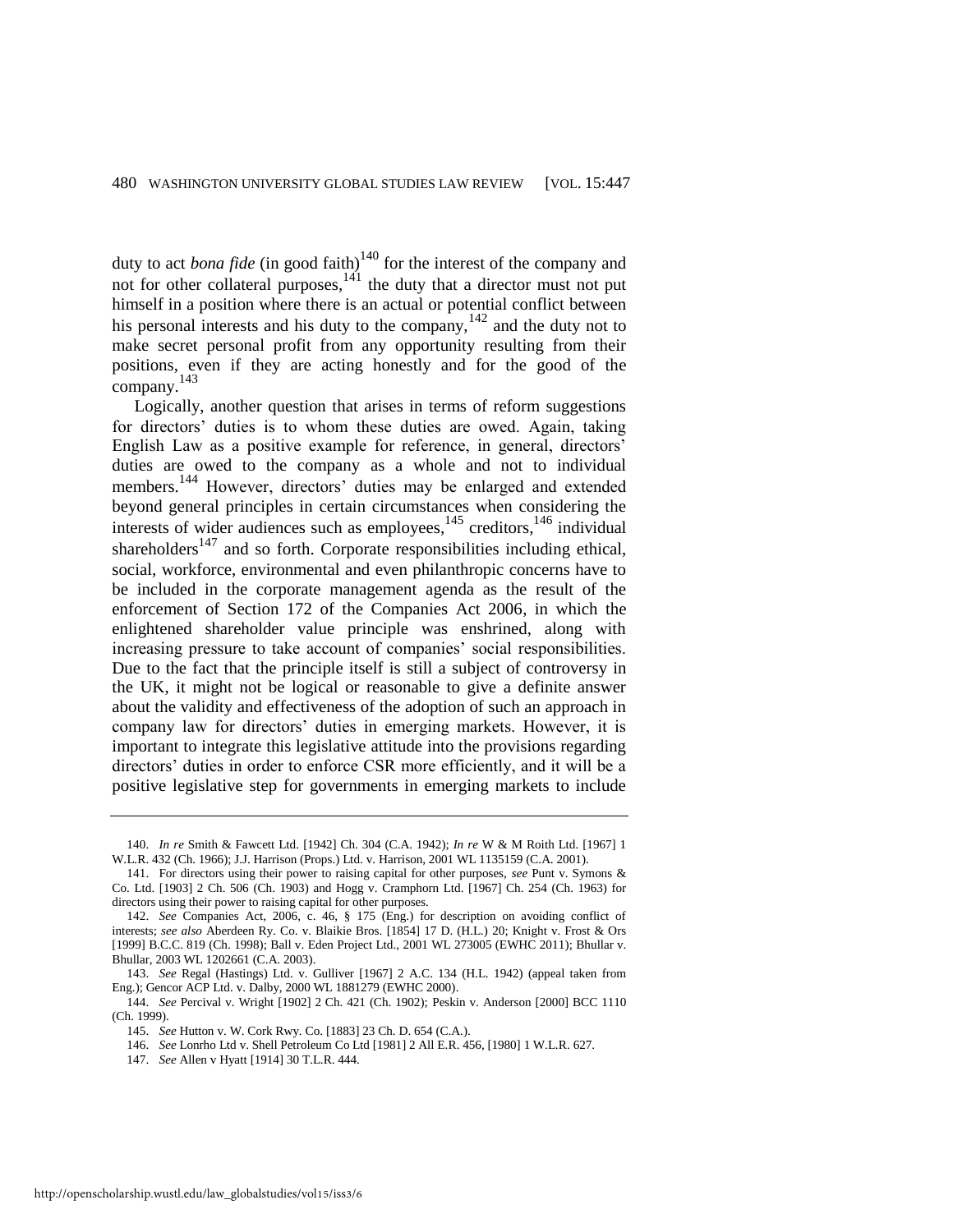duty to act *bona fide* (in good faith)[140] for the interest of the company and not for other collateral purposes,[141] the duty that a director must not put himself in a position where there is an actual or potential conflict between his personal interests and his duty to the company,[142] and the duty not to make secret personal profit from any opportunity resulting from their positions, even if they are acting honestly and for the good of the company.[143]

Logically, another question that arises in terms of reform suggestions for directors' duties is to whom these duties are owed. Again, taking English Law as a positive example for reference, in general, directors' duties are owed to the company as a whole and not to individual members.[144] However, directors' duties may be enlarged and extended beyond general principles in certain circumstances when considering the interests of wider audiences such as employees,[145] creditors,[146] individual shareholders[147] and so forth. Corporate responsibilities including ethical, social, workforce, environmental and even philanthropic concerns have to be included in the corporate management agenda as the result of the enforcement of Section 172 of the Companies Act 2006, in which the enlightened shareholder value principle was enshrined, along with increasing pressure to take account of companies' social responsibilities. Due to the fact that the principle itself is still a subject of controversy in the UK, it might not be logical or reasonable to give a definite answer about the validity and effectiveness of the adoption of such an approach in company law for directors' duties in emerging markets. However, it is important to integrate this legislative attitude into the provisions regarding directors' duties in order to enforce CSR more efficiently, and it will be a positive legislative step for governments in emerging markets to include

---

140. *In re* Smith & Fawcett Ltd. [1942] Ch. 304 (C.A. 1942); *In re* W & M Roith Ltd. [1967] 1 W.L.R. 432 (Ch. 1966); J.J. Harrison (Props.) Ltd. v. Harrison, 2001 WL 1135159 (C.A. 2001).

141. For directors using their power to raising capital for other purposes, *see* Punt v. Symons & Co. Ltd. [1903] 2 Ch. 506 (Ch. 1903) and Hogg v. Cramphorn Ltd. [1967] Ch. 254 (Ch. 1963) for directors using their power to raising capital for other purposes.

142. *See* Companies Act, 2006, c. 46, § 175 (Eng.) for description on avoiding conflict of interests; *see also* Aberdeen Ry. Co. v. Blaikie Bros. [1854] 17 D. (H.L.) 20; Knight v. Frost & Ors [1999] B.C.C. 819 (Ch. 1998); Ball v. Eden Project Ltd., 2001 WL 273005 (EWHC 2011); Bhullar v. Bhullar, 2003 WL 1202661 (C.A. 2003).

143. *See* Regal (Hastings) Ltd. v. Gulliver [1967] 2 A.C. 134 (H.L. 1942) (appeal taken from Eng.); Gencor ACP Ltd. v. Dalby, 2000 WL 1881279 (EWHC 2000).

144. *See* Percival v. Wright [1902] 2 Ch. 421 (Ch. 1902); Peskin v. Anderson [2000] BCC 1110 (Ch. 1999).

145. *See* Hutton v. W. Cork Rwy. Co. [1883] 23 Ch. D. 654 (C.A.).

146. *See* Lonrho Ltd v. Shell Petroleum Co Ltd [1981] 2 All E.R. 456, [1980] 1 W.L.R. 627.

147. *See* Allen v Hyatt [1914] 30 T.L.R. 444.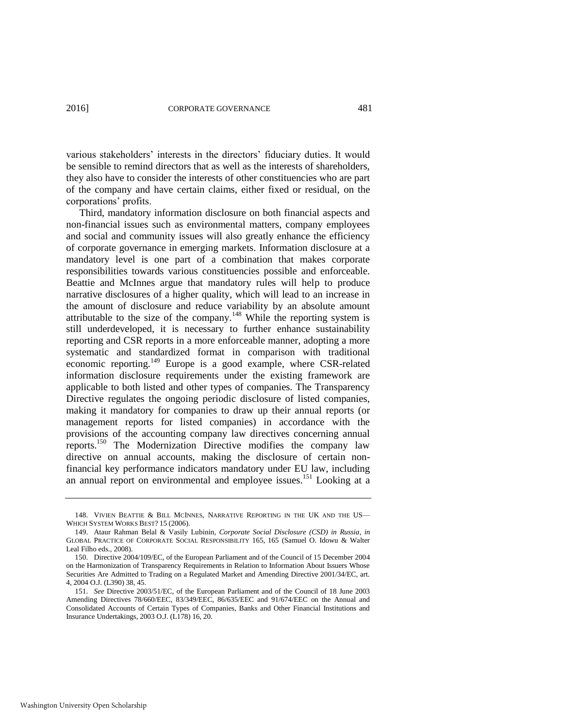various stakeholders' interests in the directors' fiduciary duties. It would be sensible to remind directors that as well as the interests of shareholders, they also have to consider the interests of other constituencies who are part of the company and have certain claims, either fixed or residual, on the corporations' profits.

Third, mandatory information disclosure on both financial aspects and non-financial issues such as environmental matters, company employees and social and community issues will also greatly enhance the efficiency of corporate governance in emerging markets. Information disclosure at a mandatory level is one part of a combination that makes corporate responsibilities towards various constituencies possible and enforceable. Beattie and McInnes argue that mandatory rules will help to produce narrative disclosures of a higher quality, which will lead to an increase in the amount of disclosure and reduce variability by an absolute amount attributable to the size of the company.[148] While the reporting system is still underdeveloped, it is necessary to further enhance sustainability reporting and CSR reports in a more enforceable manner, adopting a more systematic and standardized format in comparison with traditional economic reporting.[149] Europe is a good example, where CSR-related information disclosure requirements under the existing framework are applicable to both listed and other types of companies. The Transparency Directive regulates the ongoing periodic disclosure of listed companies, making it mandatory for companies to draw up their annual reports (or management reports for listed companies) in accordance with the provisions of the accounting company law directives concerning annual reports.[150] The Modernization Directive modifies the company law directive on annual accounts, making the disclosure of certain non-financial key performance indicators mandatory under EU law, including an annual report on environmental and employee issues.[151] Looking at a

---

148. VIVIEN BEATTIE & BILL MCINNES, NARRATIVE REPORTING IN THE UK AND THE US—WHICH SYSTEM WORKS BEST? 15 (2006).

149. Ataur Rahman Belal & Vasily Lubinin, *Corporate Social Disclosure (CSD) in Russia*, *in* GLOBAL PRACTICE OF CORPORATE SOCIAL RESPONSIBILITY 165, 165 (Samuel O. Idowu & Walter Leal Filho eds., 2008).

150. Directive 2004/109/EC, of the European Parliament and of the Council of 15 December 2004 on the Harmonization of Transparency Requirements in Relation to Information About Issuers Whose Securities Are Admitted to Trading on a Regulated Market and Amending Directive 2001/34/EC, art. 4, 2004 O.J. (L390) 38, 45.

151. *See* Directive 2003/51/EC, of the European Parliament and of the Council of 18 June 2003 Amending Directives 78/660/EEC, 83/349/EEC, 86/635/EEC and 91/674/EEC on the Annual and Consolidated Accounts of Certain Types of Companies, Banks and Other Financial Institutions and Insurance Undertakings, 2003 O.J. (L178) 16, 20.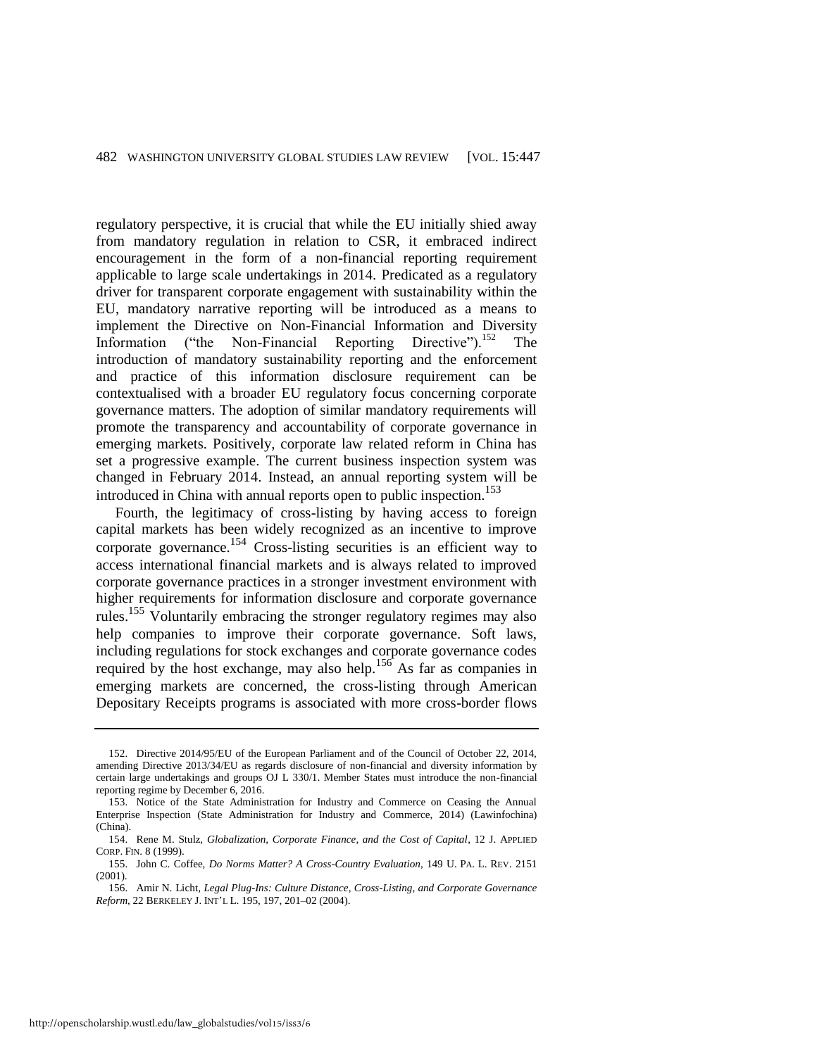regulatory perspective, it is crucial that while the EU initially shied away from mandatory regulation in relation to CSR, it embraced indirect encouragement in the form of a non-financial reporting requirement applicable to large scale undertakings in 2014. Predicated as a regulatory driver for transparent corporate engagement with sustainability within the EU, mandatory narrative reporting will be introduced as a means to implement the Directive on Non-Financial Information and Diversity Information ("the Non-Financial Reporting Directive").[152] The introduction of mandatory sustainability reporting and the enforcement and practice of this information disclosure requirement can be contextualised with a broader EU regulatory focus concerning corporate governance matters. The adoption of similar mandatory requirements will promote the transparency and accountability of corporate governance in emerging markets. Positively, corporate law related reform in China has set a progressive example. The current business inspection system was changed in February 2014. Instead, an annual reporting system will be introduced in China with annual reports open to public inspection.[153]

Fourth, the legitimacy of cross-listing by having access to foreign capital markets has been widely recognized as an incentive to improve corporate governance.[154] Cross-listing securities is an efficient way to access international financial markets and is always related to improved corporate governance practices in a stronger investment environment with higher requirements for information disclosure and corporate governance rules.[155] Voluntarily embracing the stronger regulatory regimes may also help companies to improve their corporate governance. Soft laws, including regulations for stock exchanges and corporate governance codes required by the host exchange, may also help.[156] As far as companies in emerging markets are concerned, the cross-listing through American Depositary Receipts programs is associated with more cross-border flows

---

152. Directive 2014/95/EU of the European Parliament and of the Council of October 22, 2014, amending Directive 2013/34/EU as regards disclosure of non-financial and diversity information by certain large undertakings and groups OJ L 330/1. Member States must introduce the non-financial reporting regime by December 6, 2016.

153. Notice of the State Administration for Industry and Commerce on Ceasing the Annual Enterprise Inspection (State Administration for Industry and Commerce, 2014) (Lawinfochina) (China).

154. Rene M. Stulz, *Globalization, Corporate Finance, and the Cost of Capital*, 12 J. APPLIED CORP. FIN. 8 (1999).

155. John C. Coffee, *Do Norms Matter? A Cross-Country Evaluation*, 149 U. PA. L. REV. 2151 (2001).

156. Amir N. Licht, *Legal Plug-Ins: Culture Distance, Cross-Listing, and Corporate Governance Reform*, 22 BERKELEY J. INT'L L. 195, 197, 201–02 (2004).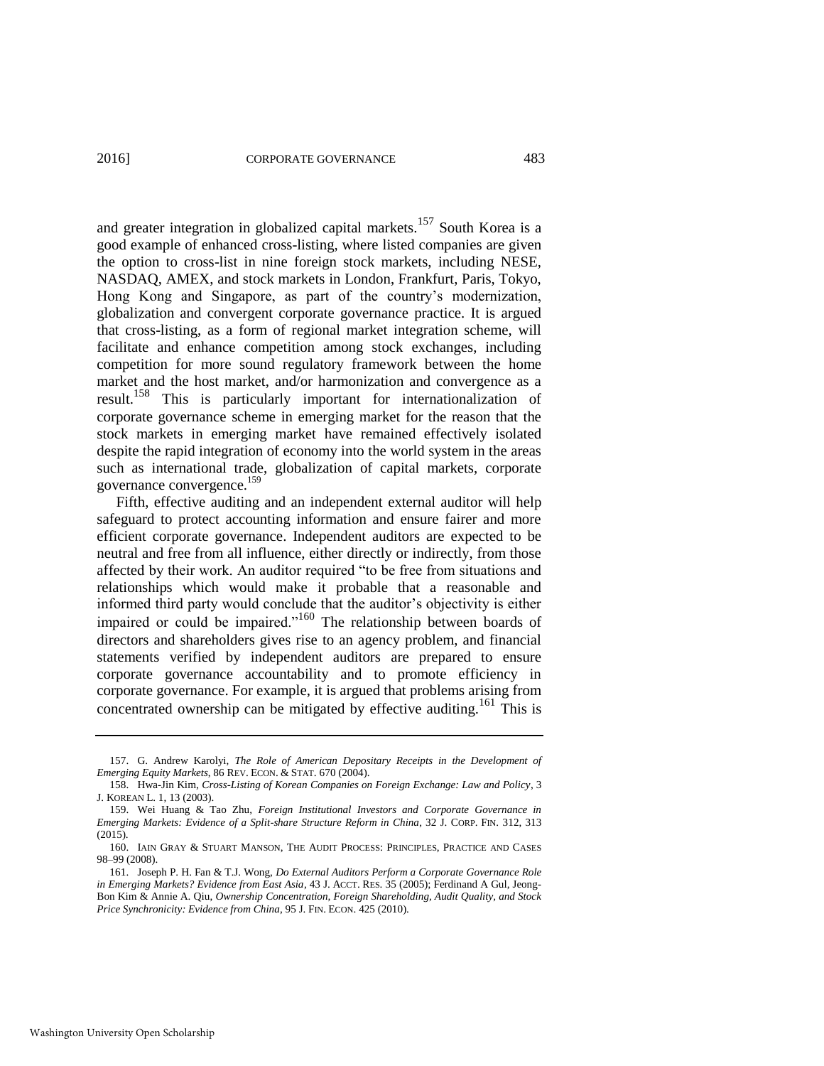and greater integration in globalized capital markets.[157] South Korea is a good example of enhanced cross-listing, where listed companies are given the option to cross-list in nine foreign stock markets, including NESE, NASDAQ, AMEX, and stock markets in London, Frankfurt, Paris, Tokyo, Hong Kong and Singapore, as part of the country's modernization, globalization and convergent corporate governance practice. It is argued that cross-listing, as a form of regional market integration scheme, will facilitate and enhance competition among stock exchanges, including competition for more sound regulatory framework between the home market and the host market, and/or harmonization and convergence as a result.[158] This is particularly important for internationalization of corporate governance scheme in emerging market for the reason that the stock markets in emerging market have remained effectively isolated despite the rapid integration of economy into the world system in the areas such as international trade, globalization of capital markets, corporate governance convergence.[159]

Fifth, effective auditing and an independent external auditor will help safeguard to protect accounting information and ensure fairer and more efficient corporate governance. Independent auditors are expected to be neutral and free from all influence, either directly or indirectly, from those affected by their work. An auditor required "to be free from situations and relationships which would make it probable that a reasonable and informed third party would conclude that the auditor's objectivity is either impaired or could be impaired."[160] The relationship between boards of directors and shareholders gives rise to an agency problem, and financial statements verified by independent auditors are prepared to ensure corporate governance accountability and to promote efficiency in corporate governance. For example, it is argued that problems arising from concentrated ownership can be mitigated by effective auditing.[161] This is

---

157. G. Andrew Karolyi, *The Role of American Depositary Receipts in the Development of Emerging Equity Markets*, 86 REV. ECON. & STAT. 670 (2004).

158. Hwa-Jin Kim, *Cross-Listing of Korean Companies on Foreign Exchange: Law and Policy*, 3 J. KOREAN L. 1, 13 (2003).

159. Wei Huang & Tao Zhu, *Foreign Institutional Investors and Corporate Governance in Emerging Markets: Evidence of a Split-share Structure Reform in China*, 32 J. CORP. FIN. 312, 313 (2015).

160. IAIN GRAY & STUART MANSON, THE AUDIT PROCESS: PRINCIPLES, PRACTICE AND CASES 98–99 (2008).

161. Joseph P. H. Fan & T.J. Wong, *Do External Auditors Perform a Corporate Governance Role in Emerging Markets? Evidence from East Asia*, 43 J. ACCT. RES. 35 (2005); Ferdinand A Gul, Jeong-Bon Kim & Annie A. Qiu, *Ownership Concentration, Foreign Shareholding, Audit Quality, and Stock Price Synchronicity: Evidence from China*, 95 J. FIN. ECON. 425 (2010).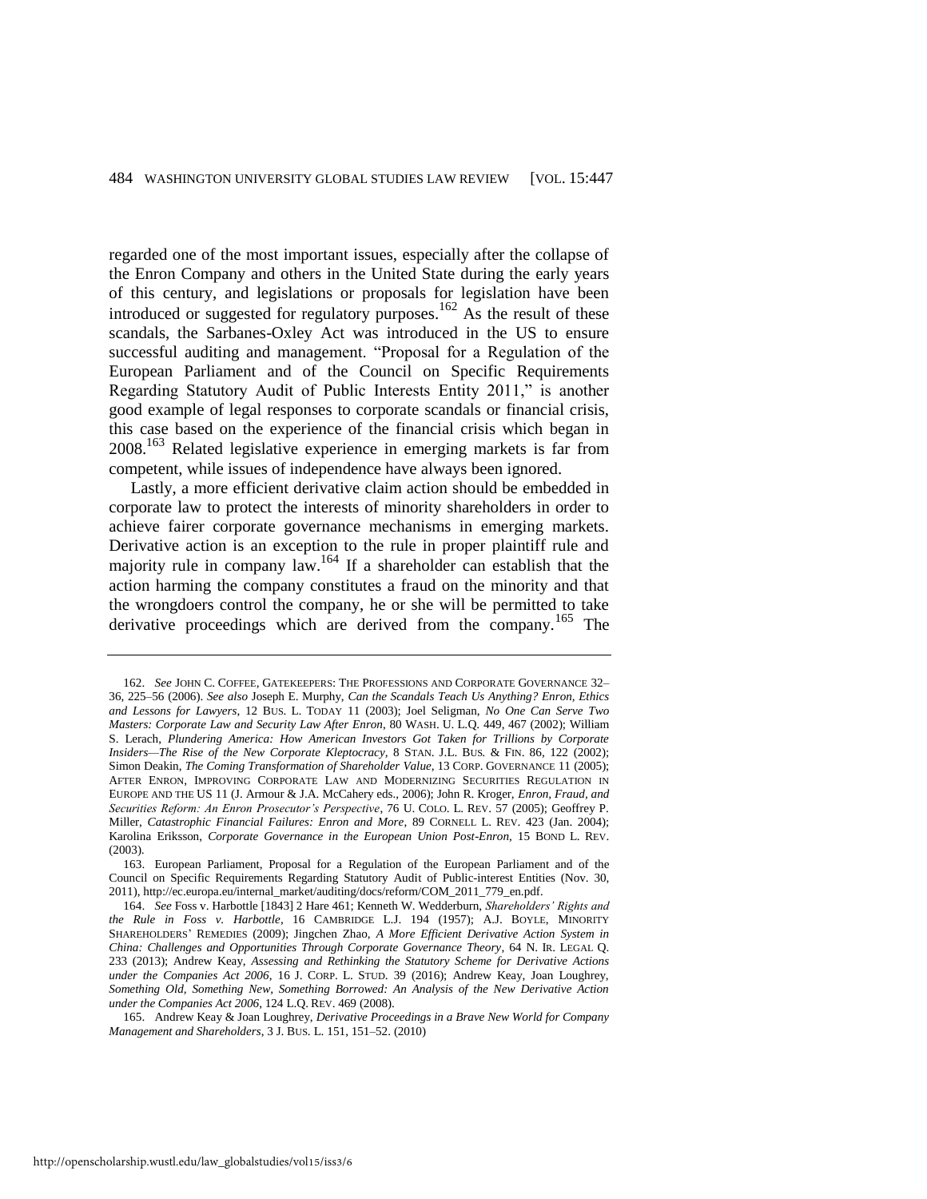regarded one of the most important issues, especially after the collapse of the Enron Company and others in the United State during the early years of this century, and legislations or proposals for legislation have been introduced or suggested for regulatory purposes.[162] As the result of these scandals, the Sarbanes-Oxley Act was introduced in the US to ensure successful auditing and management. "Proposal for a Regulation of the European Parliament and of the Council on Specific Requirements Regarding Statutory Audit of Public Interests Entity 2011," is another good example of legal responses to corporate scandals or financial crisis, this case based on the experience of the financial crisis which began in 2008.[163] Related legislative experience in emerging markets is far from competent, while issues of independence have always been ignored.

Lastly, a more efficient derivative claim action should be embedded in corporate law to protect the interests of minority shareholders in order to achieve fairer corporate governance mechanisms in emerging markets. Derivative action is an exception to the rule in proper plaintiff rule and majority rule in company law.[164] If a shareholder can establish that the action harming the company constitutes a fraud on the minority and that the wrongdoers control the company, he or she will be permitted to take derivative proceedings which are derived from the company.[165] The

---

162. *See* JOHN C. COFFEE, GATEKEEPERS: THE PROFESSIONS AND CORPORATE GOVERNANCE 32–36, 225–56 (2006). *See also* Joseph E. Murphy, *Can the Scandals Teach Us Anything? Enron, Ethics and Lessons for Lawyers*, 12 BUS. L. TODAY 11 (2003); Joel Seligman, *No One Can Serve Two Masters: Corporate Law and Security Law After Enron*, 80 WASH. U. L.Q. 449, 467 (2002); William S. Lerach, *Plundering America: How American Investors Got Taken for Trillions by Corporate Insiders—The Rise of the New Corporate Kleptocracy*, 8 STAN. J.L. BUS. & FIN. 86, 122 (2002); Simon Deakin, *The Coming Transformation of Shareholder Value*, 13 CORP. GOVERNANCE 11 (2005); AFTER ENRON, IMPROVING CORPORATE LAW AND MODERNIZING SECURITIES REGULATION IN EUROPE AND THE US 11 (J. Armour & J.A. McCahery eds., 2006); John R. Kroger, *Enron, Fraud, and Securities Reform: An Enron Prosecutor's Perspective*, 76 U. COLO. L. REV. 57 (2005); Geoffrey P. Miller, *Catastrophic Financial Failures: Enron and More*, 89 CORNELL L. REV. 423 (Jan. 2004); Karolina Eriksson, *Corporate Governance in the European Union Post-Enron*, 15 BOND L. REV. (2003).

163. European Parliament, Proposal for a Regulation of the European Parliament and of the Council on Specific Requirements Regarding Statutory Audit of Public-interest Entities (Nov. 30, 2011), http://ec.europa.eu/internal_market/auditing/docs/reform/COM_2011_779_en.pdf.

164. *See* Foss v. Harbottle [1843] 2 Hare 461; Kenneth W. Wedderburn, *Shareholders' Rights and the Rule in Foss v. Harbottle*, 16 CAMBRIDGE L.J. 194 (1957); A.J. BOYLE, MINORITY SHAREHOLDERS' REMEDIES (2009); Jingchen Zhao, *A More Efficient Derivative Action System in China: Challenges and Opportunities Through Corporate Governance Theory*, 64 N. IR. LEGAL Q. 233 (2013); Andrew Keay, *Assessing and Rethinking the Statutory Scheme for Derivative Actions under the Companies Act 2006*, 16 J. CORP. L. STUD. 39 (2016); Andrew Keay, Joan Loughrey, *Something Old, Something New, Something Borrowed: An Analysis of the New Derivative Action under the Companies Act 2006*, 124 L.Q. REV. 469 (2008).

165. Andrew Keay & Joan Loughrey, *Derivative Proceedings in a Brave New World for Company Management and Shareholders*, 3 J. BUS. L. 151, 151–52. (2010)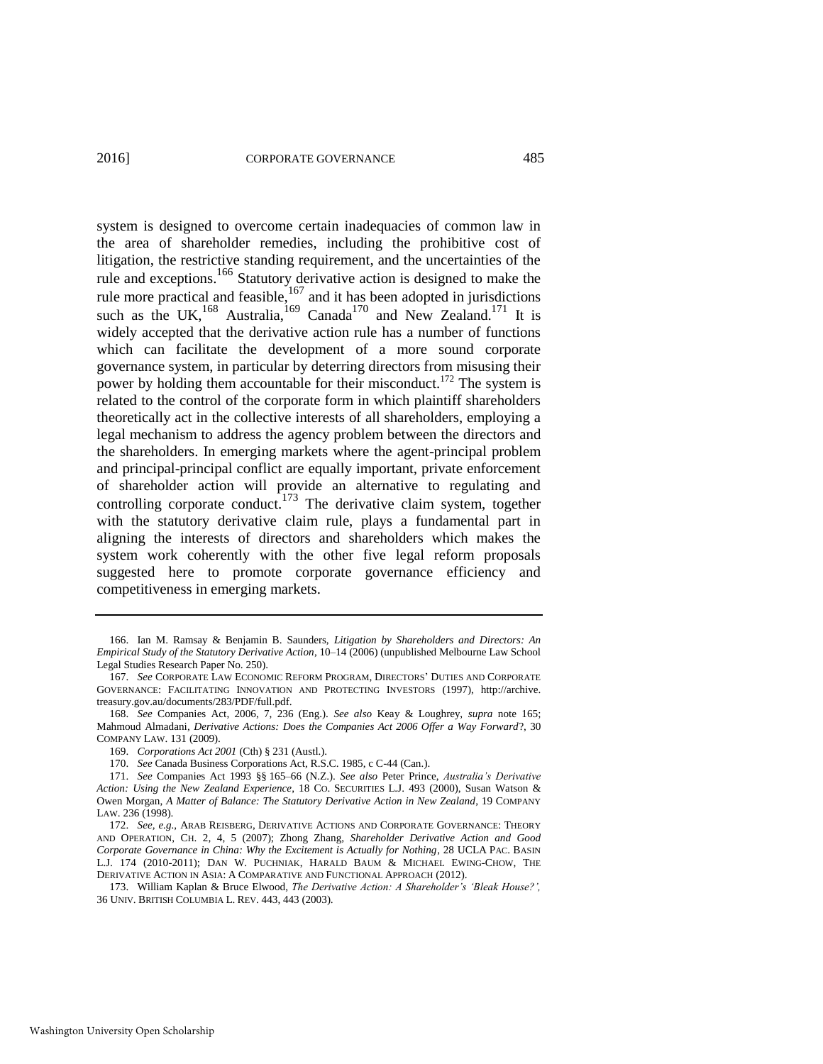system is designed to overcome certain inadequacies of common law in the area of shareholder remedies, including the prohibitive cost of litigation, the restrictive standing requirement, and the uncertainties of the rule and exceptions.[166] Statutory derivative action is designed to make the rule more practical and feasible,[167] and it has been adopted in jurisdictions such as the UK,[168] Australia,[169] Canada[170] and New Zealand.[171] It is widely accepted that the derivative action rule has a number of functions which can facilitate the development of a more sound corporate governance system, in particular by deterring directors from misusing their power by holding them accountable for their misconduct.[172] The system is related to the control of the corporate form in which plaintiff shareholders theoretically act in the collective interests of all shareholders, employing a legal mechanism to address the agency problem between the directors and the shareholders. In emerging markets where the agent-principal problem and principal-principal conflict are equally important, private enforcement of shareholder action will provide an alternative to regulating and controlling corporate conduct.[173] The derivative claim system, together with the statutory derivative claim rule, plays a fundamental part in aligning the interests of directors and shareholders which makes the system work coherently with the other five legal reform proposals suggested here to promote corporate governance efficiency and competitiveness in emerging markets.

---

166. Ian M. Ramsay & Benjamin B. Saunders, *Litigation by Shareholders and Directors: An Empirical Study of the Statutory Derivative Action*, 10–14 (2006) (unpublished Melbourne Law School Legal Studies Research Paper No. 250).

167. *See* CORPORATE LAW ECONOMIC REFORM PROGRAM, DIRECTORS' DUTIES AND CORPORATE GOVERNANCE: FACILITATING INNOVATION AND PROTECTING INVESTORS (1997), http://archive.treasury.gov.au/documents/283/PDF/full.pdf.

168. *See* Companies Act, 2006, 7, 236 (Eng.). *See also* Keay & Loughrey, *supra* note 165; Mahmoud Almadani, *Derivative Actions: Does the Companies Act 2006 Offer a Way Forward*?, 30 COMPANY LAW. 131 (2009).

169. *Corporations Act 2001* (Cth) § 231 (Austl.).

170. *See* Canada Business Corporations Act, R.S.C. 1985, c C-44 (Can.).

171. *See* Companies Act 1993 §§ 165–66 (N.Z.). *See also* Peter Prince, *Australia's Derivative Action: Using the New Zealand Experience*, 18 CO. SECURITIES L.J. 493 (2000), Susan Watson & Owen Morgan, *A Matter of Balance: The Statutory Derivative Action in New Zealand*, 19 COMPANY LAW. 236 (1998).

172. *See, e.g.*, ARAB REISBERG, DERIVATIVE ACTIONS AND CORPORATE GOVERNANCE: THEORY AND OPERATION, CH. 2, 4, 5 (2007); Zhong Zhang, *Shareholder Derivative Action and Good Corporate Governance in China: Why the Excitement is Actually for Nothing*, 28 UCLA PAC. BASIN L.J. 174 (2010-2011); DAN W. PUCHNIAK, HARALD BAUM & MICHAEL EWING-CHOW, THE DERIVATIVE ACTION IN ASIA: A COMPARATIVE AND FUNCTIONAL APPROACH (2012).

173. William Kaplan & Bruce Elwood, *The Derivative Action: A Shareholder's 'Bleak House?',* 36 UNIV. BRITISH COLUMBIA L. REV. 443, 443 (2003).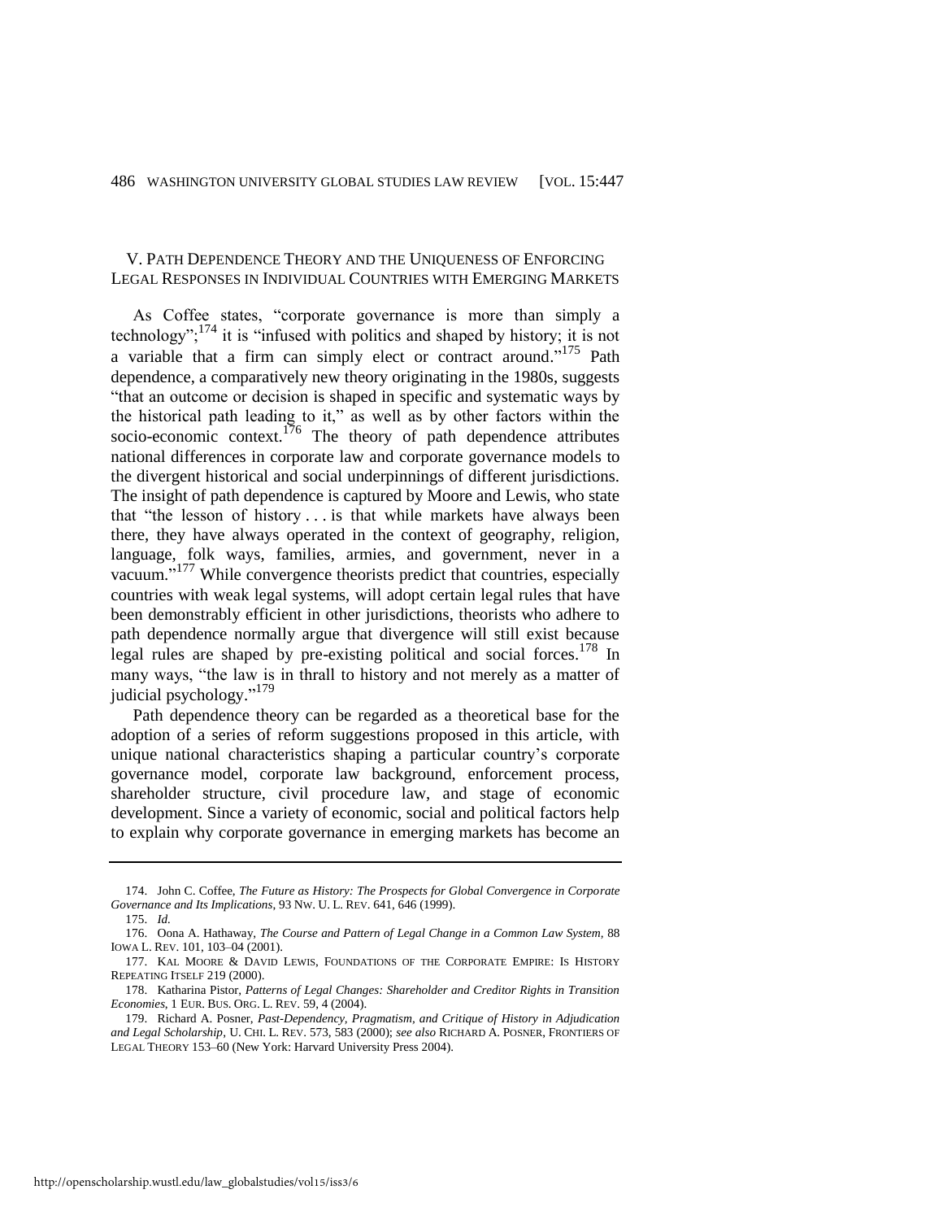## V. PATH DEPENDENCE THEORY AND THE UNIQUENESS OF ENFORCING LEGAL RESPONSES IN INDIVIDUAL COUNTRIES WITH EMERGING MARKETS

As Coffee states, "corporate governance is more than simply a technology";[174] it is "infused with politics and shaped by history; it is not a variable that a firm can simply elect or contract around."[175] Path dependence, a comparatively new theory originating in the 1980s, suggests "that an outcome or decision is shaped in specific and systematic ways by the historical path leading to it," as well as by other factors within the socio-economic context.[176] The theory of path dependence attributes national differences in corporate law and corporate governance models to the divergent historical and social underpinnings of different jurisdictions. The insight of path dependence is captured by Moore and Lewis, who state that "the lesson of history . . . is that while markets have always been there, they have always operated in the context of geography, religion, language, folk ways, families, armies, and government, never in a vacuum."[177] While convergence theorists predict that countries, especially countries with weak legal systems, will adopt certain legal rules that have been demonstrably efficient in other jurisdictions, theorists who adhere to path dependence normally argue that divergence will still exist because legal rules are shaped by pre-existing political and social forces.[178] In many ways, "the law is in thrall to history and not merely as a matter of judicial psychology."[179]

Path dependence theory can be regarded as a theoretical base for the adoption of a series of reform suggestions proposed in this article, with unique national characteristics shaping a particular country's corporate governance model, corporate law background, enforcement process, shareholder structure, civil procedure law, and stage of economic development. Since a variety of economic, social and political factors help to explain why corporate governance in emerging markets has become an

---

174. John C. Coffee, *The Future as History: The Prospects for Global Convergence in Corporate Governance and Its Implications*, 93 NW. U. L. REV. 641, 646 (1999).

175. *Id.*

176. Oona A. Hathaway, *The Course and Pattern of Legal Change in a Common Law System*, 88 IOWA L. REV. 101, 103–04 (2001).

177. KAL MOORE & DAVID LEWIS, FOUNDATIONS OF THE CORPORATE EMPIRE: IS HISTORY REPEATING ITSELF 219 (2000).

178. Katharina Pistor, *Patterns of Legal Changes: Shareholder and Creditor Rights in Transition Economies*, 1 EUR. BUS. ORG. L. REV. 59, 4 (2004).

179. Richard A. Posner, *Past-Dependency, Pragmatism, and Critique of History in Adjudication and Legal Scholarship*, U. CHI. L. REV. 573, 583 (2000); *see also* RICHARD A. POSNER, FRONTIERS OF LEGAL THEORY 153–60 (New York: Harvard University Press 2004).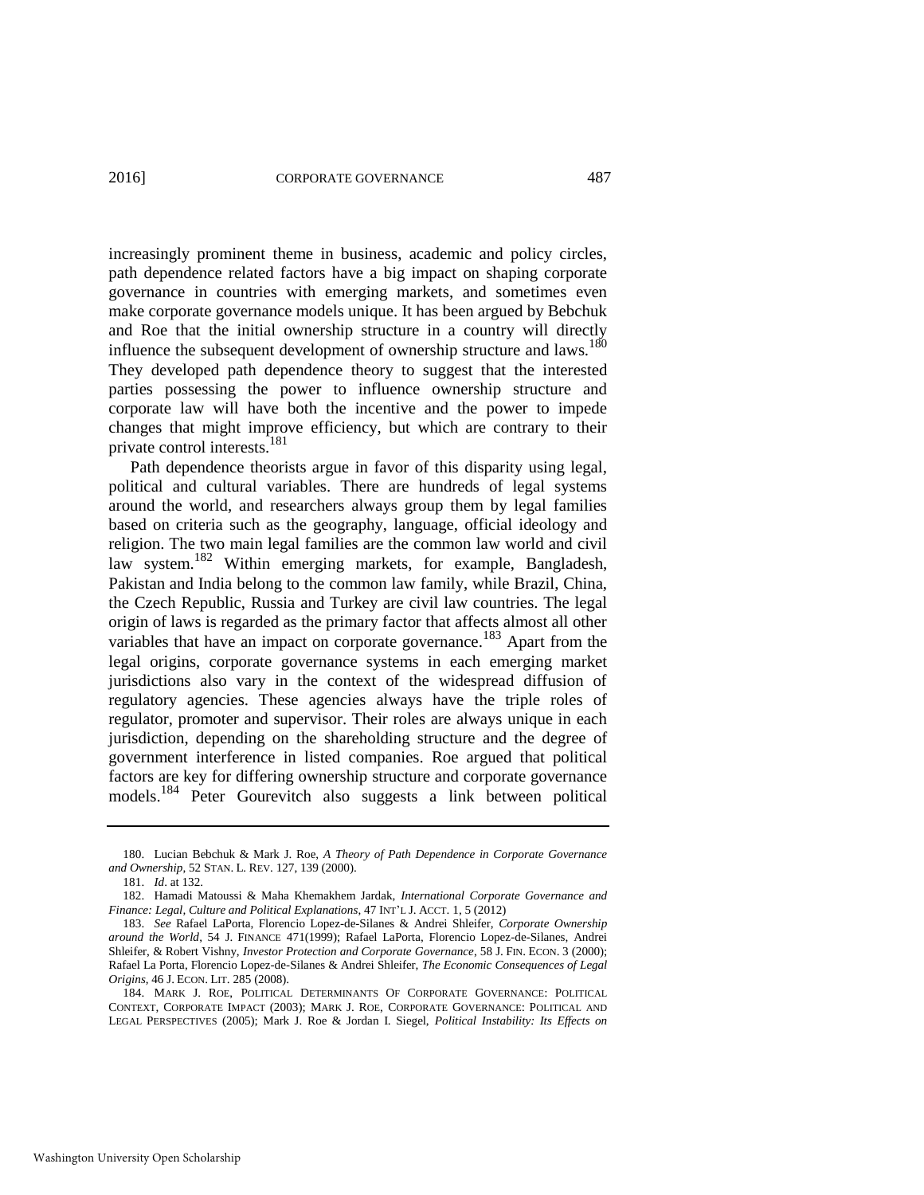increasingly prominent theme in business, academic and policy circles, path dependence related factors have a big impact on shaping corporate governance in countries with emerging markets, and sometimes even make corporate governance models unique. It has been argued by Bebchuk and Roe that the initial ownership structure in a country will directly influence the subsequent development of ownership structure and laws.[180] They developed path dependence theory to suggest that the interested parties possessing the power to influence ownership structure and corporate law will have both the incentive and the power to impede changes that might improve efficiency, but which are contrary to their private control interests.[181]

Path dependence theorists argue in favor of this disparity using legal, political and cultural variables. There are hundreds of legal systems around the world, and researchers always group them by legal families based on criteria such as the geography, language, official ideology and religion. The two main legal families are the common law world and civil law system.[182] Within emerging markets, for example, Bangladesh, Pakistan and India belong to the common law family, while Brazil, China, the Czech Republic, Russia and Turkey are civil law countries. The legal origin of laws is regarded as the primary factor that affects almost all other variables that have an impact on corporate governance.[183] Apart from the legal origins, corporate governance systems in each emerging market jurisdictions also vary in the context of the widespread diffusion of regulatory agencies. These agencies always have the triple roles of regulator, promoter and supervisor. Their roles are always unique in each jurisdiction, depending on the shareholding structure and the degree of government interference in listed companies. Roe argued that political factors are key for differing ownership structure and corporate governance models.[184] Peter Gourevitch also suggests a link between political

---

180. Lucian Bebchuk & Mark J. Roe, *A Theory of Path Dependence in Corporate Governance and Ownership*, 52 STAN. L. REV. 127, 139 (2000).

181. *Id*. at 132.

182. Hamadi Matoussi & Maha Khemakhem Jardak, *International Corporate Governance and Finance: Legal, Culture and Political Explanations*, 47 INT'L J. ACCT. 1, 5 (2012)

183. *See* Rafael LaPorta, Florencio Lopez-de-Silanes & Andrei Shleifer, *Corporate Ownership around the World*, 54 J. FINANCE 471(1999); Rafael LaPorta, Florencio Lopez-de-Silanes, Andrei Shleifer, & Robert Vishny, *Investor Protection and Corporate Governance*, 58 J. FIN. ECON. 3 (2000); Rafael La Porta, Florencio Lopez-de-Silanes & Andrei Shleifer, *The Economic Consequences of Legal Origins*, 46 J. ECON. LIT. 285 (2008).

184. MARK J. ROE, POLITICAL DETERMINANTS OF CORPORATE GOVERNANCE: POLITICAL CONTEXT, CORPORATE IMPACT (2003); MARK J. ROE, CORPORATE GOVERNANCE: POLITICAL AND LEGAL PERSPECTIVES (2005); Mark J. Roe & Jordan I. Siegel, *Political Instability: Its Effects on*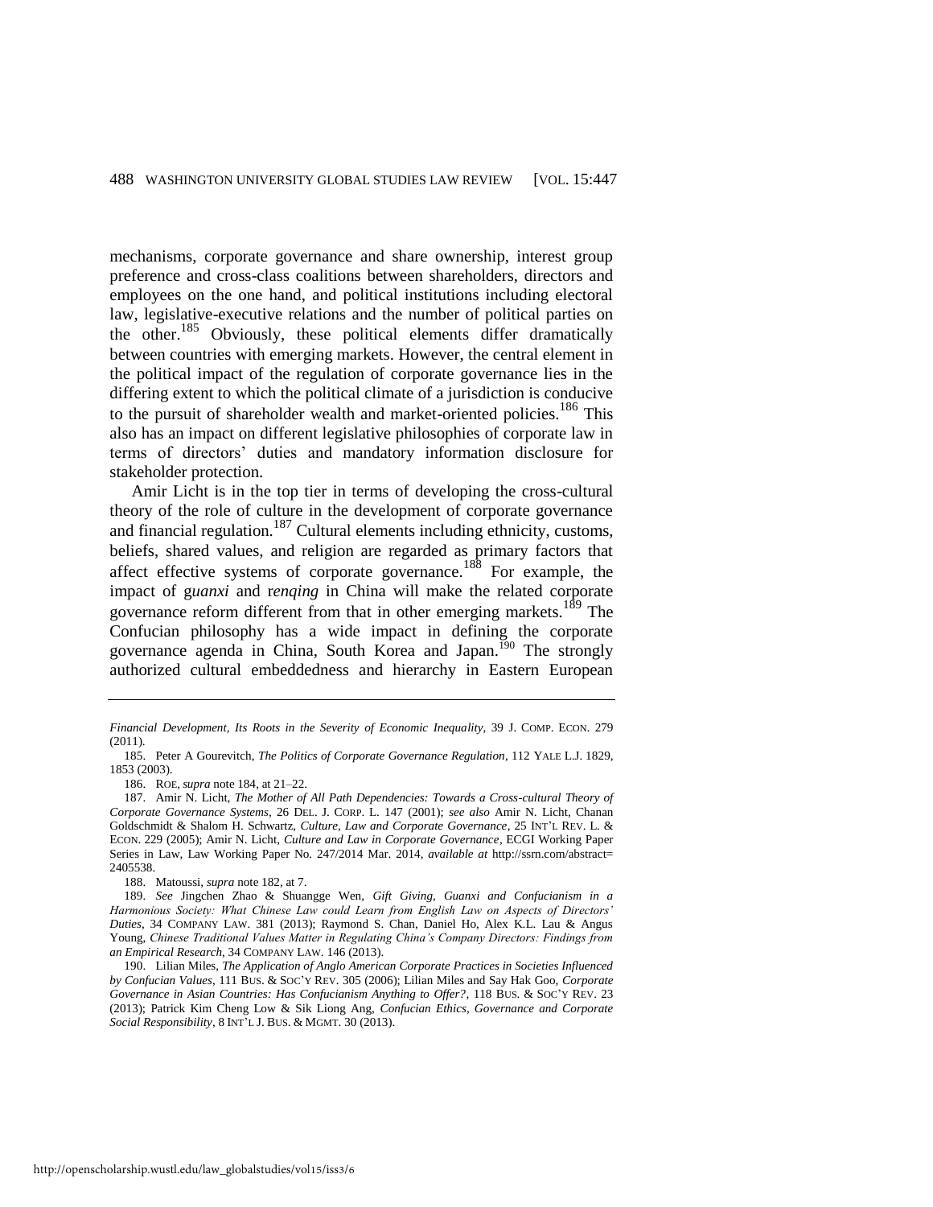mechanisms, corporate governance and share ownership, interest group preference and cross-class coalitions between shareholders, directors and employees on the one hand, and political institutions including electoral law, legislative-executive relations and the number of political parties on the other.[185] Obviously, these political elements differ dramatically between countries with emerging markets. However, the central element in the political impact of the regulation of corporate governance lies in the differing extent to which the political climate of a jurisdiction is conducive to the pursuit of shareholder wealth and market-oriented policies.[186] This also has an impact on different legislative philosophies of corporate law in terms of directors' duties and mandatory information disclosure for stakeholder protection.

Amir Licht is in the top tier in terms of developing the cross-cultural theory of the role of culture in the development of corporate governance and financial regulation.[187] Cultural elements including ethnicity, customs, beliefs, shared values, and religion are regarded as primary factors that affect effective systems of corporate governance.[188] For example, the impact of g*uanxi* and r*enqing* in China will make the related corporate governance reform different from that in other emerging markets.[189] The Confucian philosophy has a wide impact in defining the corporate governance agenda in China, South Korea and Japan.[190] The strongly authorized cultural embeddedness and hierarchy in Eastern European

---

*Financial Development, Its Roots in the Severity of Economic Inequality*, 39 J. COMP. ECON. 279 (2011).

185. Peter A Gourevitch, *The Politics of Corporate Governance Regulation*, 112 YALE L.J. 1829, 1853 (2003).

186. ROE, *supra* note 184, at 21–22.

187. Amir N. Licht, *The Mother of All Path Dependencies: Towards a Cross-cultural Theory of Corporate Governance Systems*, 26 DEL. J. CORP. L. 147 (2001); *see also* Amir N. Licht, Chanan Goldschmidt & Shalom H. Schwartz, *Culture, Law and Corporate Governance*, 25 INT'L REV. L. & ECON. 229 (2005); Amir N. Licht, *Culture and Law in Corporate Governance*, ECGI Working Paper Series in Law, Law Working Paper No. 247/2014 Mar. 2014, *available at* http://ssrn.com/abstract=2405538.

188. Matoussi, *supra* note 182, at 7.

189. *See* Jingchen Zhao & Shuangge Wen, *Gift Giving, Guanxi and Confucianism in a Harmonious Society: What Chinese Law could Learn from English Law on Aspects of Directors' Duties*, 34 COMPANY LAW. 381 (2013); Raymond S. Chan, Daniel Ho, Alex K.L. Lau & Angus Young, *Chinese Traditional Values Matter in Regulating China's Company Directors: Findings from an Empirical Research*, 34 COMPANY LAW. 146 (2013).

190. Lilian Miles, *The Application of Anglo American Corporate Practices in Societies Influenced by Confucian Values*, 111 BUS. & SOC'Y REV. 305 (2006); Lilian Miles and Say Hak Goo, *Corporate Governance in Asian Countries: Has Confucianism Anything to Offer?*, 118 BUS. & SOC'Y REV. 23 (2013); Patrick Kim Cheng Low & Sik Liong Ang, *Confucian Ethics, Governance and Corporate Social Responsibility*, 8 INT'L J. BUS. & MGMT. 30 (2013).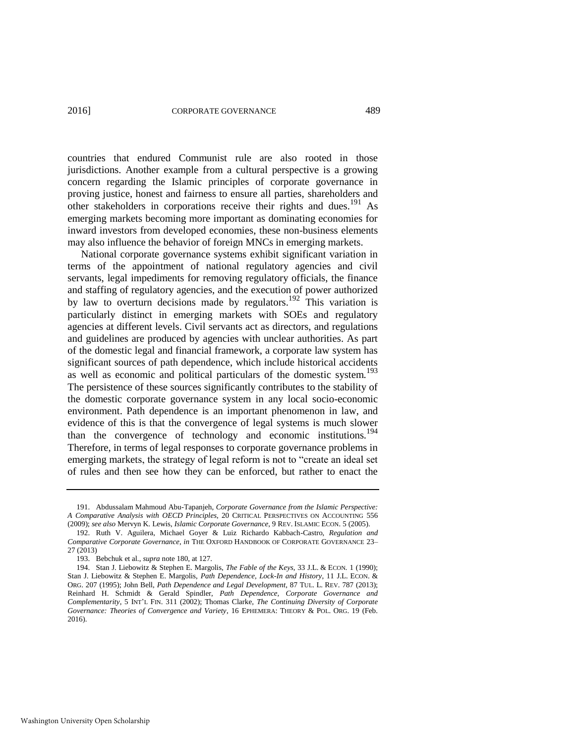countries that endured Communist rule are also rooted in those jurisdictions. Another example from a cultural perspective is a growing concern regarding the Islamic principles of corporate governance in proving justice, honest and fairness to ensure all parties, shareholders and other stakeholders in corporations receive their rights and dues.[191] As emerging markets becoming more important as dominating economies for inward investors from developed economies, these non-business elements may also influence the behavior of foreign MNCs in emerging markets.

National corporate governance systems exhibit significant variation in terms of the appointment of national regulatory agencies and civil servants, legal impediments for removing regulatory officials, the finance and staffing of regulatory agencies, and the execution of power authorized by law to overturn decisions made by regulators.[192] This variation is particularly distinct in emerging markets with SOEs and regulatory agencies at different levels. Civil servants act as directors, and regulations and guidelines are produced by agencies with unclear authorities. As part of the domestic legal and financial framework, a corporate law system has significant sources of path dependence, which include historical accidents as well as economic and political particulars of the domestic system.[193] The persistence of these sources significantly contributes to the stability of the domestic corporate governance system in any local socio-economic environment. Path dependence is an important phenomenon in law, and evidence of this is that the convergence of legal systems is much slower than the convergence of technology and economic institutions.[194] Therefore, in terms of legal responses to corporate governance problems in emerging markets, the strategy of legal reform is not to "create an ideal set of rules and then see how they can be enforced, but rather to enact the

---

191. Abdussalam Mahmoud Abu-Tapanjeh, *Corporate Governance from the Islamic Perspective: A Comparative Analysis with OECD Principles*, 20 CRITICAL PERSPECTIVES ON ACCOUNTING 556 (2009); *see also* Mervyn K. Lewis, *Islamic Corporate Governance*, 9 REV. ISLAMIC ECON. 5 (2005).

192. Ruth V. Aguilera, Michael Goyer & Luiz Richardo Kabbach-Castro, *Regulation and Comparative Corporate Governance*, *in* THE OXFORD HANDBOOK OF CORPORATE GOVERNANCE 23–27 (2013)

193. Bebchuk et al., *supra* note 180, at 127.

194. Stan J. Liebowitz & Stephen E. Margolis, *The Fable of the Keys*, 33 J.L. & ECON. 1 (1990); Stan J. Liebowitz & Stephen E. Margolis, *Path Dependence, Lock-In and History*, 11 J.L. ECON. & ORG. 207 (1995); John Bell, *Path Dependence and Legal Development*, 87 TUL. L. REV. 787 (2013); Reinhard H. Schmidt & Gerald Spindler, *Path Dependence, Corporate Governance and Complementarity*, 5 INT'L FIN. 311 (2002); Thomas Clarke, *The Continuing Diversity of Corporate Governance: Theories of Convergence and Variety*, 16 EPHEMERA: THEORY & POL. ORG. 19 (Feb. 2016).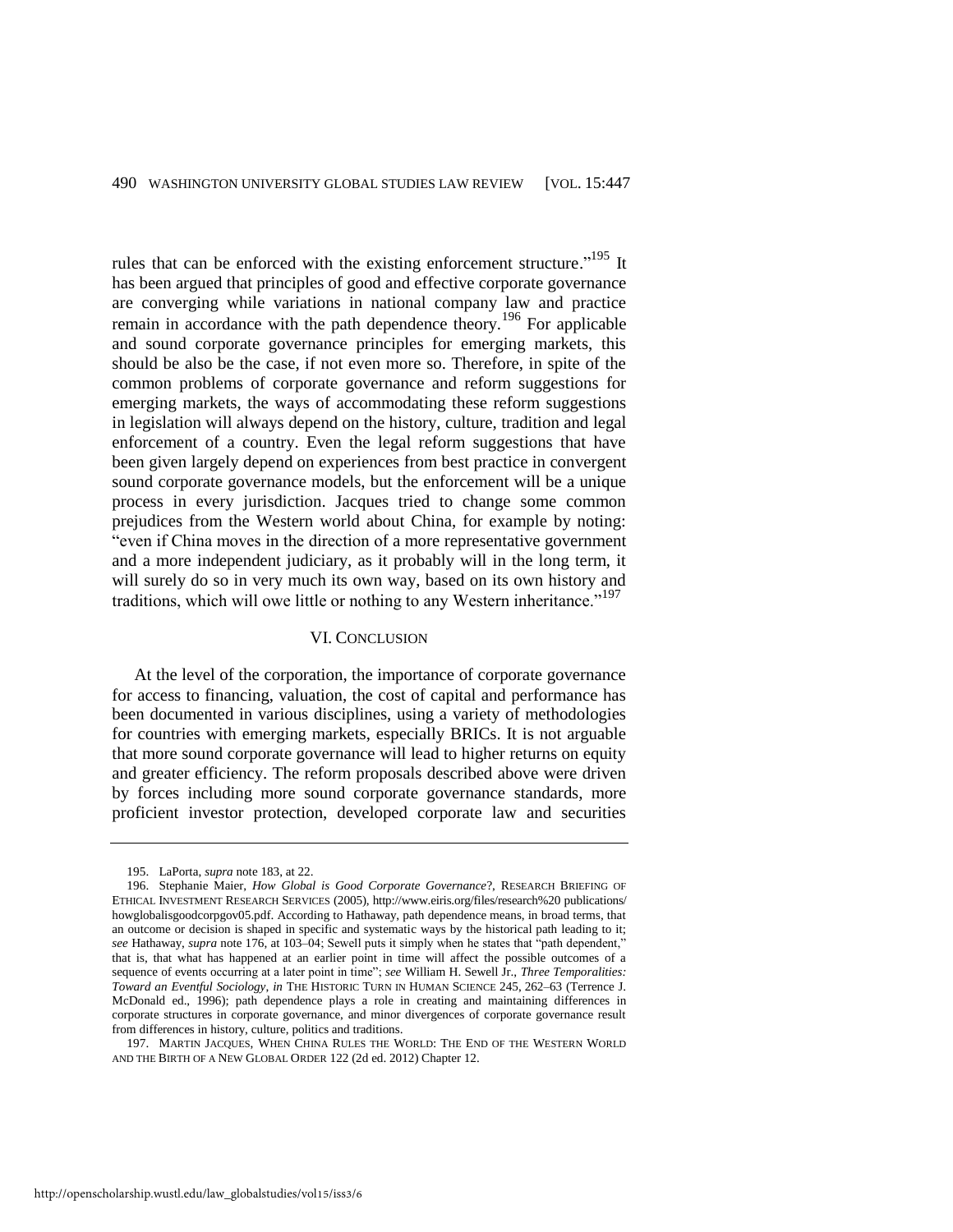rules that can be enforced with the existing enforcement structure."[195] It has been argued that principles of good and effective corporate governance are converging while variations in national company law and practice remain in accordance with the path dependence theory.[196] For applicable and sound corporate governance principles for emerging markets, this should be also be the case, if not even more so. Therefore, in spite of the common problems of corporate governance and reform suggestions for emerging markets, the ways of accommodating these reform suggestions in legislation will always depend on the history, culture, tradition and legal enforcement of a country. Even the legal reform suggestions that have been given largely depend on experiences from best practice in convergent sound corporate governance models, but the enforcement will be a unique process in every jurisdiction. Jacques tried to change some common prejudices from the Western world about China, for example by noting: "even if China moves in the direction of a more representative government and a more independent judiciary, as it probably will in the long term, it will surely do so in very much its own way, based on its own history and traditions, which will owe little or nothing to any Western inheritance."[197]

## VI. CONCLUSION

At the level of the corporation, the importance of corporate governance for access to financing, valuation, the cost of capital and performance has been documented in various disciplines, using a variety of methodologies for countries with emerging markets, especially BRICs. It is not arguable that more sound corporate governance will lead to higher returns on equity and greater efficiency. The reform proposals described above were driven by forces including more sound corporate governance standards, more proficient investor protection, developed corporate law and securities

---

195. LaPorta, *supra* note 183, at 22.

196. Stephanie Maier, *How Global is Good Corporate Governance*?, RESEARCH BRIEFING OF ETHICAL INVESTMENT RESEARCH SERVICES (2005), http://www.eiris.org/files/research%20 publications/howglobalisgoodcorpgov05.pdf. According to Hathaway, path dependence means, in broad terms, that an outcome or decision is shaped in specific and systematic ways by the historical path leading to it; *see* Hathaway, *supra* note 176, at 103–04; Sewell puts it simply when he states that "path dependent," that is, that what has happened at an earlier point in time will affect the possible outcomes of a sequence of events occurring at a later point in time"; *see* William H. Sewell Jr., *Three Temporalities: Toward an Eventful Sociology*, *in* THE HISTORIC TURN IN HUMAN SCIENCE 245, 262–63 (Terrence J. McDonald ed., 1996); path dependence plays a role in creating and maintaining differences in corporate structures in corporate governance, and minor divergences of corporate governance result from differences in history, culture, politics and traditions.

197. MARTIN JACQUES, WHEN CHINA RULES THE WORLD: THE END OF THE WESTERN WORLD AND THE BIRTH OF A NEW GLOBAL ORDER 122 (2d ed. 2012) Chapter 12.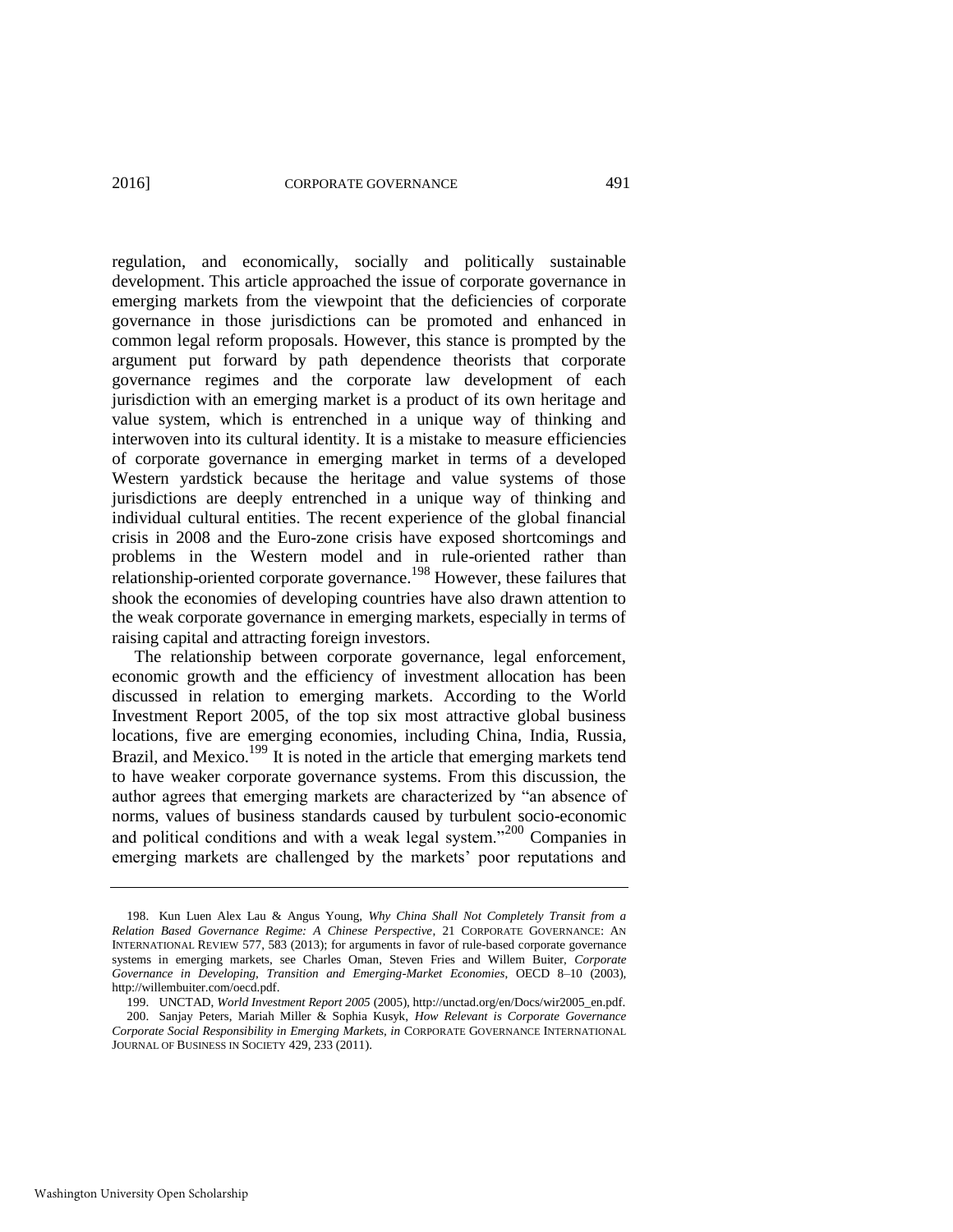regulation, and economically, socially and politically sustainable development. This article approached the issue of corporate governance in emerging markets from the viewpoint that the deficiencies of corporate governance in those jurisdictions can be promoted and enhanced in common legal reform proposals. However, this stance is prompted by the argument put forward by path dependence theorists that corporate governance regimes and the corporate law development of each jurisdiction with an emerging market is a product of its own heritage and value system, which is entrenched in a unique way of thinking and interwoven into its cultural identity. It is a mistake to measure efficiencies of corporate governance in emerging market in terms of a developed Western yardstick because the heritage and value systems of those jurisdictions are deeply entrenched in a unique way of thinking and individual cultural entities. The recent experience of the global financial crisis in 2008 and the Euro-zone crisis have exposed shortcomings and problems in the Western model and in rule-oriented rather than relationship-oriented corporate governance.[198] However, these failures that shook the economies of developing countries have also drawn attention to the weak corporate governance in emerging markets, especially in terms of raising capital and attracting foreign investors.

The relationship between corporate governance, legal enforcement, economic growth and the efficiency of investment allocation has been discussed in relation to emerging markets. According to the World Investment Report 2005, of the top six most attractive global business locations, five are emerging economies, including China, India, Russia, Brazil, and Mexico.[199] It is noted in the article that emerging markets tend to have weaker corporate governance systems. From this discussion, the author agrees that emerging markets are characterized by "an absence of norms, values of business standards caused by turbulent socio-economic and political conditions and with a weak legal system."[200] Companies in emerging markets are challenged by the markets' poor reputations and

---

198. Kun Luen Alex Lau & Angus Young, *Why China Shall Not Completely Transit from a Relation Based Governance Regime: A Chinese Perspective*, 21 CORPORATE GOVERNANCE: AN INTERNATIONAL REVIEW 577, 583 (2013); for arguments in favor of rule-based corporate governance systems in emerging markets, see Charles Oman, Steven Fries and Willem Buiter, *Corporate Governance in Developing, Transition and Emerging-Market Economies*, OECD 8–10 (2003), http://willembuiter.com/oecd.pdf.

199. UNCTAD, *World Investment Report 2005* (2005), http://unctad.org/en/Docs/wir2005_en.pdf.

200. Sanjay Peters, Mariah Miller & Sophia Kusyk, *How Relevant is Corporate Governance Corporate Social Responsibility in Emerging Markets*, *in* CORPORATE GOVERNANCE INTERNATIONAL JOURNAL OF BUSINESS IN SOCIETY 429, 233 (2011).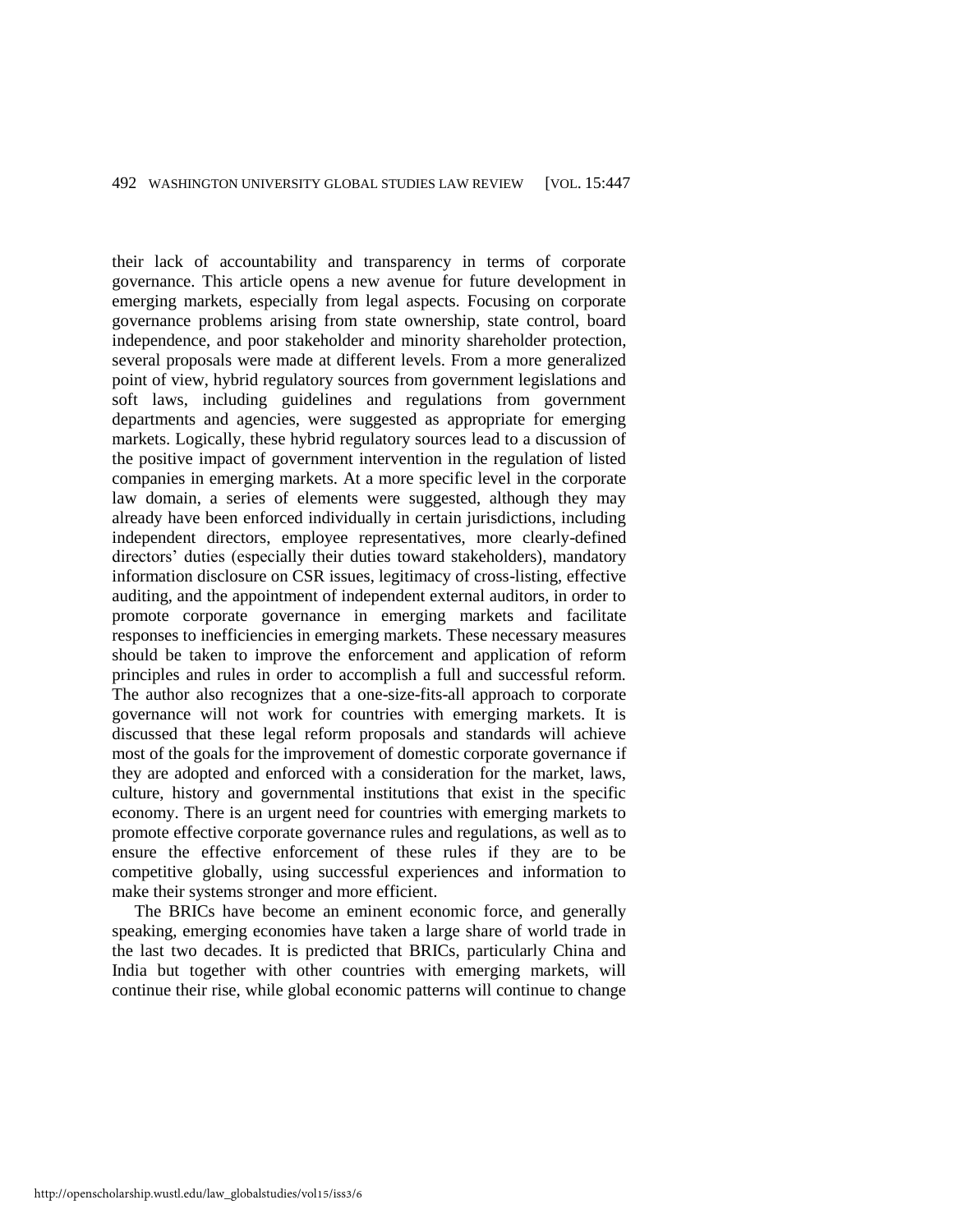their lack of accountability and transparency in terms of corporate governance. This article opens a new avenue for future development in emerging markets, especially from legal aspects. Focusing on corporate governance problems arising from state ownership, state control, board independence, and poor stakeholder and minority shareholder protection, several proposals were made at different levels. From a more generalized point of view, hybrid regulatory sources from government legislations and soft laws, including guidelines and regulations from government departments and agencies, were suggested as appropriate for emerging markets. Logically, these hybrid regulatory sources lead to a discussion of the positive impact of government intervention in the regulation of listed companies in emerging markets. At a more specific level in the corporate law domain, a series of elements were suggested, although they may already have been enforced individually in certain jurisdictions, including independent directors, employee representatives, more clearly-defined directors' duties (especially their duties toward stakeholders), mandatory information disclosure on CSR issues, legitimacy of cross-listing, effective auditing, and the appointment of independent external auditors, in order to promote corporate governance in emerging markets and facilitate responses to inefficiencies in emerging markets. These necessary measures should be taken to improve the enforcement and application of reform principles and rules in order to accomplish a full and successful reform. The author also recognizes that a one-size-fits-all approach to corporate governance will not work for countries with emerging markets. It is discussed that these legal reform proposals and standards will achieve most of the goals for the improvement of domestic corporate governance if they are adopted and enforced with a consideration for the market, laws, culture, history and governmental institutions that exist in the specific economy. There is an urgent need for countries with emerging markets to promote effective corporate governance rules and regulations, as well as to ensure the effective enforcement of these rules if they are to be competitive globally, using successful experiences and information to make their systems stronger and more efficient.

The BRICs have become an eminent economic force, and generally speaking, emerging economies have taken a large share of world trade in the last two decades. It is predicted that BRICs, particularly China and India but together with other countries with emerging markets, will continue their rise, while global economic patterns will continue to change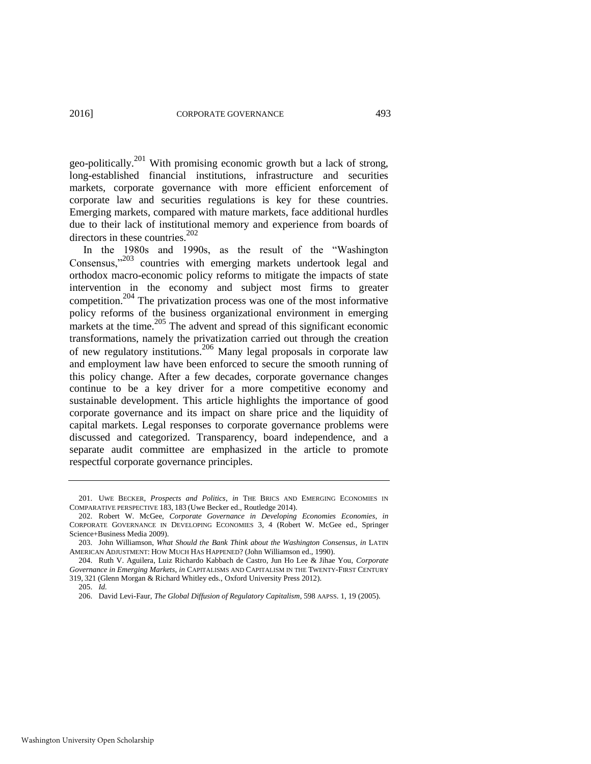geo-politically.[201] With promising economic growth but a lack of strong, long-established financial institutions, infrastructure and securities markets, corporate governance with more efficient enforcement of corporate law and securities regulations is key for these countries. Emerging markets, compared with mature markets, face additional hurdles due to their lack of institutional memory and experience from boards of directors in these countries.[202]

In the 1980s and 1990s, as the result of the "Washington Consensus,"[203] countries with emerging markets undertook legal and orthodox macro-economic policy reforms to mitigate the impacts of state intervention in the economy and subject most firms to greater competition.[204] The privatization process was one of the most informative policy reforms of the business organizational environment in emerging markets at the time.[205] The advent and spread of this significant economic transformations, namely the privatization carried out through the creation of new regulatory institutions.[206] Many legal proposals in corporate law and employment law have been enforced to secure the smooth running of this policy change. After a few decades, corporate governance changes continue to be a key driver for a more competitive economy and sustainable development. This article highlights the importance of good corporate governance and its impact on share price and the liquidity of capital markets. Legal responses to corporate governance problems were discussed and categorized. Transparency, board independence, and a separate audit committee are emphasized in the article to promote respectful corporate governance principles.

---

201. UWE BECKER, *Prospects and Politics*, *in* THE BRICS AND EMERGING ECONOMIES IN COMPARATIVE PERSPECTIVE 183, 183 (Uwe Becker ed., Routledge 2014).

202. Robert W. McGee, *Corporate Governance in Developing Economies Economies*, *in* CORPORATE GOVERNANCE IN DEVELOPING ECONOMIES 3, 4 (Robert W. McGee ed., Springer Science+Business Media 2009).

203. John Williamson, *What Should the Bank Think about the Washington Consensus*, *in* LATIN AMERICAN ADJUSTMENT: HOW MUCH HAS HAPPENED? (John Williamson ed., 1990).

204. Ruth V. Aguilera, Luiz Richardo Kabbach de Castro, Jun Ho Lee & Jihae You, *Corporate Governance in Emerging Markets*, *in* CAPITALISMS AND CAPITALISM IN THE TWENTY-FIRST CENTURY 319, 321 (Glenn Morgan & Richard Whitley eds., Oxford University Press 2012).

205. *Id.*

206. David Levi-Faur, *The Global Diffusion of Regulatory Capitalism*, 598 AAPSS. 1, 19 (2005).